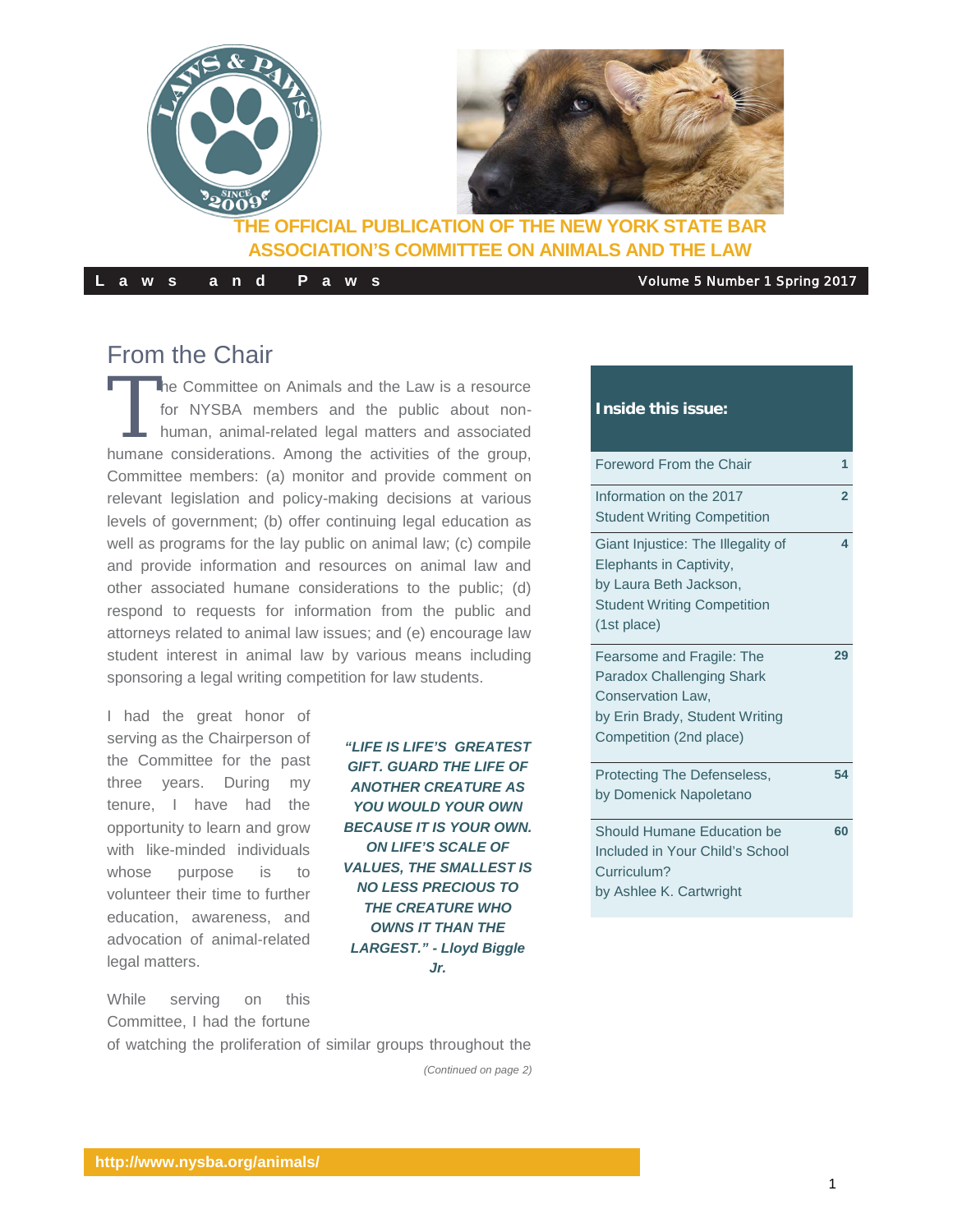**THE OFFICIAL PUBLICATION OF THE NEW YORK STATE BAR ASSOCIATION'S COMMITTEE ON ANIMALS AND THE LAW**

**Laws and Paws** — Volume 5 Number 1 Spring 2017

## From the Chair

The Committee on Animals and the Law is a resource for NYSBA members and the public about non-human, animal-related legal matters and associated humane considerations. Among the activities of the group, Committee members: (a) monitor and provide comment on relevant legislation and policy-making decisions at various levels of government; (b) offer continuing legal education as well as programs for the lay public on animal law; (c) compile and provide information and resources on animal law and other associated humane considerations to the public; (d) respond to requests for information from the public and attorneys related to animal law issues; and (e) encourage law student interest in animal law by various means including sponsoring a legal writing competition for law students.

I had the great honor of serving as the Chairperson of the Committee for the past three years. During my tenure, I have had the opportunity to learn and grow with like-minded individuals whose purpose is to volunteer their time to further education, awareness, and advocation of animal-related legal matters.

> ***"LIFE IS LIFE'S GREATEST GIFT. GUARD THE LIFE OF ANOTHER CREATURE AS YOU WOULD YOUR OWN BECAUSE IT IS YOUR OWN. ON LIFE'S SCALE OF VALUES, THE SMALLEST IS NO LESS PRECIOUS TO THE CREATURE WHO OWNS IT THAN THE LARGEST." - Lloyd Biggle Jr.***

While serving on this Committee, I had the fortune of watching the proliferation of similar groups throughout the

*(Continued on page 2)*

### Inside this issue:

| | |
|---|---|
| Foreword From the Chair | 1 |
| Information on the 2017 Student Writing Competition | 2 |
| Giant Injustice: The Illegality of Elephants in Captivity, by Laura Beth Jackson, Student Writing Competition (1st place) | 4 |
| Fearsome and Fragile: The Paradox Challenging Shark Conservation Law, by Erin Brady, Student Writing Competition (2nd place) | 29 |
| Protecting The Defenseless, by Domenick Napoletano | 54 |
| Should Humane Education be Included in Your Child's School Curriculum? by Ashlee K. Cartwright | 60 |

http://www.nysba.org/animals/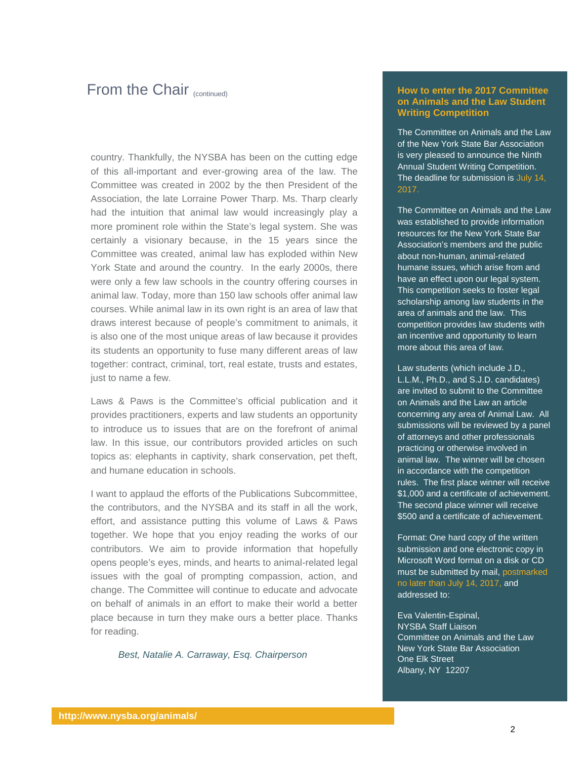# From the Chair (continued)

country. Thankfully, the NYSBA has been on the cutting edge of this all-important and ever-growing area of the law. The Committee was created in 2002 by the then President of the Association, the late Lorraine Power Tharp. Ms. Tharp clearly had the intuition that animal law would increasingly play a more prominent role within the State's legal system. She was certainly a visionary because, in the 15 years since the Committee was created, animal law has exploded within New York State and around the country. In the early 2000s, there were only a few law schools in the country offering courses in animal law. Today, more than 150 law schools offer animal law courses. While animal law in its own right is an area of law that draws interest because of people's commitment to animals, it is also one of the most unique areas of law because it provides its students an opportunity to fuse many different areas of law together: contract, criminal, tort, real estate, trusts and estates, just to name a few.

Laws & Paws is the Committee's official publication and it provides practitioners, experts and law students an opportunity to introduce us to issues that are on the forefront of animal law. In this issue, our contributors provided articles on such topics as: elephants in captivity, shark conservation, pet theft, and humane education in schools.

I want to applaud the efforts of the Publications Subcommittee, the contributors, and the NYSBA and its staff in all the work, effort, and assistance putting this volume of Laws & Paws together. We hope that you enjoy reading the works of our contributors. We aim to provide information that hopefully opens people's eyes, minds, and hearts to animal-related legal issues with the goal of prompting compassion, action, and change. The Committee will continue to educate and advocate on behalf of animals in an effort to make their world a better place because in turn they make ours a better place. Thanks for reading.

*Best, Natalie A. Carraway, Esq. Chairperson*

## How to enter the 2017 Committee on Animals and the Law Student Writing Competition

The Committee on Animals and the Law of the New York State Bar Association is very pleased to announce the Ninth Annual Student Writing Competition. The deadline for submission is July 14, 2017.

The Committee on Animals and the Law was established to provide information resources for the New York State Bar Association's members and the public about non-human, animal-related humane issues, which arise from and have an effect upon our legal system. This competition seeks to foster legal scholarship among law students in the area of animals and the law. This competition provides law students with an incentive and opportunity to learn more about this area of law.

Law students (which include J.D., L.L.M., Ph.D., and S.J.D. candidates) are invited to submit to the Committee on Animals and the Law an article concerning any area of Animal Law. All submissions will be reviewed by a panel of attorneys and other professionals practicing or otherwise involved in animal law. The winner will be chosen in accordance with the competition rules. The first place winner will receive $1,000 and a certificate of achievement. The second place winner will receive $500 and a certificate of achievement.

Format: One hard copy of the written submission and one electronic copy in Microsoft Word format on a disk or CD must be submitted by mail, postmarked no later than July 14, 2017, and addressed to:

Eva Valentin-Espinal,
NYSBA Staff Liaison
Committee on Animals and the Law
New York State Bar Association
One Elk Street
Albany, NY 12207

http://www.nysba.org/animals/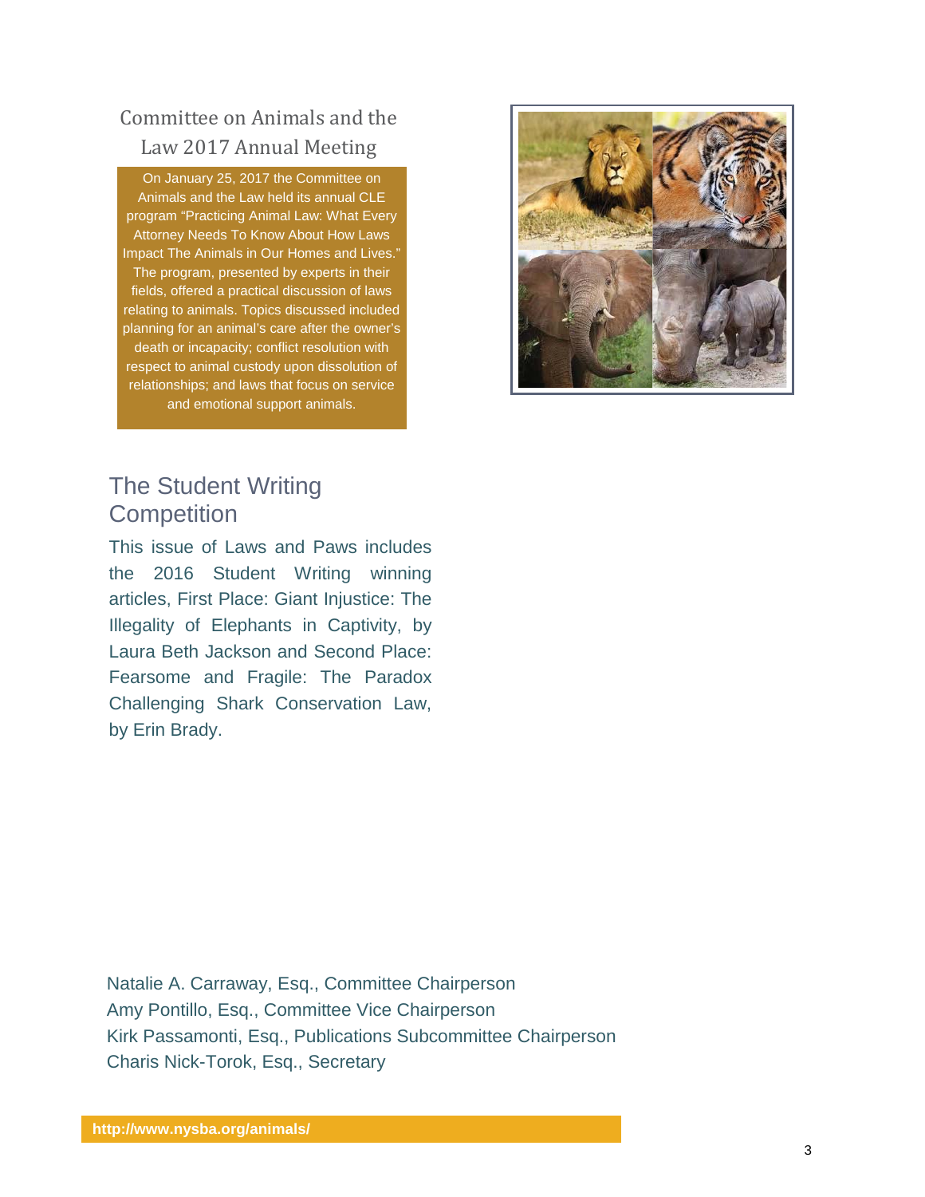## Committee on Animals and the Law 2017 Annual Meeting

On January 25, 2017 the Committee on Animals and the Law held its annual CLE program "Practicing Animal Law: What Every Attorney Needs To Know About How Laws Impact The Animals in Our Homes and Lives." The program, presented by experts in their fields, offered a practical discussion of laws relating to animals. Topics discussed included planning for an animal's care after the owner's death or incapacity; conflict resolution with respect to animal custody upon dissolution of relationships; and laws that focus on service and emotional support animals.

## The Student Writing Competition

This issue of Laws and Paws includes the 2016 Student Writing winning articles, First Place: Giant Injustice: The Illegality of Elephants in Captivity, by Laura Beth Jackson and Second Place: Fearsome and Fragile: The Paradox Challenging Shark Conservation Law, by Erin Brady.

Natalie A. Carraway, Esq., Committee Chairperson
Amy Pontillo, Esq., Committee Vice Chairperson
Kirk Passamonti, Esq., Publications Subcommittee Chairperson
Charis Nick-Torok, Esq., Secretary

**http://www.nysba.org/animals/**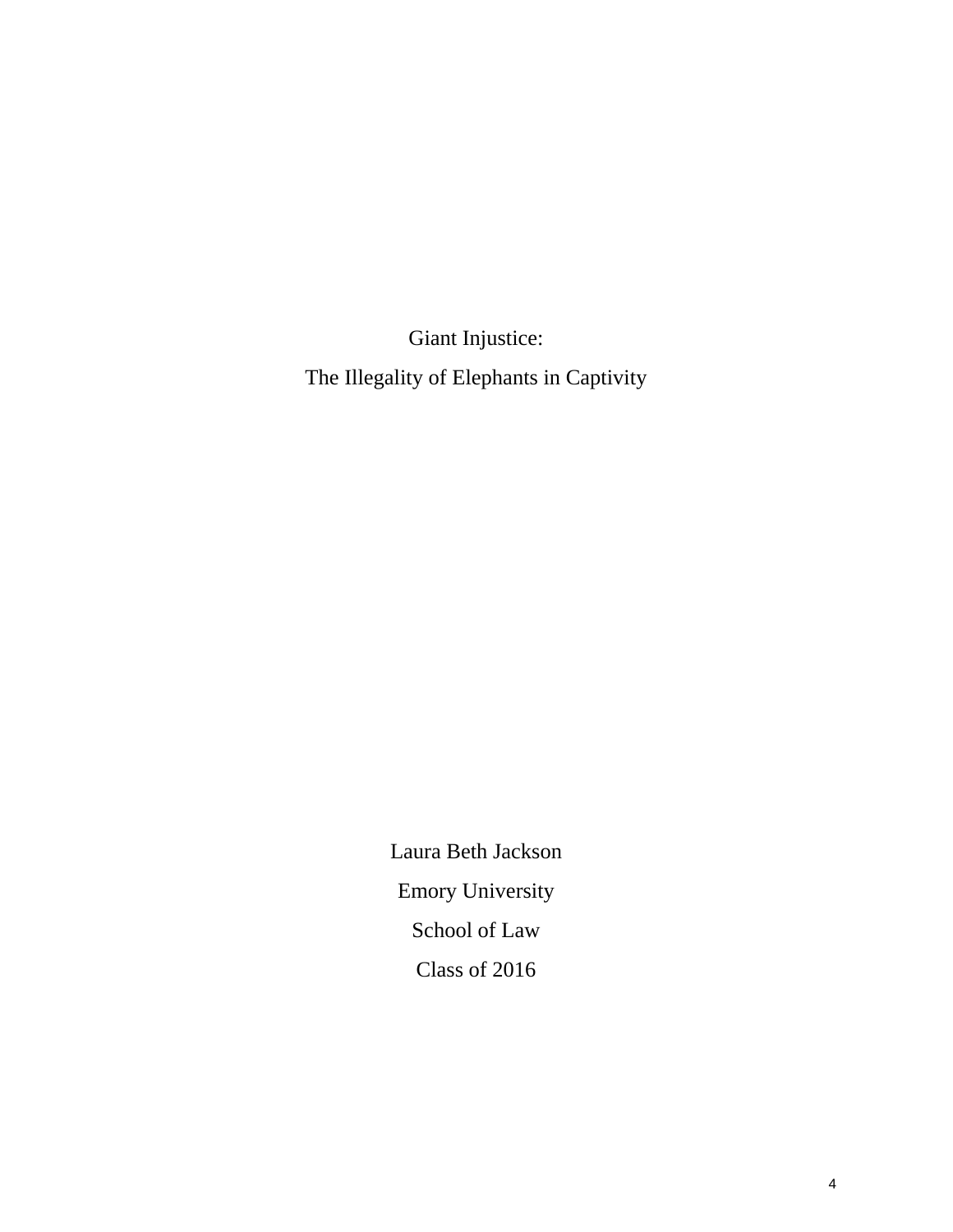# Giant Injustice:

# The Illegality of Elephants in Captivity

Laura Beth Jackson

Emory University

School of Law

Class of 2016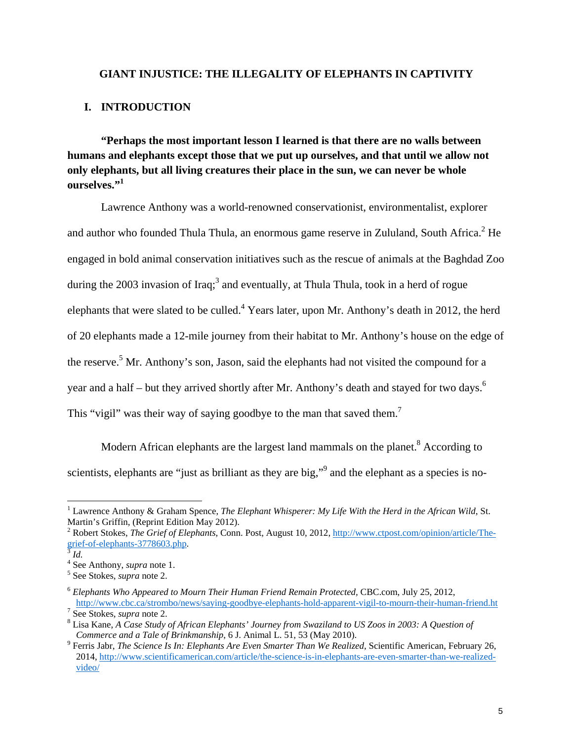# GIANT INJUSTICE: THE ILLEGALITY OF ELEPHANTS IN CAPTIVITY

## I. INTRODUCTION

**"Perhaps the most important lesson I learned is that there are no walls between humans and elephants except those that we put up ourselves, and that until we allow not only elephants, but all living creatures their place in the sun, we can never be whole ourselves."[1]**

Lawrence Anthony was a world-renowned conservationist, environmentalist, explorer and author who founded Thula Thula, an enormous game reserve in Zululand, South Africa.[2] He engaged in bold animal conservation initiatives such as the rescue of animals at the Baghdad Zoo during the 2003 invasion of Iraq;[3] and eventually, at Thula Thula, took in a herd of rogue elephants that were slated to be culled.[4] Years later, upon Mr. Anthony's death in 2012, the herd of 20 elephants made a 12-mile journey from their habitat to Mr. Anthony's house on the edge of the reserve.[5] Mr. Anthony's son, Jason, said the elephants had not visited the compound for a year and a half – but they arrived shortly after Mr. Anthony's death and stayed for two days.[6] This "vigil" was their way of saying goodbye to the man that saved them.[7]

Modern African elephants are the largest land mammals on the planet.[8] According to scientists, elephants are "just as brilliant as they are big,"[9] and the elephant as a species is no-

---

[1] Lawrence Anthony & Graham Spence, *The Elephant Whisperer: My Life With the Herd in the African Wild*, St. Martin's Griffin, (Reprint Edition May 2012).

[2] Robert Stokes, *The Grief of Elephants*, Conn. Post, August 10, 2012, http://www.ctpost.com/opinion/article/The-grief-of-elephants-3778603.php.

[3] *Id.*

[4] See Anthony, *supra* note 1.

[5] See Stokes, *supra* note 2.

[6] *Elephants Who Appeared to Mourn Their Human Friend Remain Protected*, CBC.com, July 25, 2012, http://www.cbc.ca/strombo/news/saying-goodbye-elephants-hold-apparent-vigil-to-mourn-their-human-friend.ht

[7] See Stokes, *supra* note 2.

[8] Lisa Kane, *A Case Study of African Elephants' Journey from Swaziland to US Zoos in 2003: A Question of Commerce and a Tale of Brinkmanship*, 6 J. Animal L. 51, 53 (May 2010).

[9] Ferris Jabr, *The Science Is In: Elephants Are Even Smarter Than We Realized*, Scientific American, February 26, 2014, http://www.scientificamerican.com/article/the-science-is-in-elephants-are-even-smarter-than-we-realized-video/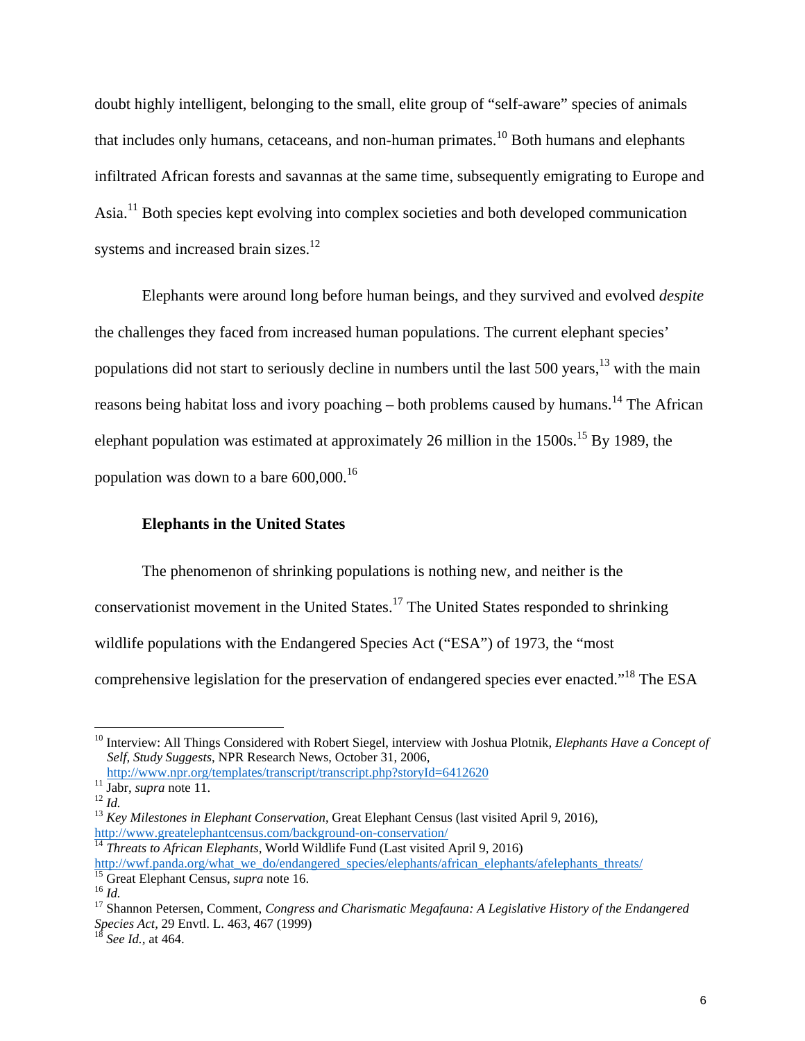doubt highly intelligent, belonging to the small, elite group of "self-aware" species of animals that includes only humans, cetaceans, and non-human primates.[10] Both humans and elephants infiltrated African forests and savannas at the same time, subsequently emigrating to Europe and Asia.[11] Both species kept evolving into complex societies and both developed communication systems and increased brain sizes.[12]

Elephants were around long before human beings, and they survived and evolved *despite* the challenges they faced from increased human populations. The current elephant species' populations did not start to seriously decline in numbers until the last 500 years,[13] with the main reasons being habitat loss and ivory poaching – both problems caused by humans.[14] The African elephant population was estimated at approximately 26 million in the 1500s.[15] By 1989, the population was down to a bare 600,000.[16]

### Elephants in the United States

The phenomenon of shrinking populations is nothing new, and neither is the conservationist movement in the United States.[17] The United States responded to shrinking wildlife populations with the Endangered Species Act ("ESA") of 1973, the "most comprehensive legislation for the preservation of endangered species ever enacted."[18] The ESA

---

[10] Interview: All Things Considered with Robert Siegel, interview with Joshua Plotnik, *Elephants Have a Concept of Self, Study Suggests*, NPR Research News, October 31, 2006, http://www.npr.org/templates/transcript/transcript.php?storyId=6412620

[11] Jabr, *supra* note 11.

[12] *Id.*

[13] *Key Milestones in Elephant Conservation*, Great Elephant Census (last visited April 9, 2016), http://www.greatelephantcensus.com/background-on-conservation/

[14] *Threats to African Elephants,* World Wildlife Fund (Last visited April 9, 2016) http://wwf.panda.org/what_we_do/endangered_species/elephants/african_elephants/afelephants_threats/

[15] Great Elephant Census, *supra* note 16.

[16] *Id.*

[17] Shannon Petersen, Comment, *Congress and Charismatic Megafauna: A Legislative History of the Endangered Species Act,* 29 Envtl. L. 463, 467 (1999)

[18] *See Id.*, at 464.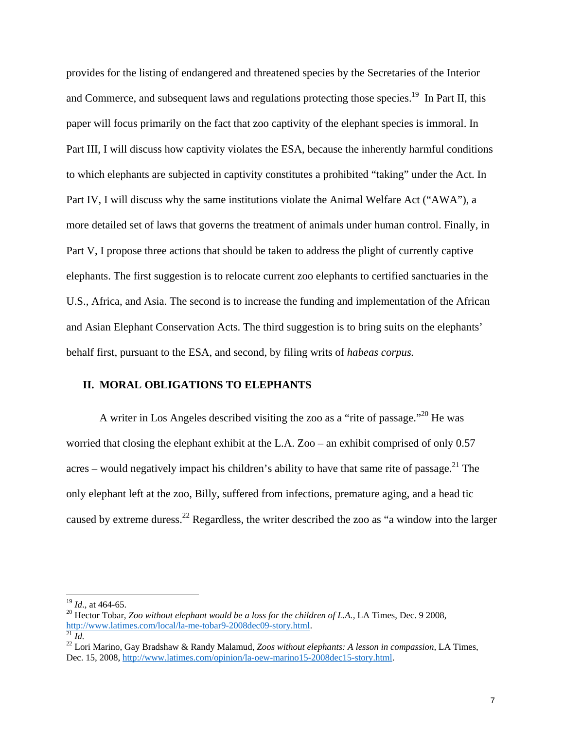provides for the listing of endangered and threatened species by the Secretaries of the Interior and Commerce, and subsequent laws and regulations protecting those species.[19] In Part II, this paper will focus primarily on the fact that zoo captivity of the elephant species is immoral. In Part III, I will discuss how captivity violates the ESA, because the inherently harmful conditions to which elephants are subjected in captivity constitutes a prohibited "taking" under the Act. In Part IV, I will discuss why the same institutions violate the Animal Welfare Act ("AWA"), a more detailed set of laws that governs the treatment of animals under human control. Finally, in Part V, I propose three actions that should be taken to address the plight of currently captive elephants. The first suggestion is to relocate current zoo elephants to certified sanctuaries in the U.S., Africa, and Asia. The second is to increase the funding and implementation of the African and Asian Elephant Conservation Acts. The third suggestion is to bring suits on the elephants' behalf first, pursuant to the ESA, and second, by filing writs of *habeas corpus.*

## II. MORAL OBLIGATIONS TO ELEPHANTS

A writer in Los Angeles described visiting the zoo as a "rite of passage."[20] He was worried that closing the elephant exhibit at the L.A. Zoo – an exhibit comprised of only 0.57 acres – would negatively impact his children's ability to have that same rite of passage.[21] The only elephant left at the zoo, Billy, suffered from infections, premature aging, and a head tic caused by extreme duress.[22] Regardless, the writer described the zoo as "a window into the larger

---

[19] *Id*., at 464-65.

[20] Hector Tobar, *Zoo without elephant would be a loss for the children of L.A.*, LA Times, Dec. 9 2008, http://www.latimes.com/local/la-me-tobar9-2008dec09-story.html.

[21] *Id.*

[22] Lori Marino, Gay Bradshaw & Randy Malamud, *Zoos without elephants: A lesson in compassion*, LA Times, Dec. 15, 2008, http://www.latimes.com/opinion/la-oew-marino15-2008dec15-story.html.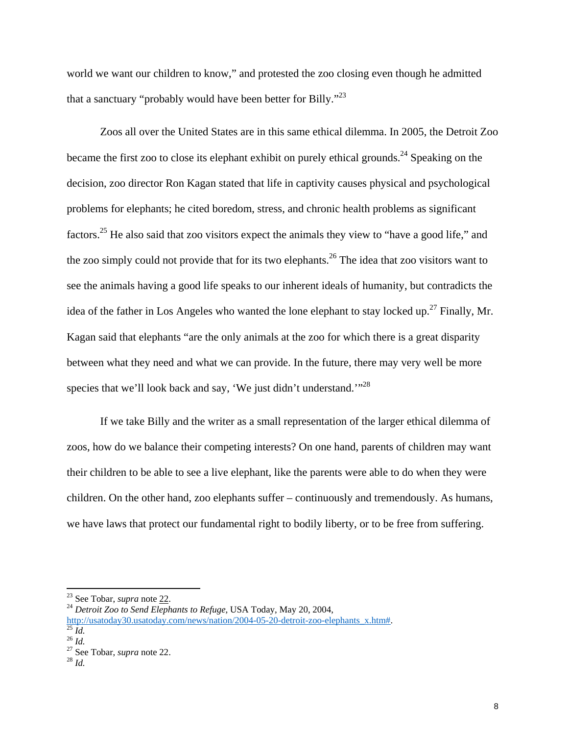world we want our children to know," and protested the zoo closing even though he admitted that a sanctuary "probably would have been better for Billy."[23]

Zoos all over the United States are in this same ethical dilemma. In 2005, the Detroit Zoo became the first zoo to close its elephant exhibit on purely ethical grounds.[24] Speaking on the decision, zoo director Ron Kagan stated that life in captivity causes physical and psychological problems for elephants; he cited boredom, stress, and chronic health problems as significant factors.[25] He also said that zoo visitors expect the animals they view to "have a good life," and the zoo simply could not provide that for its two elephants.[26] The idea that zoo visitors want to see the animals having a good life speaks to our inherent ideals of humanity, but contradicts the idea of the father in Los Angeles who wanted the lone elephant to stay locked up.[27] Finally, Mr. Kagan said that elephants "are the only animals at the zoo for which there is a great disparity between what they need and what we can provide. In the future, there may very well be more species that we'll look back and say, 'We just didn't understand.'"[28]

If we take Billy and the writer as a small representation of the larger ethical dilemma of zoos, how do we balance their competing interests? On one hand, parents of children may want their children to be able to see a live elephant, like the parents were able to do when they were children. On the other hand, zoo elephants suffer – continuously and tremendously. As humans, we have laws that protect our fundamental right to bodily liberty, or to be free from suffering.

---

[23] See Tobar, *supra* note 22.
[24] *Detroit Zoo to Send Elephants to Refuge*, USA Today, May 20, 2004, http://usatoday30.usatoday.com/news/nation/2004-05-20-detroit-zoo-elephants_x.htm#.
[25] *Id.*
[26] *Id.*
[27] See Tobar, *supra* note 22.
[28] *Id.*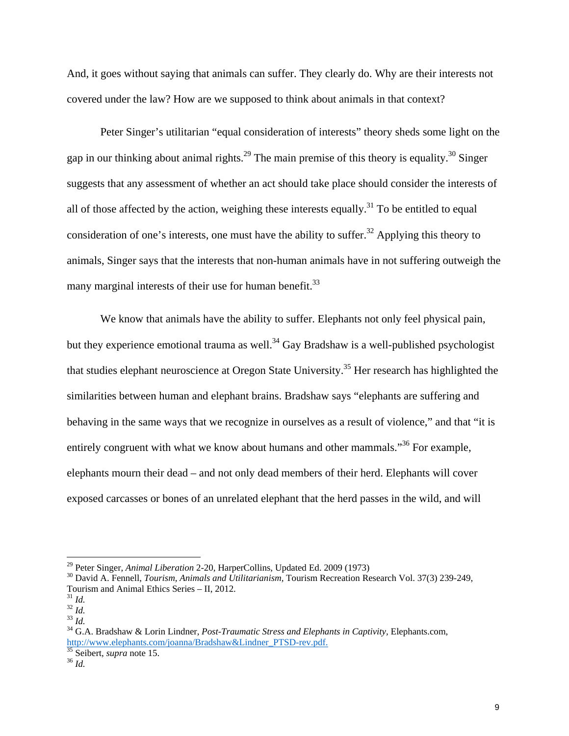And, it goes without saying that animals can suffer. They clearly do. Why are their interests not covered under the law? How are we supposed to think about animals in that context?

Peter Singer's utilitarian "equal consideration of interests" theory sheds some light on the gap in our thinking about animal rights.[29] The main premise of this theory is equality.[30] Singer suggests that any assessment of whether an act should take place should consider the interests of all of those affected by the action, weighing these interests equally.[31] To be entitled to equal consideration of one's interests, one must have the ability to suffer.[32] Applying this theory to animals, Singer says that the interests that non-human animals have in not suffering outweigh the many marginal interests of their use for human benefit.[33]

We know that animals have the ability to suffer. Elephants not only feel physical pain, but they experience emotional trauma as well.[34] Gay Bradshaw is a well-published psychologist that studies elephant neuroscience at Oregon State University.[35] Her research has highlighted the similarities between human and elephant brains. Bradshaw says "elephants are suffering and behaving in the same ways that we recognize in ourselves as a result of violence," and that "it is entirely congruent with what we know about humans and other mammals."[36] For example, elephants mourn their dead – and not only dead members of their herd. Elephants will cover exposed carcasses or bones of an unrelated elephant that the herd passes in the wild, and will

---

[29] Peter Singer, *Animal Liberation* 2-20, HarperCollins, Updated Ed. 2009 (1973)

[30] David A. Fennell, *Tourism, Animals and Utilitarianism*, Tourism Recreation Research Vol. 37(3) 239-249, Tourism and Animal Ethics Series – II, 2012.

[31] *Id.*

[32] *Id.*

[33] *Id.*

[34] G.A. Bradshaw & Lorin Lindner, *Post-Traumatic Stress and Elephants in Captivity,* Elephants.com, http://www.elephants.com/joanna/Bradshaw&Lindner_PTSD-rev.pdf.

[35] Seibert, *supra* note 15.

[36] *Id.*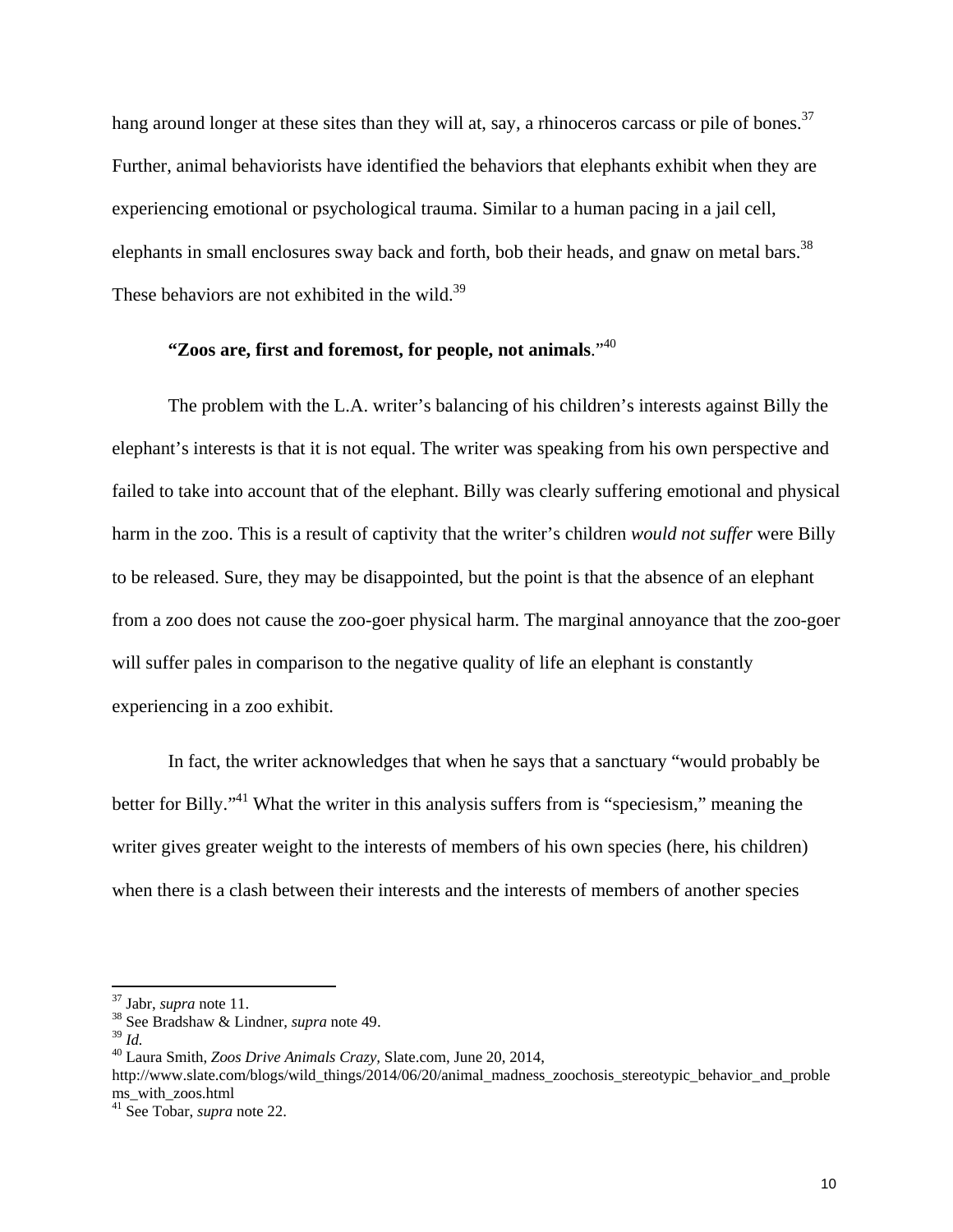hang around longer at these sites than they will at, say, a rhinoceros carcass or pile of bones.[37] Further, animal behaviorists have identified the behaviors that elephants exhibit when they are experiencing emotional or psychological trauma. Similar to a human pacing in a jail cell, elephants in small enclosures sway back and forth, bob their heads, and gnaw on metal bars.[38] These behaviors are not exhibited in the wild.[39]

**"Zoos are, first and foremost, for people, not animals**."[40]

The problem with the L.A. writer's balancing of his children's interests against Billy the elephant's interests is that it is not equal. The writer was speaking from his own perspective and failed to take into account that of the elephant. Billy was clearly suffering emotional and physical harm in the zoo. This is a result of captivity that the writer's children *would not suffer* were Billy to be released. Sure, they may be disappointed, but the point is that the absence of an elephant from a zoo does not cause the zoo-goer physical harm. The marginal annoyance that the zoo-goer will suffer pales in comparison to the negative quality of life an elephant is constantly experiencing in a zoo exhibit.

In fact, the writer acknowledges that when he says that a sanctuary "would probably be better for Billy."[41] What the writer in this analysis suffers from is "speciesism," meaning the writer gives greater weight to the interests of members of his own species (here, his children) when there is a clash between their interests and the interests of members of another species

---

[37] Jabr, *supra* note 11.

[38] See Bradshaw & Lindner, *supra* note 49.

[39] *Id.*

[40] Laura Smith, *Zoos Drive Animals Crazy*, Slate.com, June 20, 2014, http://www.slate.com/blogs/wild_things/2014/06/20/animal_madness_zoochosis_stereotypic_behavior_and_problems_with_zoos.html

[41] See Tobar, *supra* note 22.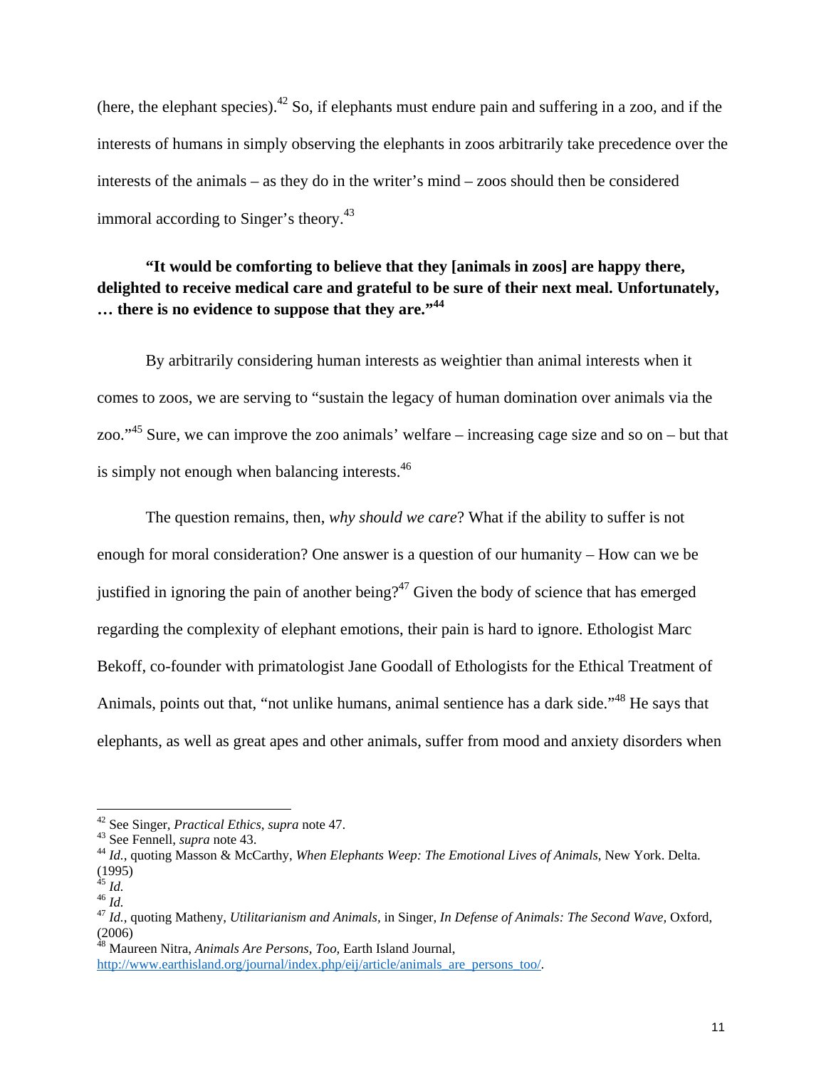(here, the elephant species).[42] So, if elephants must endure pain and suffering in a zoo, and if the interests of humans in simply observing the elephants in zoos arbitrarily take precedence over the interests of the animals – as they do in the writer's mind – zoos should then be considered immoral according to Singer's theory.[43]

**"It would be comforting to believe that they [animals in zoos] are happy there, delighted to receive medical care and grateful to be sure of their next meal. Unfortunately, … there is no evidence to suppose that they are."[44]**

By arbitrarily considering human interests as weightier than animal interests when it comes to zoos, we are serving to "sustain the legacy of human domination over animals via the zoo."[45] Sure, we can improve the zoo animals' welfare – increasing cage size and so on – but that is simply not enough when balancing interests.[46]

The question remains, then, *why should we care*? What if the ability to suffer is not enough for moral consideration? One answer is a question of our humanity – How can we be justified in ignoring the pain of another being?[47] Given the body of science that has emerged regarding the complexity of elephant emotions, their pain is hard to ignore. Ethologist Marc Bekoff, co-founder with primatologist Jane Goodall of Ethologists for the Ethical Treatment of Animals, points out that, "not unlike humans, animal sentience has a dark side."[48] He says that elephants, as well as great apes and other animals, suffer from mood and anxiety disorders when

---

[42] See Singer, *Practical Ethics*, *supra* note 47.

[43] See Fennell, *supra* note 43.

[44] *Id.*, quoting Masson & McCarthy, *When Elephants Weep: The Emotional Lives of Animals*, New York. Delta. (1995)

[45] *Id.*

[46] *Id.*

[47] *Id.*, quoting Matheny, *Utilitarianism and Animals*, in Singer, *In Defense of Animals: The Second Wave*, Oxford, (2006)

[48] Maureen Nitra, *Animals Are Persons, Too*, Earth Island Journal, http://www.earthisland.org/journal/index.php/eij/article/animals_are_persons_too/.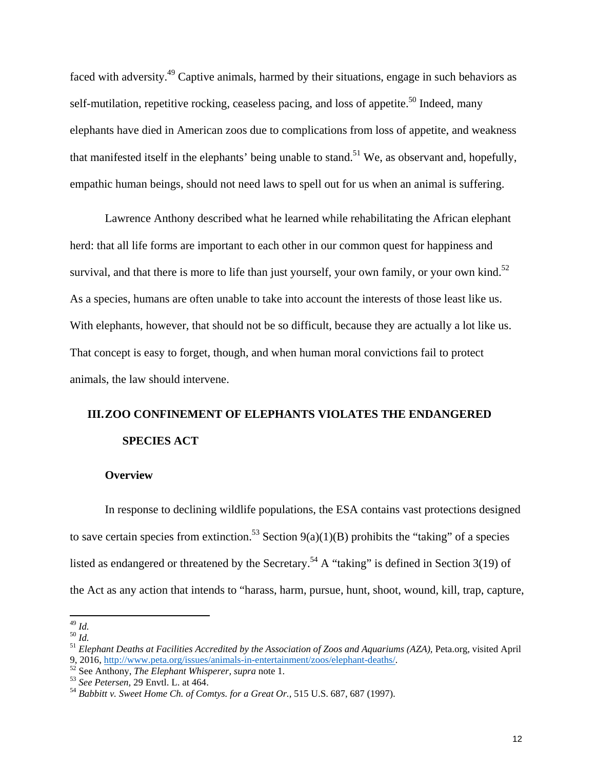faced with adversity.[49] Captive animals, harmed by their situations, engage in such behaviors as self-mutilation, repetitive rocking, ceaseless pacing, and loss of appetite.[50] Indeed, many elephants have died in American zoos due to complications from loss of appetite, and weakness that manifested itself in the elephants' being unable to stand.[51] We, as observant and, hopefully, empathic human beings, should not need laws to spell out for us when an animal is suffering.

Lawrence Anthony described what he learned while rehabilitating the African elephant herd: that all life forms are important to each other in our common quest for happiness and survival, and that there is more to life than just yourself, your own family, or your own kind.[52] As a species, humans are often unable to take into account the interests of those least like us. With elephants, however, that should not be so difficult, because they are actually a lot like us. That concept is easy to forget, though, and when human moral convictions fail to protect animals, the law should intervene.

## III. ZOO CONFINEMENT OF ELEPHANTS VIOLATES THE ENDANGERED SPECIES ACT

### Overview

In response to declining wildlife populations, the ESA contains vast protections designed to save certain species from extinction.[53] Section 9(a)(1)(B) prohibits the "taking" of a species listed as endangered or threatened by the Secretary.[54] A "taking" is defined in Section 3(19) of the Act as any action that intends to "harass, harm, pursue, hunt, shoot, wound, kill, trap, capture,

---

[49] *Id.*

[50] *Id.*

[51] *Elephant Deaths at Facilities Accredited by the Association of Zoos and Aquariums (AZA)*, Peta.org, visited April 9, 2016, http://www.peta.org/issues/animals-in-entertainment/zoos/elephant-deaths/.

[52] See Anthony, *The Elephant Whisperer*, *supra* note 1.

[53] *See Petersen,* 29 Envtl. L. at 464.

[54] *Babbitt v. Sweet Home Ch. of Comtys. for a Great Or.,* 515 U.S. 687, 687 (1997).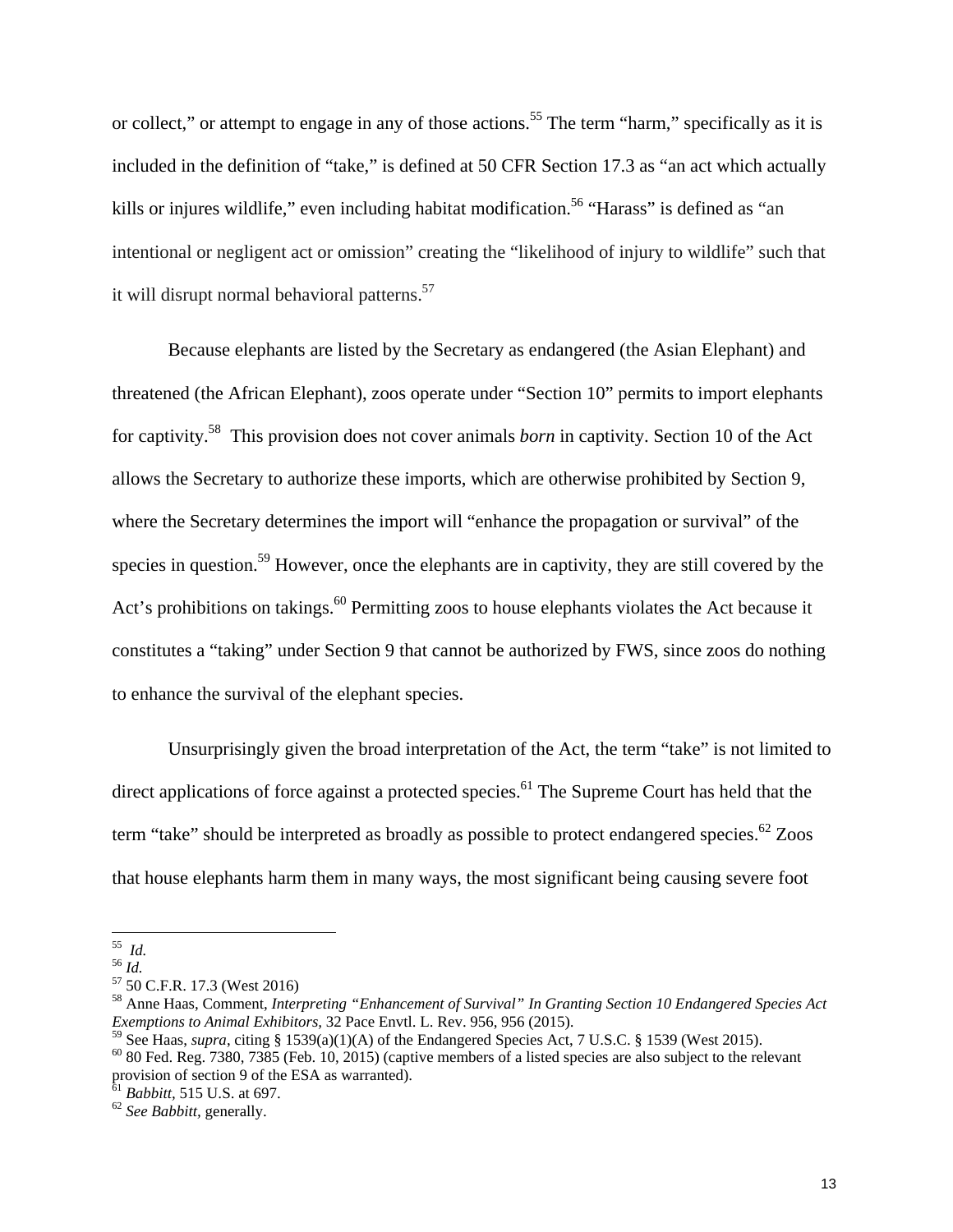or collect," or attempt to engage in any of those actions.[55] The term "harm," specifically as it is included in the definition of "take," is defined at 50 CFR Section 17.3 as "an act which actually kills or injures wildlife," even including habitat modification.[56] "Harass" is defined as "an intentional or negligent act or omission" creating the "likelihood of injury to wildlife" such that it will disrupt normal behavioral patterns.[57]

Because elephants are listed by the Secretary as endangered (the Asian Elephant) and threatened (the African Elephant), zoos operate under "Section 10" permits to import elephants for captivity.[58] This provision does not cover animals *born* in captivity. Section 10 of the Act allows the Secretary to authorize these imports, which are otherwise prohibited by Section 9, where the Secretary determines the import will "enhance the propagation or survival" of the species in question.[59] However, once the elephants are in captivity, they are still covered by the Act's prohibitions on takings.[60] Permitting zoos to house elephants violates the Act because it constitutes a "taking" under Section 9 that cannot be authorized by FWS, since zoos do nothing to enhance the survival of the elephant species.

Unsurprisingly given the broad interpretation of the Act, the term "take" is not limited to direct applications of force against a protected species.[61] The Supreme Court has held that the term "take" should be interpreted as broadly as possible to protect endangered species.[62] Zoos that house elephants harm them in many ways, the most significant being causing severe foot

---

[55] *Id.*
[56] *Id.*
[57] 50 C.F.R. 17.3 (West 2016)
[58] Anne Haas, Comment, *Interpreting "Enhancement of Survival" In Granting Section 10 Endangered Species Act Exemptions to Animal Exhibitors*, 32 Pace Envtl. L. Rev. 956, 956 (2015).
[59] See Haas, *supra*, citing § 1539(a)(1)(A) of the Endangered Species Act, 7 U.S.C. § 1539 (West 2015).
[60] 80 Fed. Reg. 7380, 7385 (Feb. 10, 2015) (captive members of a listed species are also subject to the relevant provision of section 9 of the ESA as warranted).
[61] *Babbitt*, 515 U.S. at 697.
[62] *See Babbitt*, generally.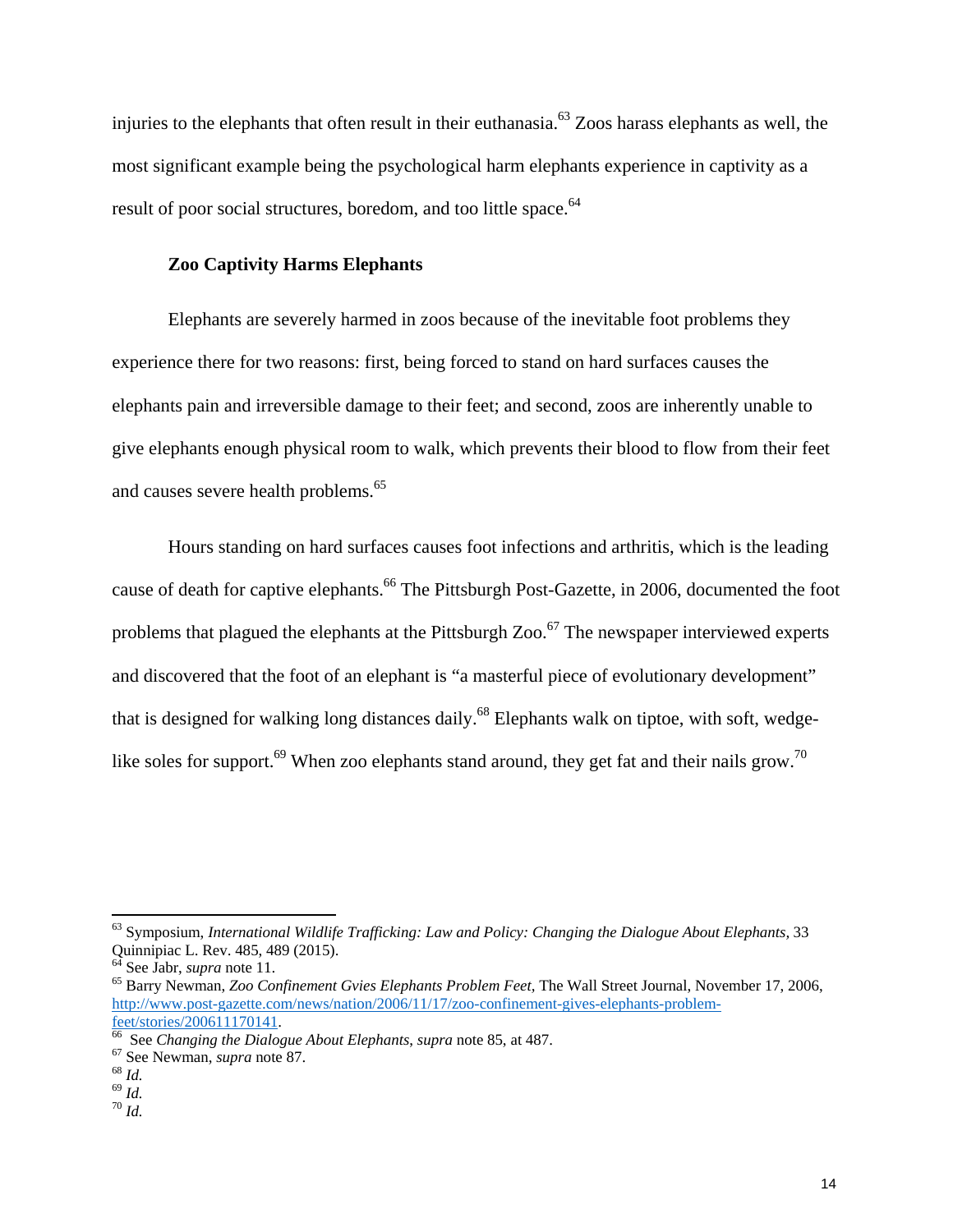injuries to the elephants that often result in their euthanasia.[63] Zoos harass elephants as well, the most significant example being the psychological harm elephants experience in captivity as a result of poor social structures, boredom, and too little space.[64]

### Zoo Captivity Harms Elephants

Elephants are severely harmed in zoos because of the inevitable foot problems they experience there for two reasons: first, being forced to stand on hard surfaces causes the elephants pain and irreversible damage to their feet; and second, zoos are inherently unable to give elephants enough physical room to walk, which prevents their blood to flow from their feet and causes severe health problems.[65]

Hours standing on hard surfaces causes foot infections and arthritis, which is the leading cause of death for captive elephants.[66] The Pittsburgh Post-Gazette, in 2006, documented the foot problems that plagued the elephants at the Pittsburgh Zoo.[67] The newspaper interviewed experts and discovered that the foot of an elephant is "a masterful piece of evolutionary development" that is designed for walking long distances daily.[68] Elephants walk on tiptoe, with soft, wedge-like soles for support.[69] When zoo elephants stand around, they get fat and their nails grow.[70]

---

[63] Symposium, *International Wildlife Trafficking: Law and Policy: Changing the Dialogue About Elephants,* 33 Quinnipiac L. Rev. 485, 489 (2015).

[64] See Jabr, *supra* note 11.

[65] Barry Newman, *Zoo Confinement Gvies Elephants Problem Feet,* The Wall Street Journal, November 17, 2006, http://www.post-gazette.com/news/nation/2006/11/17/zoo-confinement-gives-elephants-problem-feet/stories/200611170141.

[66] See *Changing the Dialogue About Elephants*, *supra* note 85, at 487.

[67] See Newman, *supra* note 87.

[68] *Id.*

[69] *Id.*

[70] *Id.*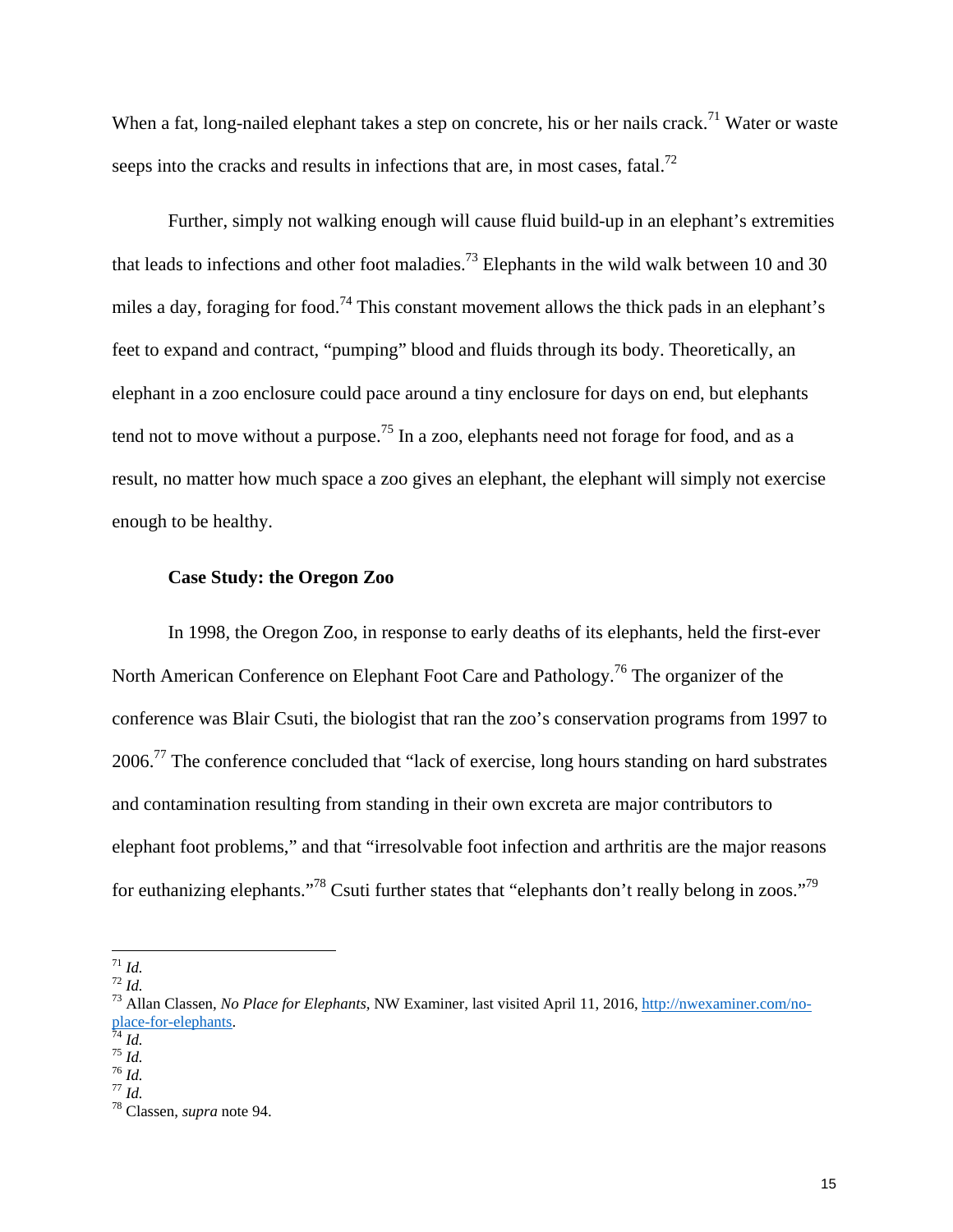When a fat, long-nailed elephant takes a step on concrete, his or her nails crack.[71] Water or waste seeps into the cracks and results in infections that are, in most cases, fatal.[72]

Further, simply not walking enough will cause fluid build-up in an elephant's extremities that leads to infections and other foot maladies.[73] Elephants in the wild walk between 10 and 30 miles a day, foraging for food.[74] This constant movement allows the thick pads in an elephant's feet to expand and contract, "pumping" blood and fluids through its body. Theoretically, an elephant in a zoo enclosure could pace around a tiny enclosure for days on end, but elephants tend not to move without a purpose.[75] In a zoo, elephants need not forage for food, and as a result, no matter how much space a zoo gives an elephant, the elephant will simply not exercise enough to be healthy.

**Case Study: the Oregon Zoo**

In 1998, the Oregon Zoo, in response to early deaths of its elephants, held the first-ever North American Conference on Elephant Foot Care and Pathology.[76] The organizer of the conference was Blair Csuti, the biologist that ran the zoo's conservation programs from 1997 to 2006.[77] The conference concluded that "lack of exercise, long hours standing on hard substrates and contamination resulting from standing in their own excreta are major contributors to elephant foot problems," and that "irresolvable foot infection and arthritis are the major reasons for euthanizing elephants."[78] Csuti further states that "elephants don't really belong in zoos."[79]

---

[71] *Id.*
[72] *Id.*
[73] Allan Classen, *No Place for Elephants*, NW Examiner, last visited April 11, 2016, http://nwexaminer.com/no-place-for-elephants.
[74] *Id.*
[75] *Id.*
[76] *Id.*
[77] *Id.*
[78] Classen, *supra* note 94.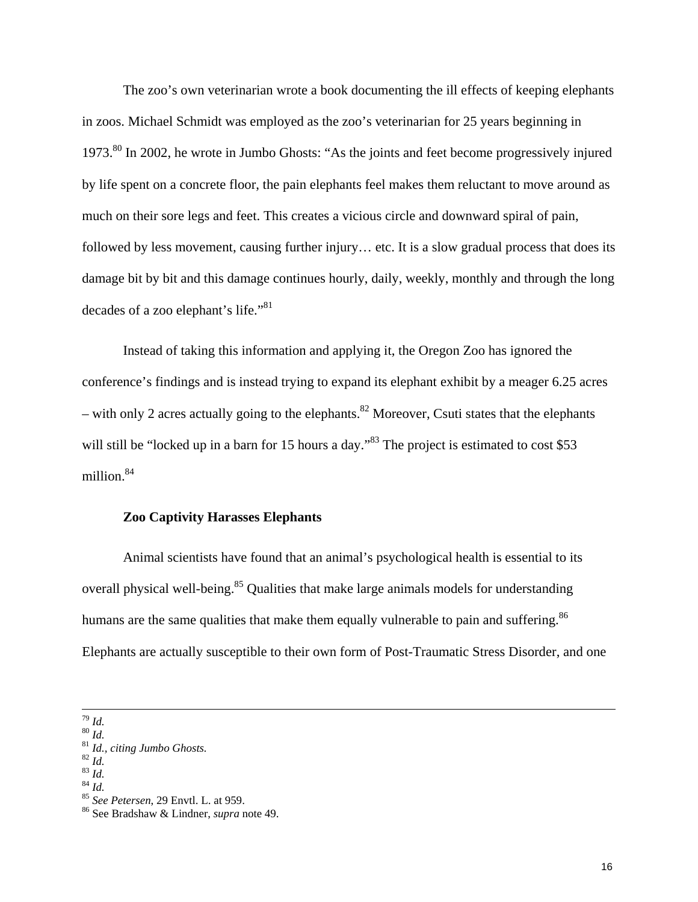The zoo's own veterinarian wrote a book documenting the ill effects of keeping elephants in zoos. Michael Schmidt was employed as the zoo's veterinarian for 25 years beginning in 1973.[80] In 2002, he wrote in Jumbo Ghosts: "As the joints and feet become progressively injured by life spent on a concrete floor, the pain elephants feel makes them reluctant to move around as much on their sore legs and feet. This creates a vicious circle and downward spiral of pain, followed by less movement, causing further injury… etc. It is a slow gradual process that does its damage bit by bit and this damage continues hourly, daily, weekly, monthly and through the long decades of a zoo elephant's life."[81]

Instead of taking this information and applying it, the Oregon Zoo has ignored the conference's findings and is instead trying to expand its elephant exhibit by a meager 6.25 acres – with only 2 acres actually going to the elephants.[82] Moreover, Csuti states that the elephants will still be "locked up in a barn for 15 hours a day."[83] The project is estimated to cost $53 million.[84]

**Zoo Captivity Harasses Elephants**

Animal scientists have found that an animal's psychological health is essential to its overall physical well-being.[85] Qualities that make large animals models for understanding humans are the same qualities that make them equally vulnerable to pain and suffering.[86] Elephants are actually susceptible to their own form of Post-Traumatic Stress Disorder, and one

---

[79] *Id.*
[80] *Id.*
[81] *Id., citing Jumbo Ghosts.*
[82] *Id.*
[83] *Id.*
[84] *Id.*
[85] *See Petersen*, 29 Envtl. L. at 959.
[86] See Bradshaw & Lindner, *supra* note 49.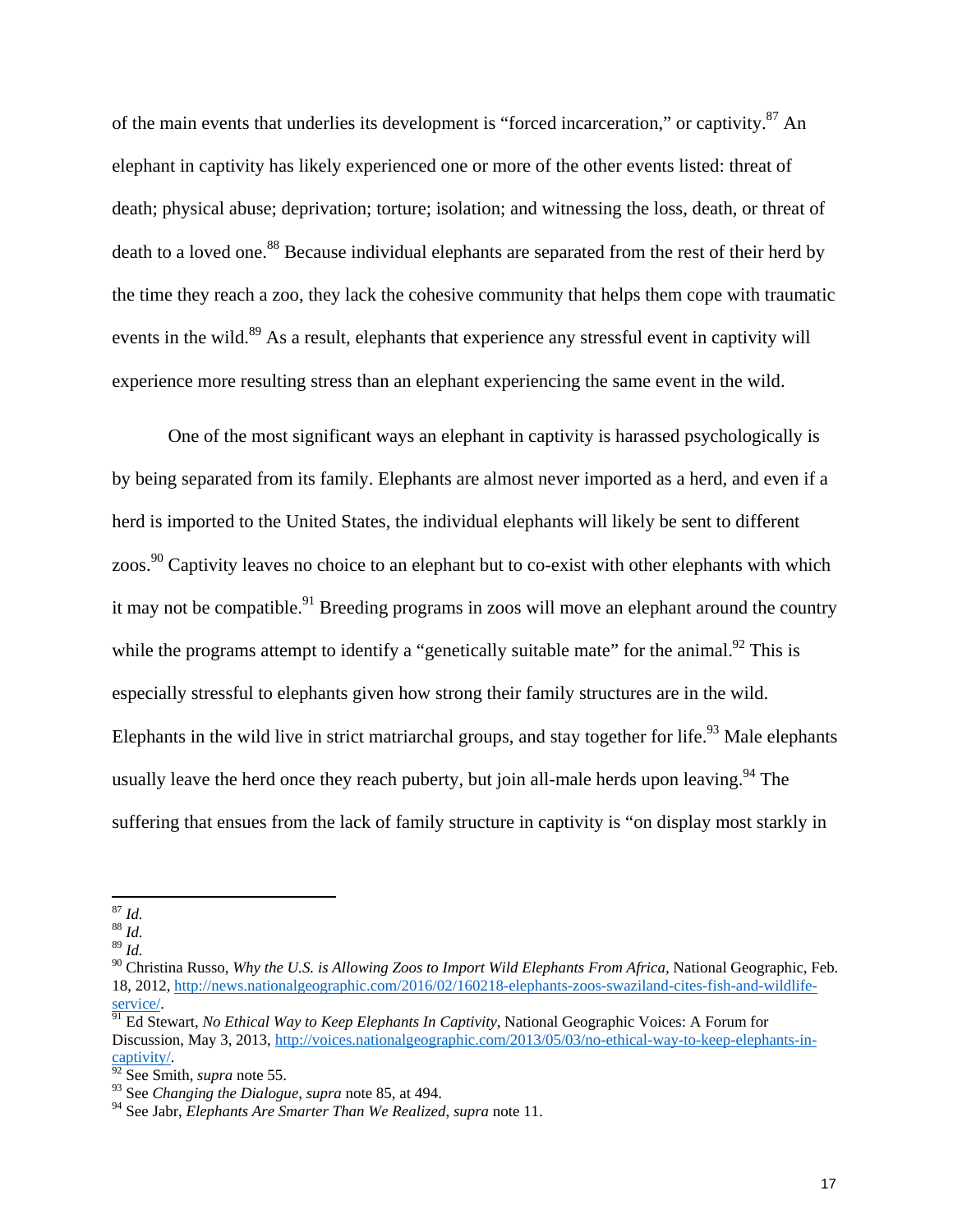of the main events that underlies its development is "forced incarceration," or captivity.[87] An elephant in captivity has likely experienced one or more of the other events listed: threat of death; physical abuse; deprivation; torture; isolation; and witnessing the loss, death, or threat of death to a loved one.[88] Because individual elephants are separated from the rest of their herd by the time they reach a zoo, they lack the cohesive community that helps them cope with traumatic events in the wild.[89] As a result, elephants that experience any stressful event in captivity will experience more resulting stress than an elephant experiencing the same event in the wild.

One of the most significant ways an elephant in captivity is harassed psychologically is by being separated from its family. Elephants are almost never imported as a herd, and even if a herd is imported to the United States, the individual elephants will likely be sent to different zoos.[90] Captivity leaves no choice to an elephant but to co-exist with other elephants with which it may not be compatible.[91] Breeding programs in zoos will move an elephant around the country while the programs attempt to identify a "genetically suitable mate" for the animal.[92] This is especially stressful to elephants given how strong their family structures are in the wild. Elephants in the wild live in strict matriarchal groups, and stay together for life.[93] Male elephants usually leave the herd once they reach puberty, but join all-male herds upon leaving.[94] The suffering that ensues from the lack of family structure in captivity is "on display most starkly in

---

[87] *Id.*

[88] *Id.*

[89] *Id.*

[90] Christina Russo, *Why the U.S. is Allowing Zoos to Import Wild Elephants From Africa*, National Geographic, Feb. 18, 2012, http://news.nationalgeographic.com/2016/02/160218-elephants-zoos-swaziland-cites-fish-and-wildlife-service/.

[91] Ed Stewart, *No Ethical Way to Keep Elephants In Captivity,* National Geographic Voices: A Forum for Discussion, May 3, 2013, http://voices.nationalgeographic.com/2013/05/03/no-ethical-way-to-keep-elephants-in-captivity/.

[92] See Smith, *supra* note 55.

[93] See *Changing the Dialogue*, *supra* note 85, at 494.

[94] See Jabr, *Elephants Are Smarter Than We Realized*, *supra* note 11.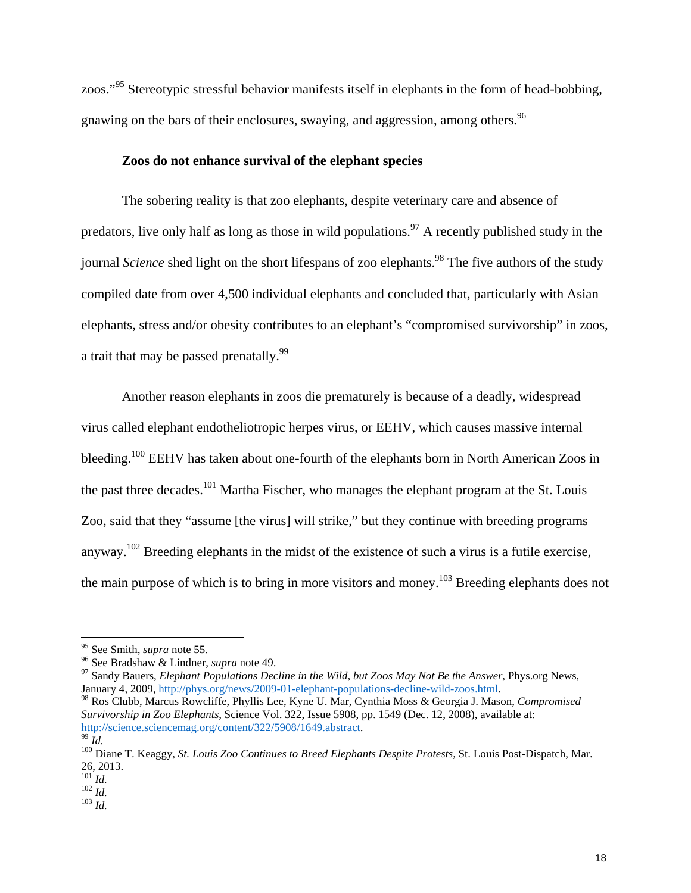zoos."[95] Stereotypic stressful behavior manifests itself in elephants in the form of head-bobbing, gnawing on the bars of their enclosures, swaying, and aggression, among others.[96]

**Zoos do not enhance survival of the elephant species**

The sobering reality is that zoo elephants, despite veterinary care and absence of predators, live only half as long as those in wild populations.[97] A recently published study in the journal *Science* shed light on the short lifespans of zoo elephants.[98] The five authors of the study compiled date from over 4,500 individual elephants and concluded that, particularly with Asian elephants, stress and/or obesity contributes to an elephant's "compromised survivorship" in zoos, a trait that may be passed prenatally.[99]

Another reason elephants in zoos die prematurely is because of a deadly, widespread virus called elephant endotheliotropic herpes virus, or EEHV, which causes massive internal bleeding.[100] EEHV has taken about one-fourth of the elephants born in North American Zoos in the past three decades.[101] Martha Fischer, who manages the elephant program at the St. Louis Zoo, said that they "assume [the virus] will strike," but they continue with breeding programs anyway.[102] Breeding elephants in the midst of the existence of such a virus is a futile exercise, the main purpose of which is to bring in more visitors and money.[103] Breeding elephants does not

---

[95] See Smith, *supra* note 55.

[96] See Bradshaw & Lindner, *supra* note 49.

[97] Sandy Bauers, *Elephant Populations Decline in the Wild, but Zoos May Not Be the Answer*, Phys.org News, January 4, 2009, http://phys.org/news/2009-01-elephant-populations-decline-wild-zoos.html.

[98] Ros Clubb, Marcus Rowcliffe, Phyllis Lee, Kyne U. Mar, Cynthia Moss & Georgia J. Mason, *Compromised Survivorship in Zoo Elephants*, Science Vol. 322, Issue 5908, pp. 1549 (Dec. 12, 2008), available at: http://science.sciencemag.org/content/322/5908/1649.abstract.

[99] *Id.*

[100] Diane T. Keaggy, *St. Louis Zoo Continues to Breed Elephants Despite Protests,* St. Louis Post-Dispatch, Mar. 26, 2013.

[101] *Id.*

[102] *Id.*

[103] *Id.*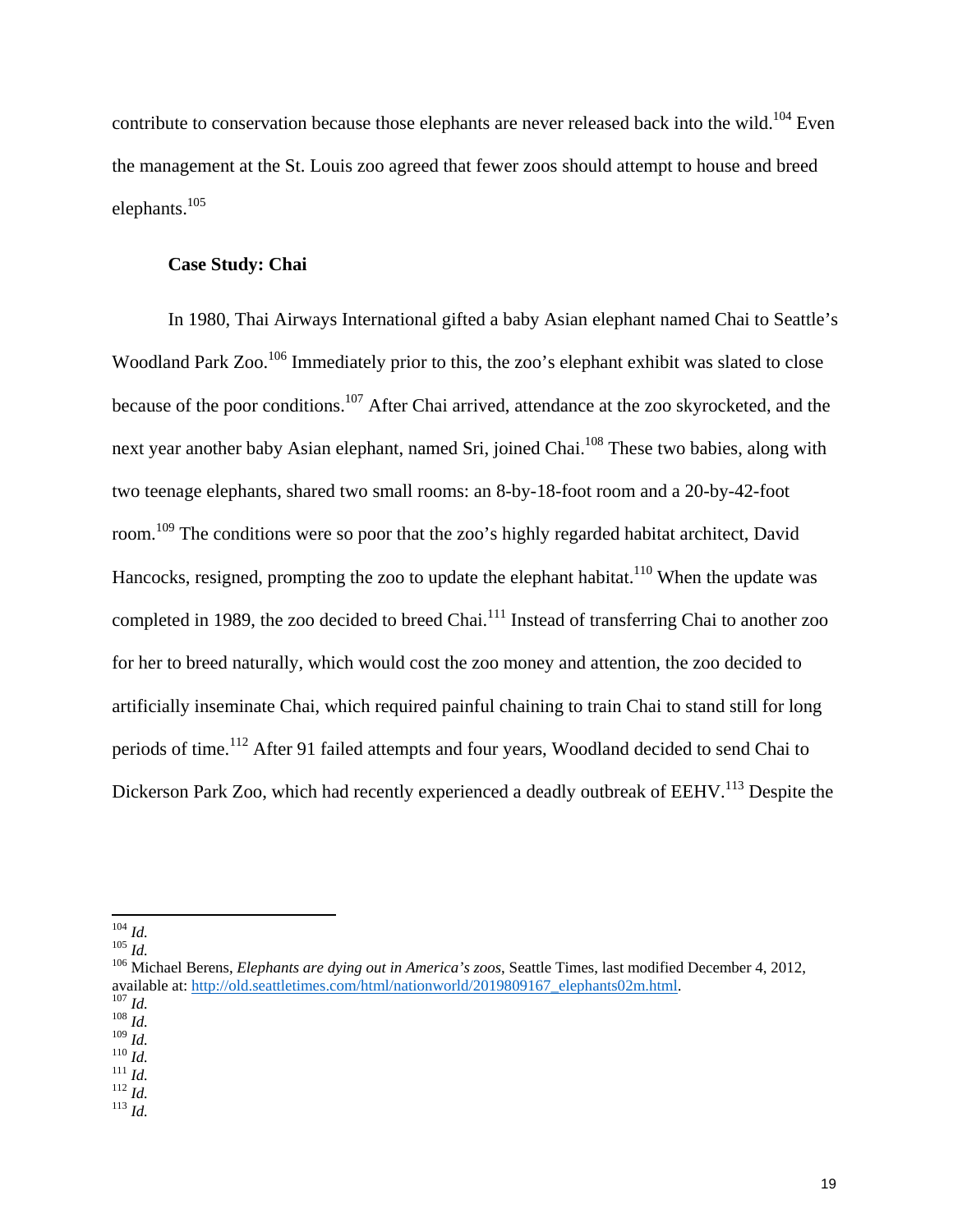contribute to conservation because those elephants are never released back into the wild.[104] Even the management at the St. Louis zoo agreed that fewer zoos should attempt to house and breed elephants.[105]

**Case Study: Chai**

In 1980, Thai Airways International gifted a baby Asian elephant named Chai to Seattle's Woodland Park Zoo.[106] Immediately prior to this, the zoo's elephant exhibit was slated to close because of the poor conditions.[107] After Chai arrived, attendance at the zoo skyrocketed, and the next year another baby Asian elephant, named Sri, joined Chai.[108] These two babies, along with two teenage elephants, shared two small rooms: an 8-by-18-foot room and a 20-by-42-foot room.[109] The conditions were so poor that the zoo's highly regarded habitat architect, David Hancocks, resigned, prompting the zoo to update the elephant habitat.[110] When the update was completed in 1989, the zoo decided to breed Chai.[111] Instead of transferring Chai to another zoo for her to breed naturally, which would cost the zoo money and attention, the zoo decided to artificially inseminate Chai, which required painful chaining to train Chai to stand still for long periods of time.[112] After 91 failed attempts and four years, Woodland decided to send Chai to Dickerson Park Zoo, which had recently experienced a deadly outbreak of EEHV.[113] Despite the

---

[104] *Id.*
[105] *Id.*
[106] Michael Berens, *Elephants are dying out in America's zoos*, Seattle Times, last modified December 4, 2012, available at: http://old.seattletimes.com/html/nationworld/2019809167_elephants02m.html.
[107] *Id.*
[108] *Id.*
[109] *Id.*
[110] *Id.*
[111] *Id.*
[112] *Id.*
[113] *Id.*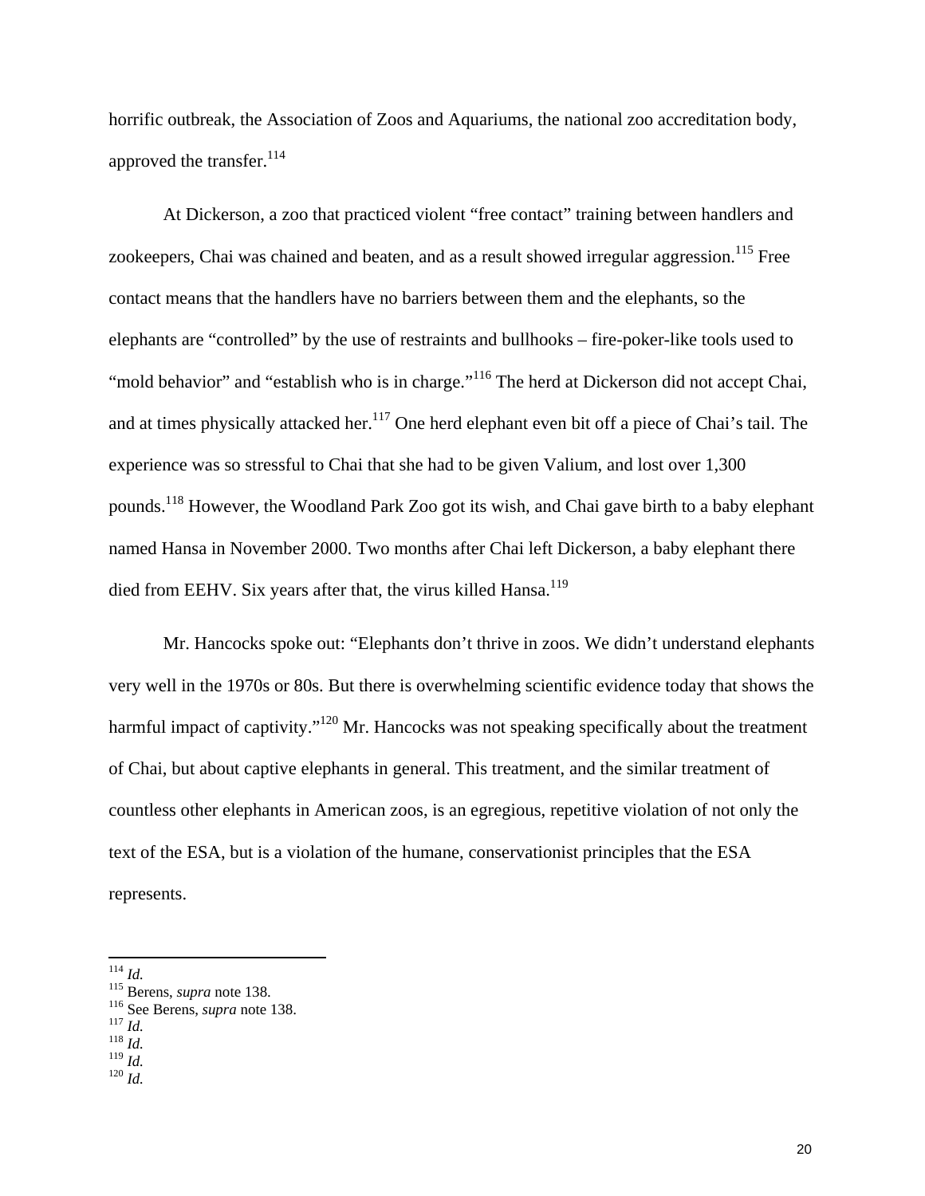horrific outbreak, the Association of Zoos and Aquariums, the national zoo accreditation body, approved the transfer.[114]

At Dickerson, a zoo that practiced violent "free contact" training between handlers and zookeepers, Chai was chained and beaten, and as a result showed irregular aggression.[115] Free contact means that the handlers have no barriers between them and the elephants, so the elephants are "controlled" by the use of restraints and bullhooks – fire-poker-like tools used to "mold behavior" and "establish who is in charge."[116] The herd at Dickerson did not accept Chai, and at times physically attacked her.[117] One herd elephant even bit off a piece of Chai's tail. The experience was so stressful to Chai that she had to be given Valium, and lost over 1,300 pounds.[118] However, the Woodland Park Zoo got its wish, and Chai gave birth to a baby elephant named Hansa in November 2000. Two months after Chai left Dickerson, a baby elephant there died from EEHV. Six years after that, the virus killed Hansa.[119]

Mr. Hancocks spoke out: "Elephants don't thrive in zoos. We didn't understand elephants very well in the 1970s or 80s. But there is overwhelming scientific evidence today that shows the harmful impact of captivity."[120] Mr. Hancocks was not speaking specifically about the treatment of Chai, but about captive elephants in general. This treatment, and the similar treatment of countless other elephants in American zoos, is an egregious, repetitive violation of not only the text of the ESA, but is a violation of the humane, conservationist principles that the ESA represents.

---

[114] *Id.*
[115] Berens, *supra* note 138.
[116] See Berens, *supra* note 138.
[117] *Id.*
[118] *Id.*
[119] *Id.*
[120] *Id.*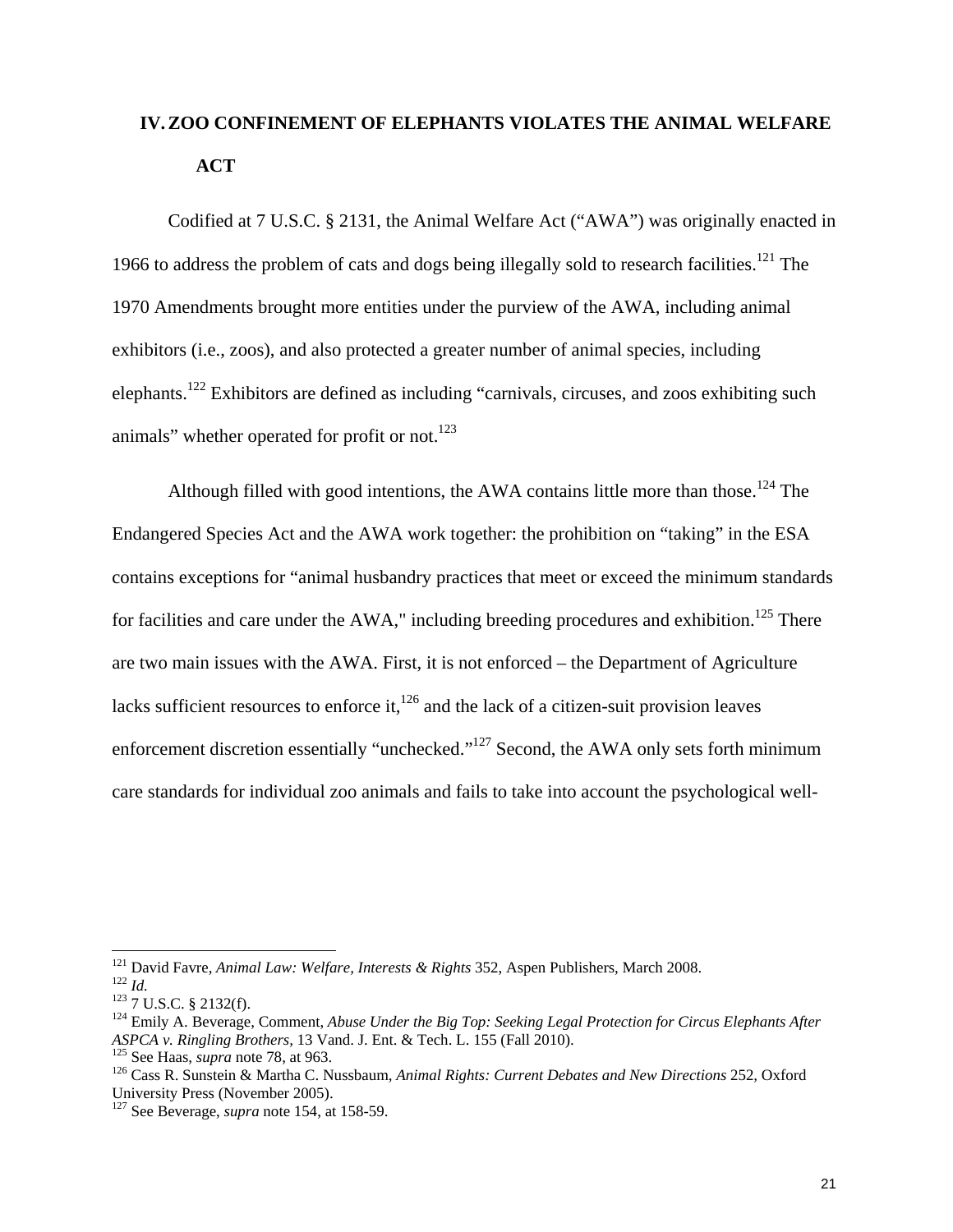## IV. ZOO CONFINEMENT OF ELEPHANTS VIOLATES THE ANIMAL WELFARE ACT

Codified at 7 U.S.C. § 2131, the Animal Welfare Act ("AWA") was originally enacted in 1966 to address the problem of cats and dogs being illegally sold to research facilities.[121] The 1970 Amendments brought more entities under the purview of the AWA, including animal exhibitors (i.e., zoos), and also protected a greater number of animal species, including elephants.[122] Exhibitors are defined as including "carnivals, circuses, and zoos exhibiting such animals" whether operated for profit or not.[123]

Although filled with good intentions, the AWA contains little more than those.[124] The Endangered Species Act and the AWA work together: the prohibition on "taking" in the ESA contains exceptions for "animal husbandry practices that meet or exceed the minimum standards for facilities and care under the AWA," including breeding procedures and exhibition.[125] There are two main issues with the AWA. First, it is not enforced – the Department of Agriculture lacks sufficient resources to enforce it,[126] and the lack of a citizen-suit provision leaves enforcement discretion essentially "unchecked."[127] Second, the AWA only sets forth minimum care standards for individual zoo animals and fails to take into account the psychological well-

---

[121] David Favre, *Animal Law: Welfare, Interests & Rights* 352, Aspen Publishers, March 2008.
[122] *Id.*
[123] 7 U.S.C. § 2132(f).
[124] Emily A. Beverage, Comment, *Abuse Under the Big Top: Seeking Legal Protection for Circus Elephants After ASPCA v. Ringling Brothers*, 13 Vand. J. Ent. & Tech. L. 155 (Fall 2010).
[125] See Haas, *supra* note 78, at 963.
[126] Cass R. Sunstein & Martha C. Nussbaum, *Animal Rights: Current Debates and New Directions* 252, Oxford University Press (November 2005).
[127] See Beverage, *supra* note 154, at 158-59.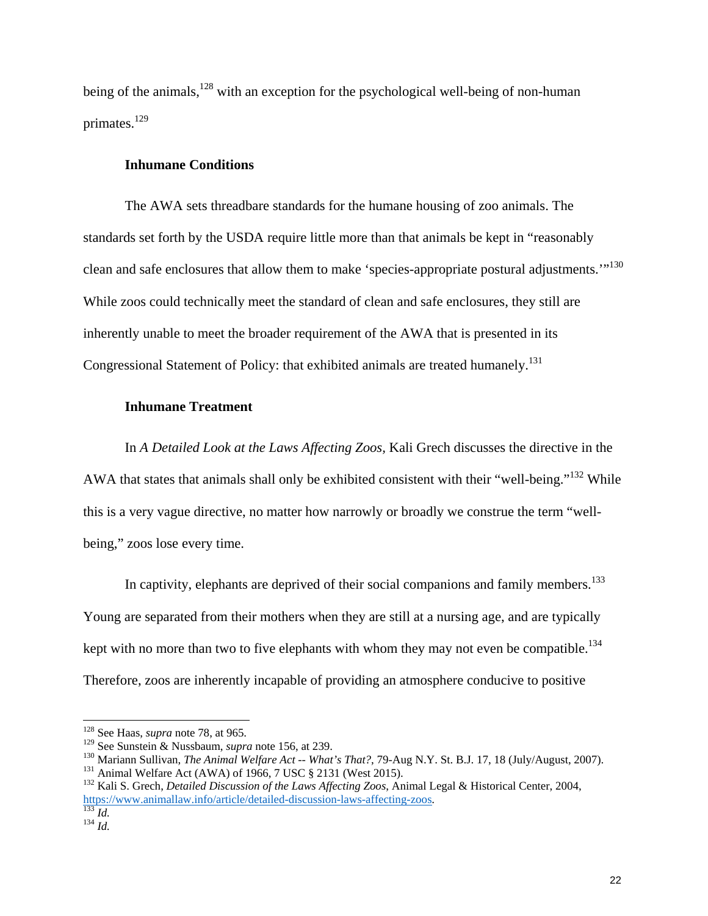being of the animals,[128] with an exception for the psychological well-being of non-human primates.[129]

**Inhumane Conditions**

The AWA sets threadbare standards for the humane housing of zoo animals. The standards set forth by the USDA require little more than that animals be kept in "reasonably clean and safe enclosures that allow them to make 'species-appropriate postural adjustments.'"[130] While zoos could technically meet the standard of clean and safe enclosures, they still are inherently unable to meet the broader requirement of the AWA that is presented in its Congressional Statement of Policy: that exhibited animals are treated humanely.[131]

**Inhumane Treatment**

In *A Detailed Look at the Laws Affecting Zoos*, Kali Grech discusses the directive in the AWA that states that animals shall only be exhibited consistent with their "well-being."[132] While this is a very vague directive, no matter how narrowly or broadly we construe the term "well-being," zoos lose every time.

In captivity, elephants are deprived of their social companions and family members.[133] Young are separated from their mothers when they are still at a nursing age, and are typically kept with no more than two to five elephants with whom they may not even be compatible.[134] Therefore, zoos are inherently incapable of providing an atmosphere conducive to positive

---

[128] See Haas, *supra* note 78, at 965.
[129] See Sunstein & Nussbaum, *supra* note 156, at 239.
[130] Mariann Sullivan, *The Animal Welfare Act -- What's That?*, 79-Aug N.Y. St. B.J. 17, 18 (July/August, 2007).
[131] Animal Welfare Act (AWA) of 1966, 7 USC § 2131 (West 2015).
[132] Kali S. Grech, *Detailed Discussion of the Laws Affecting Zoos*, Animal Legal & Historical Center, 2004, https://www.animallaw.info/article/detailed-discussion-laws-affecting-zoos.
[133] *Id.*
[134] *Id.*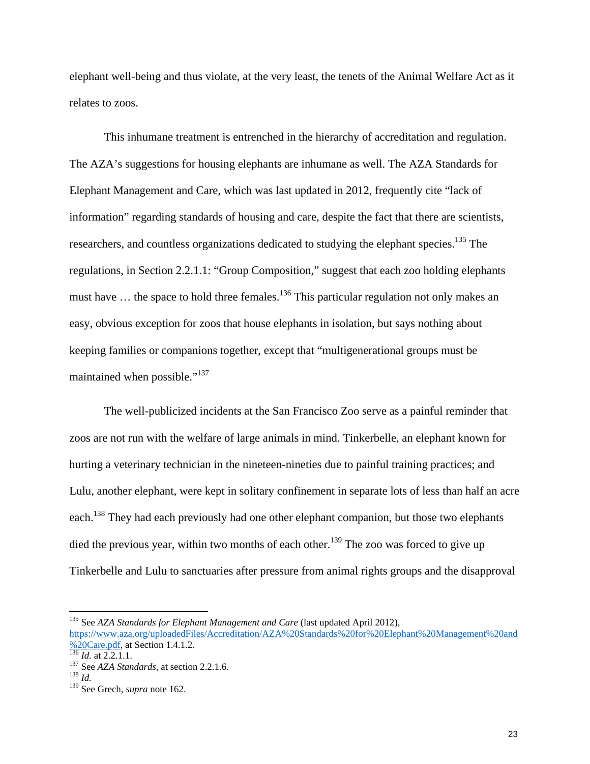elephant well-being and thus violate, at the very least, the tenets of the Animal Welfare Act as it relates to zoos.

This inhumane treatment is entrenched in the hierarchy of accreditation and regulation. The AZA's suggestions for housing elephants are inhumane as well. The AZA Standards for Elephant Management and Care, which was last updated in 2012, frequently cite "lack of information" regarding standards of housing and care, despite the fact that there are scientists, researchers, and countless organizations dedicated to studying the elephant species.[135] The regulations, in Section 2.2.1.1: "Group Composition," suggest that each zoo holding elephants must have … the space to hold three females.[136] This particular regulation not only makes an easy, obvious exception for zoos that house elephants in isolation, but says nothing about keeping families or companions together, except that "multigenerational groups must be maintained when possible."[137]

The well-publicized incidents at the San Francisco Zoo serve as a painful reminder that zoos are not run with the welfare of large animals in mind. Tinkerbelle, an elephant known for hurting a veterinary technician in the nineteen-nineties due to painful training practices; and Lulu, another elephant, were kept in solitary confinement in separate lots of less than half an acre each.[138] They had each previously had one other elephant companion, but those two elephants died the previous year, within two months of each other.[139] The zoo was forced to give up Tinkerbelle and Lulu to sanctuaries after pressure from animal rights groups and the disapproval

---

[135] See *AZA Standards for Elephant Management and Care* (last updated April 2012), https://www.aza.org/uploadedFiles/Accreditation/AZA%20Standards%20for%20Elephant%20Management%20and%20Care.pdf, at Section 1.4.1.2.

[136] *Id.* at 2.2.1.1.

[137] See *AZA Standards*, at section 2.2.1.6.

[138] *Id.*

[139] See Grech, *supra* note 162.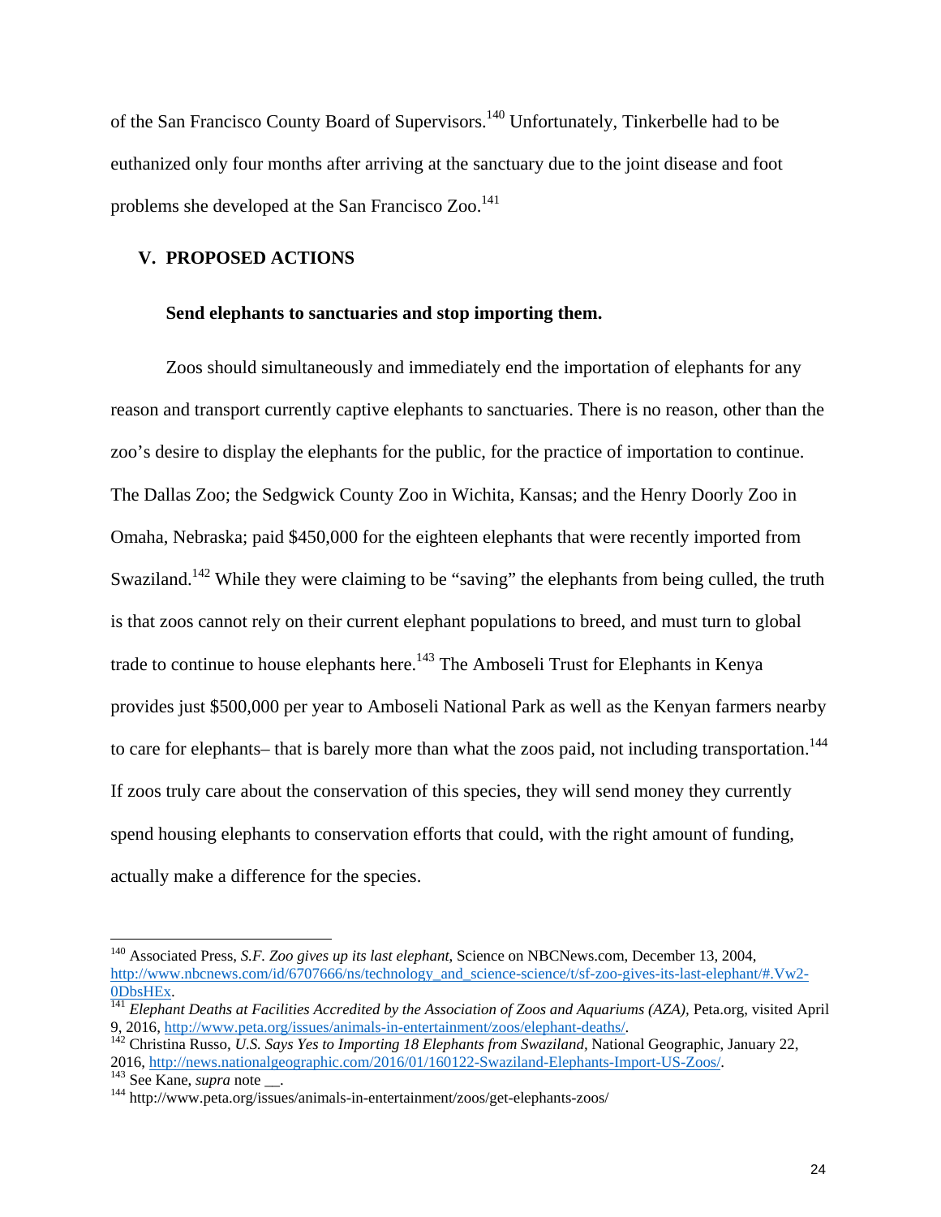of the San Francisco County Board of Supervisors.[140] Unfortunately, Tinkerbelle had to be euthanized only four months after arriving at the sanctuary due to the joint disease and foot problems she developed at the San Francisco Zoo.[141]

## V. PROPOSED ACTIONS

### Send elephants to sanctuaries and stop importing them.

Zoos should simultaneously and immediately end the importation of elephants for any reason and transport currently captive elephants to sanctuaries. There is no reason, other than the zoo's desire to display the elephants for the public, for the practice of importation to continue. The Dallas Zoo; the Sedgwick County Zoo in Wichita, Kansas; and the Henry Doorly Zoo in Omaha, Nebraska; paid $450,000 for the eighteen elephants that were recently imported from Swaziland.[142] While they were claiming to be "saving" the elephants from being culled, the truth is that zoos cannot rely on their current elephant populations to breed, and must turn to global trade to continue to house elephants here.[143] The Amboseli Trust for Elephants in Kenya provides just $500,000 per year to Amboseli National Park as well as the Kenyan farmers nearby to care for elephants– that is barely more than what the zoos paid, not including transportation.[144] If zoos truly care about the conservation of this species, they will send money they currently spend housing elephants to conservation efforts that could, with the right amount of funding, actually make a difference for the species.

---

[140] Associated Press, *S.F. Zoo gives up its last elephant*, Science on NBCNews.com, December 13, 2004, http://www.nbcnews.com/id/6707666/ns/technology_and_science-science/t/sf-zoo-gives-its-last-elephant/#.Vw2-0DbsHEx.

[141] *Elephant Deaths at Facilities Accredited by the Association of Zoos and Aquariums (AZA)*, Peta.org, visited April 9, 2016, http://www.peta.org/issues/animals-in-entertainment/zoos/elephant-deaths/.

[142] Christina Russo, *U.S. Says Yes to Importing 18 Elephants from Swaziland*, National Geographic, January 22, 2016, http://news.nationalgeographic.com/2016/01/160122-Swaziland-Elephants-Import-US-Zoos/.

[143] See Kane, *supra* note __.

[144] http://www.peta.org/issues/animals-in-entertainment/zoos/get-elephants-zoos/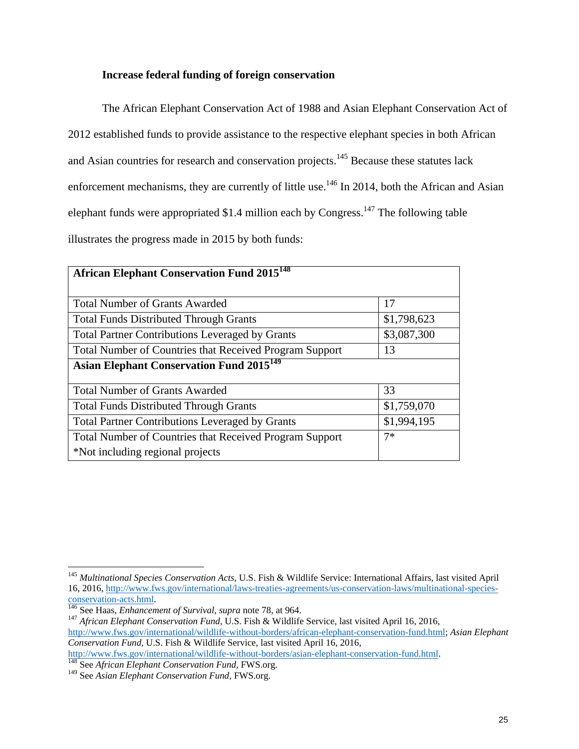**Increase federal funding of foreign conservation**

The African Elephant Conservation Act of 1988 and Asian Elephant Conservation Act of 2012 established funds to provide assistance to the respective elephant species in both African and Asian countries for research and conservation projects.[145] Because these statutes lack enforcement mechanisms, they are currently of little use.[146] In 2014, both the African and Asian elephant funds were appropriated $1.4 million each by Congress.[147] The following table illustrates the progress made in 2015 by both funds:

| **African Elephant Conservation Fund 2015**[148] | |
|---|---|
| Total Number of Grants Awarded | 17 |
| Total Funds Distributed Through Grants | $1,798,623 |
| Total Partner Contributions Leveraged by Grants | $3,087,300 |
| Total Number of Countries that Received Program Support | 13 |
| **Asian Elephant Conservation Fund 2015**[149] | |
| Total Number of Grants Awarded | 33 |
| Total Funds Distributed Through Grants | $1,759,070 |
| Total Partner Contributions Leveraged by Grants | $1,994,195 |
| Total Number of Countries that Received Program Support *Not including regional projects | 7* |

---

[145] *Multinational Species Conservation Acts*, U.S. Fish & Wildlife Service: International Affairs, last visited April 16, 2016, http://www.fws.gov/international/laws-treaties-agreements/us-conservation-laws/multinational-species-conservation-acts.html.

[146] See Haas, *Enhancement of Survival, supra* note 78, at 964.

[147] *African Elephant Conservation Fund*, U.S. Fish & Wildlife Service, last visited April 16, 2016, http://www.fws.gov/international/wildlife-without-borders/african-elephant-conservation-fund.html; *Asian Elephant Conservation Fund*, U.S. Fish & Wildlife Service, last visited April 16, 2016, http://www.fws.gov/international/wildlife-without-borders/asian-elephant-conservation-fund.html.

[148] See *African Elephant Conservation Fund*, FWS.org.

[149] See *Asian Elephant Conservation Fund*, FWS.org.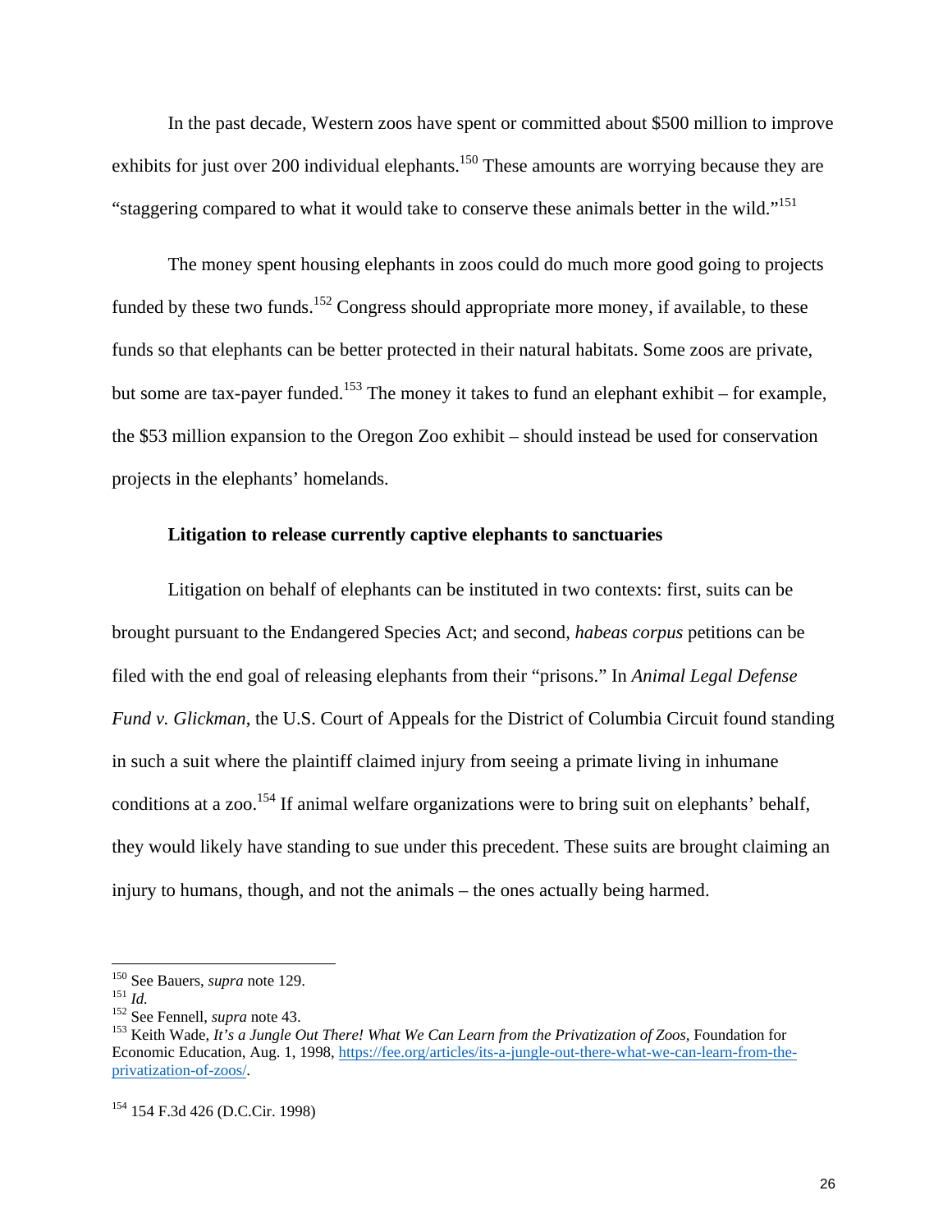In the past decade, Western zoos have spent or committed about $500 million to improve exhibits for just over 200 individual elephants.[150] These amounts are worrying because they are "staggering compared to what it would take to conserve these animals better in the wild."[151]

The money spent housing elephants in zoos could do much more good going to projects funded by these two funds.[152] Congress should appropriate more money, if available, to these funds so that elephants can be better protected in their natural habitats. Some zoos are private, but some are tax-payer funded.[153] The money it takes to fund an elephant exhibit – for example, the $53 million expansion to the Oregon Zoo exhibit – should instead be used for conservation projects in the elephants' homelands.

**Litigation to release currently captive elephants to sanctuaries**

Litigation on behalf of elephants can be instituted in two contexts: first, suits can be brought pursuant to the Endangered Species Act; and second, *habeas corpus* petitions can be filed with the end goal of releasing elephants from their "prisons." In *Animal Legal Defense Fund v. Glickman*, the U.S. Court of Appeals for the District of Columbia Circuit found standing in such a suit where the plaintiff claimed injury from seeing a primate living in inhumane conditions at a zoo.[154] If animal welfare organizations were to bring suit on elephants' behalf, they would likely have standing to sue under this precedent. These suits are brought claiming an injury to humans, though, and not the animals – the ones actually being harmed.

---

[150] See Bauers, *supra* note 129.
[151] *Id.*
[152] See Fennell, *supra* note 43.
[153] Keith Wade, *It's a Jungle Out There! What We Can Learn from the Privatization of Zoos*, Foundation for Economic Education, Aug. 1, 1998, https://fee.org/articles/its-a-jungle-out-there-what-we-can-learn-from-the-privatization-of-zoos/.

[154] 154 F.3d 426 (D.C.Cir. 1998)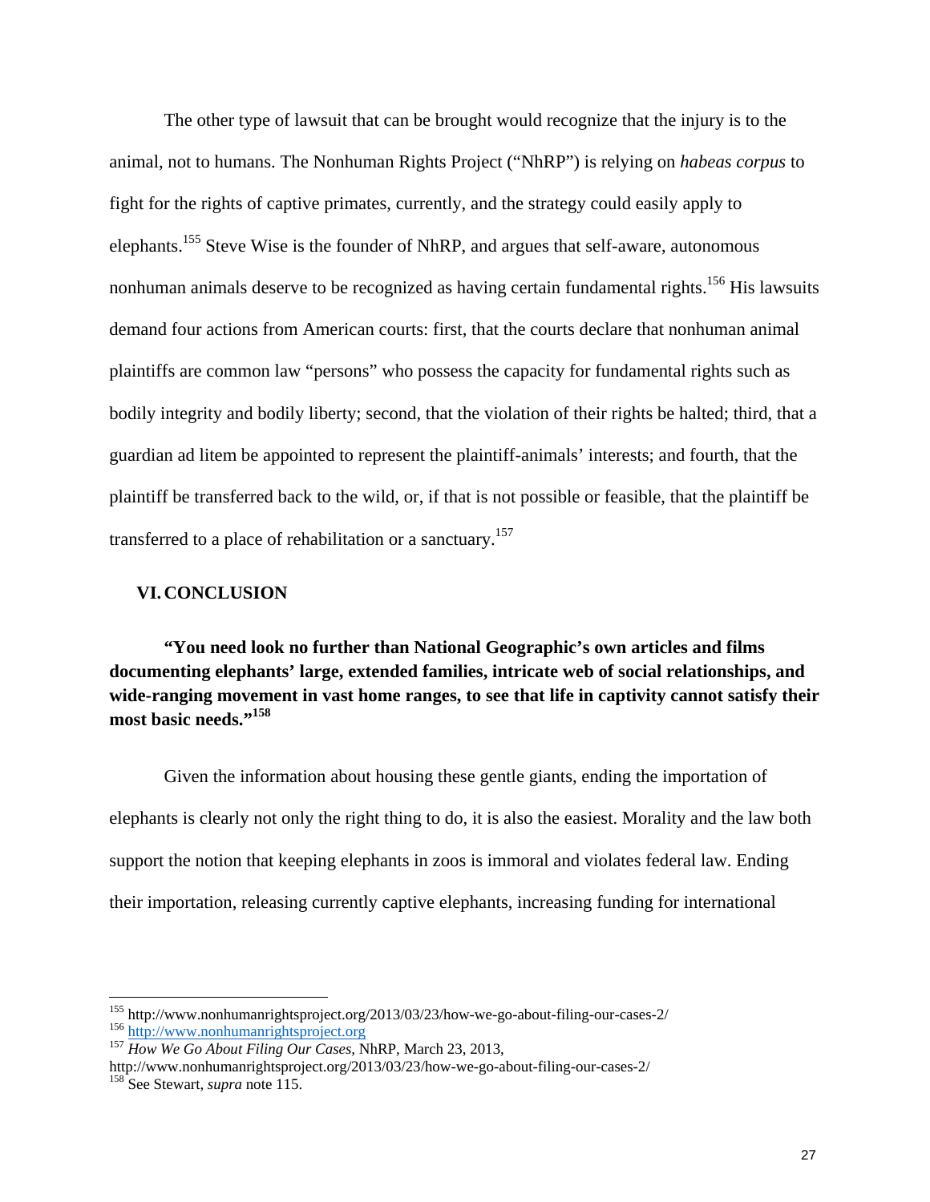The other type of lawsuit that can be brought would recognize that the injury is to the animal, not to humans. The Nonhuman Rights Project ("NhRP") is relying on *habeas corpus* to fight for the rights of captive primates, currently, and the strategy could easily apply to elephants.[155] Steve Wise is the founder of NhRP, and argues that self-aware, autonomous nonhuman animals deserve to be recognized as having certain fundamental rights.[156] His lawsuits demand four actions from American courts: first, that the courts declare that nonhuman animal plaintiffs are common law "persons" who possess the capacity for fundamental rights such as bodily integrity and bodily liberty; second, that the violation of their rights be halted; third, that a guardian ad litem be appointed to represent the plaintiff-animals' interests; and fourth, that the plaintiff be transferred back to the wild, or, if that is not possible or feasible, that the plaintiff be transferred to a place of rehabilitation or a sanctuary.[157]

## VI. CONCLUSION

**"You need look no further than National Geographic's own articles and films documenting elephants' large, extended families, intricate web of social relationships, and wide-ranging movement in vast home ranges, to see that life in captivity cannot satisfy their most basic needs."[158]**

Given the information about housing these gentle giants, ending the importation of elephants is clearly not only the right thing to do, it is also the easiest. Morality and the law both support the notion that keeping elephants in zoos is immoral and violates federal law. Ending their importation, releasing currently captive elephants, increasing funding for international

---

[155] http://www.nonhumanrightsproject.org/2013/03/23/how-we-go-about-filing-our-cases-2/

[156] http://www.nonhumanrightsproject.org

[157] *How We Go About Filing Our Cases,* NhRP, March 23, 2013, http://www.nonhumanrightsproject.org/2013/03/23/how-we-go-about-filing-our-cases-2/

[158] See Stewart, *supra* note 115.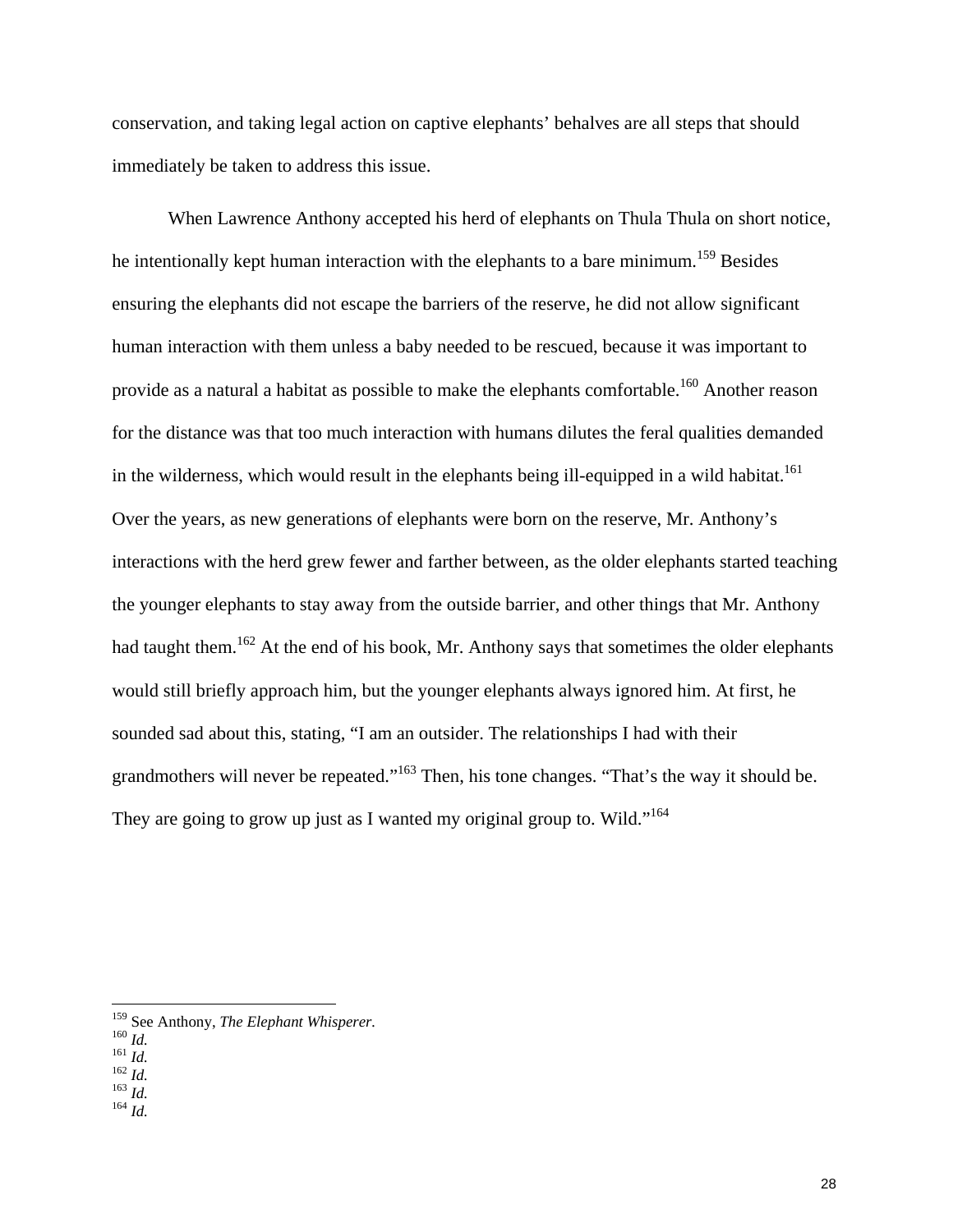conservation, and taking legal action on captive elephants' behalves are all steps that should immediately be taken to address this issue.

When Lawrence Anthony accepted his herd of elephants on Thula Thula on short notice, he intentionally kept human interaction with the elephants to a bare minimum.[159] Besides ensuring the elephants did not escape the barriers of the reserve, he did not allow significant human interaction with them unless a baby needed to be rescued, because it was important to provide as a natural a habitat as possible to make the elephants comfortable.[160] Another reason for the distance was that too much interaction with humans dilutes the feral qualities demanded in the wilderness, which would result in the elephants being ill-equipped in a wild habitat.[161] Over the years, as new generations of elephants were born on the reserve, Mr. Anthony's interactions with the herd grew fewer and farther between, as the older elephants started teaching the younger elephants to stay away from the outside barrier, and other things that Mr. Anthony had taught them.[162] At the end of his book, Mr. Anthony says that sometimes the older elephants would still briefly approach him, but the younger elephants always ignored him. At first, he sounded sad about this, stating, "I am an outsider. The relationships I had with their grandmothers will never be repeated."[163] Then, his tone changes. "That's the way it should be. They are going to grow up just as I wanted my original group to. Wild."[164]

---

[159] See Anthony, *The Elephant Whisperer*.
[160] *Id.*
[161] *Id.*
[162] *Id.*
[163] *Id.*
[164] *Id.*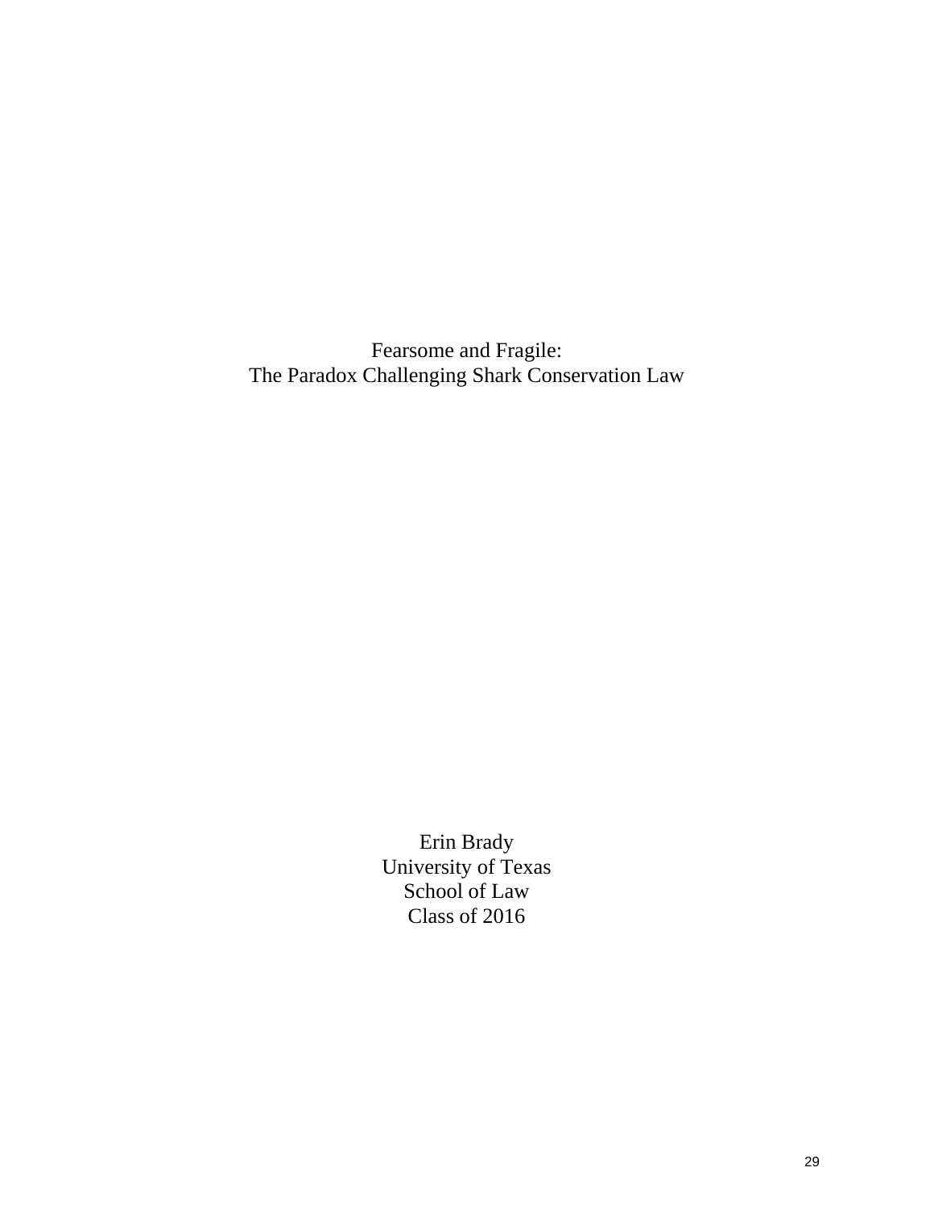# Fearsome and Fragile:
# The Paradox Challenging Shark Conservation Law

Erin Brady
University of Texas
School of Law
Class of 2016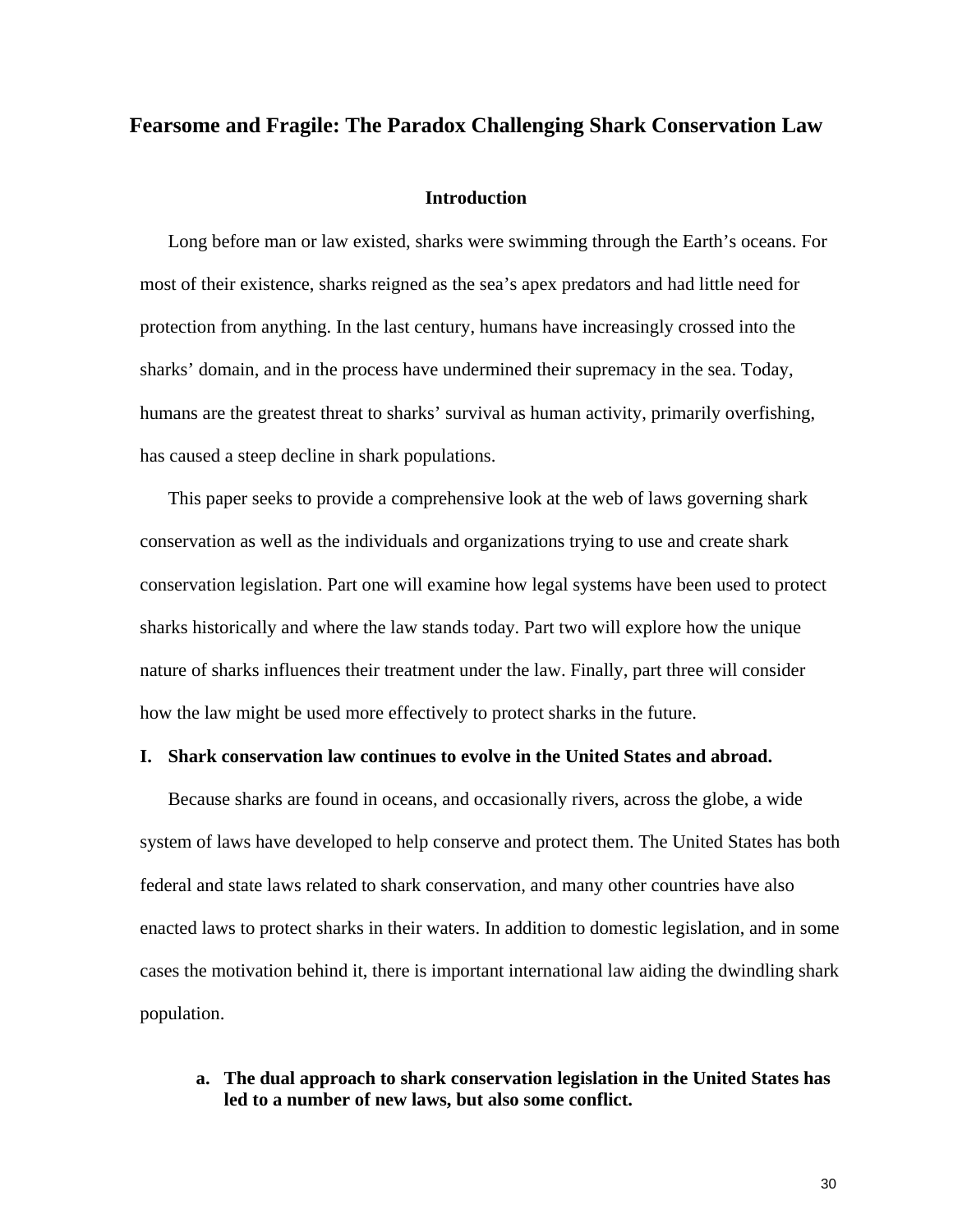# Fearsome and Fragile: The Paradox Challenging Shark Conservation Law

## Introduction

Long before man or law existed, sharks were swimming through the Earth's oceans. For most of their existence, sharks reigned as the sea's apex predators and had little need for protection from anything. In the last century, humans have increasingly crossed into the sharks' domain, and in the process have undermined their supremacy in the sea. Today, humans are the greatest threat to sharks' survival as human activity, primarily overfishing, has caused a steep decline in shark populations.

This paper seeks to provide a comprehensive look at the web of laws governing shark conservation as well as the individuals and organizations trying to use and create shark conservation legislation. Part one will examine how legal systems have been used to protect sharks historically and where the law stands today. Part two will explore how the unique nature of sharks influences their treatment under the law. Finally, part three will consider how the law might be used more effectively to protect sharks in the future.

## I. Shark conservation law continues to evolve in the United States and abroad.

Because sharks are found in oceans, and occasionally rivers, across the globe, a wide system of laws have developed to help conserve and protect them. The United States has both federal and state laws related to shark conservation, and many other countries have also enacted laws to protect sharks in their waters. In addition to domestic legislation, and in some cases the motivation behind it, there is important international law aiding the dwindling shark population.

### a. The dual approach to shark conservation legislation in the United States has led to a number of new laws, but also some conflict.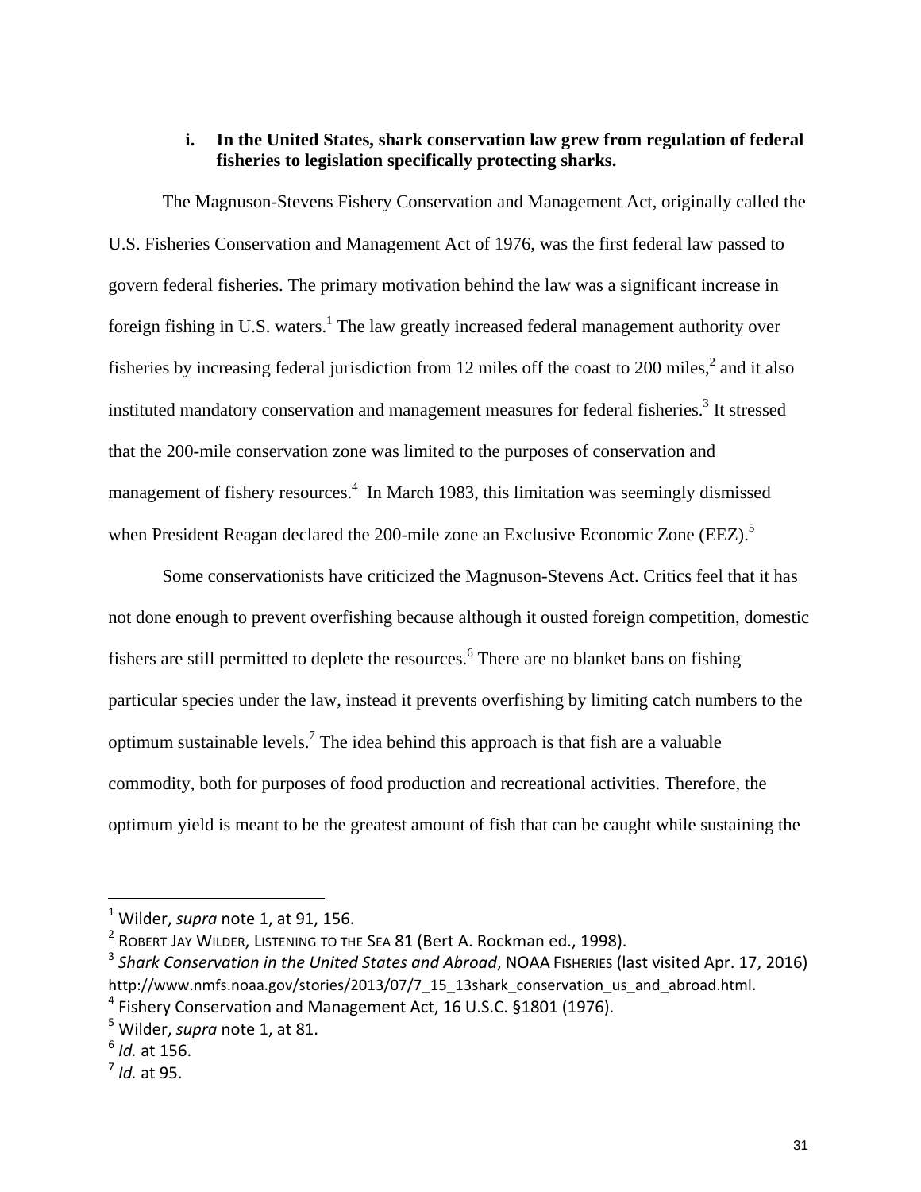### i. In the United States, shark conservation law grew from regulation of federal fisheries to legislation specifically protecting sharks.

The Magnuson-Stevens Fishery Conservation and Management Act, originally called the U.S. Fisheries Conservation and Management Act of 1976, was the first federal law passed to govern federal fisheries. The primary motivation behind the law was a significant increase in foreign fishing in U.S. waters.[1] The law greatly increased federal management authority over fisheries by increasing federal jurisdiction from 12 miles off the coast to 200 miles,[2] and it also instituted mandatory conservation and management measures for federal fisheries.[3] It stressed that the 200-mile conservation zone was limited to the purposes of conservation and management of fishery resources.[4] In March 1983, this limitation was seemingly dismissed when President Reagan declared the 200-mile zone an Exclusive Economic Zone (EEZ).[5]

Some conservationists have criticized the Magnuson-Stevens Act. Critics feel that it has not done enough to prevent overfishing because although it ousted foreign competition, domestic fishers are still permitted to deplete the resources.[6] There are no blanket bans on fishing particular species under the law, instead it prevents overfishing by limiting catch numbers to the optimum sustainable levels.[7] The idea behind this approach is that fish are a valuable commodity, both for purposes of food production and recreational activities. Therefore, the optimum yield is meant to be the greatest amount of fish that can be caught while sustaining the

---

[1] Wilder, *supra* note 1, at 91, 156.

[2] ROBERT JAY WILDER, LISTENING TO THE SEA 81 (Bert A. Rockman ed., 1998).

[3] *Shark Conservation in the United States and Abroad*, NOAA FISHERIES (last visited Apr. 17, 2016) http://www.nmfs.noaa.gov/stories/2013/07/7_15_13shark_conservation_us_and_abroad.html.

[4] Fishery Conservation and Management Act, 16 U.S.C. §1801 (1976).

[5] Wilder, *supra* note 1, at 81.

[6] *Id.* at 156.

[7] *Id.* at 95.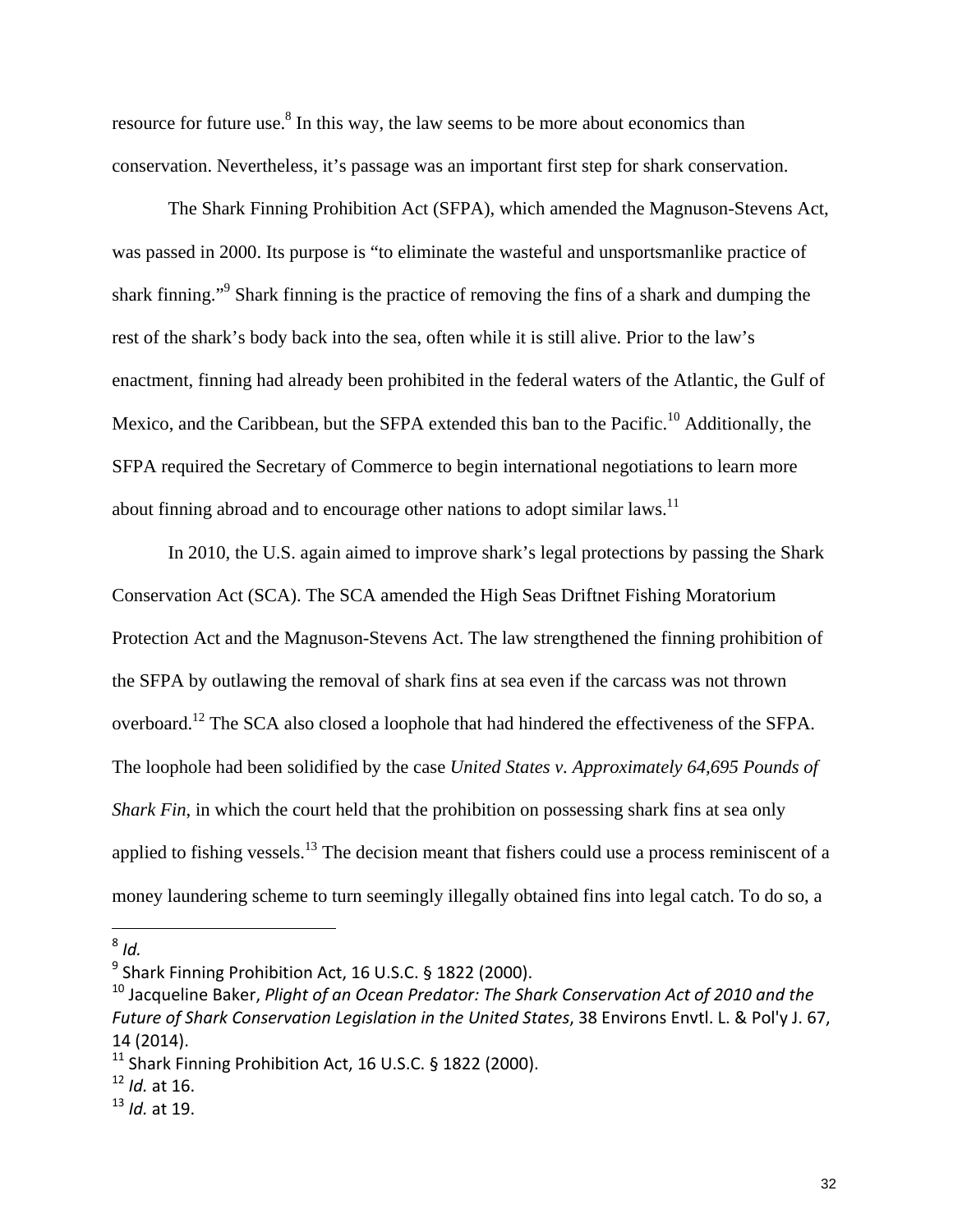resource for future use.[8] In this way, the law seems to be more about economics than conservation. Nevertheless, it's passage was an important first step for shark conservation.

The Shark Finning Prohibition Act (SFPA), which amended the Magnuson-Stevens Act, was passed in 2000. Its purpose is "to eliminate the wasteful and unsportsmanlike practice of shark finning."[9] Shark finning is the practice of removing the fins of a shark and dumping the rest of the shark's body back into the sea, often while it is still alive. Prior to the law's enactment, finning had already been prohibited in the federal waters of the Atlantic, the Gulf of Mexico, and the Caribbean, but the SFPA extended this ban to the Pacific.[10] Additionally, the SFPA required the Secretary of Commerce to begin international negotiations to learn more about finning abroad and to encourage other nations to adopt similar laws.[11]

In 2010, the U.S. again aimed to improve shark's legal protections by passing the Shark Conservation Act (SCA). The SCA amended the High Seas Driftnet Fishing Moratorium Protection Act and the Magnuson-Stevens Act. The law strengthened the finning prohibition of the SFPA by outlawing the removal of shark fins at sea even if the carcass was not thrown overboard.[12] The SCA also closed a loophole that had hindered the effectiveness of the SFPA. The loophole had been solidified by the case *United States v. Approximately 64,695 Pounds of Shark Fin*, in which the court held that the prohibition on possessing shark fins at sea only applied to fishing vessels.[13] The decision meant that fishers could use a process reminiscent of a money laundering scheme to turn seemingly illegally obtained fins into legal catch. To do so, a

---

[8] *Id.*

[9] Shark Finning Prohibition Act, 16 U.S.C. § 1822 (2000).

[10] Jacqueline Baker, *Plight of an Ocean Predator: The Shark Conservation Act of 2010 and the Future of Shark Conservation Legislation in the United States*, 38 Environs Envtl. L. & Pol'y J. 67, 14 (2014).

[11] Shark Finning Prohibition Act, 16 U.S.C. § 1822 (2000).

[12] *Id.* at 16.

[13] *Id.* at 19.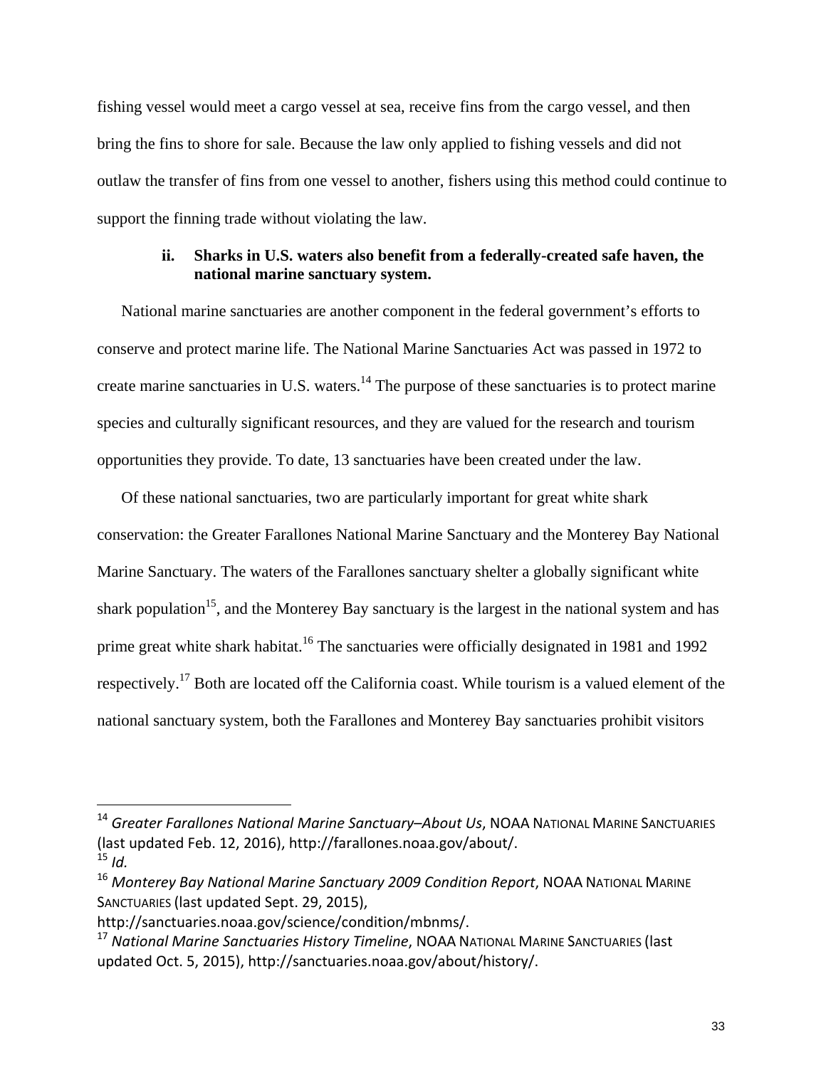fishing vessel would meet a cargo vessel at sea, receive fins from the cargo vessel, and then bring the fins to shore for sale. Because the law only applied to fishing vessels and did not outlaw the transfer of fins from one vessel to another, fishers using this method could continue to support the finning trade without violating the law.

#### ii. Sharks in U.S. waters also benefit from a federally-created safe haven, the national marine sanctuary system.

National marine sanctuaries are another component in the federal government's efforts to conserve and protect marine life. The National Marine Sanctuaries Act was passed in 1972 to create marine sanctuaries in U.S. waters.[14] The purpose of these sanctuaries is to protect marine species and culturally significant resources, and they are valued for the research and tourism opportunities they provide. To date, 13 sanctuaries have been created under the law.

Of these national sanctuaries, two are particularly important for great white shark conservation: the Greater Farallones National Marine Sanctuary and the Monterey Bay National Marine Sanctuary. The waters of the Farallones sanctuary shelter a globally significant white shark population[15], and the Monterey Bay sanctuary is the largest in the national system and has prime great white shark habitat.[16] The sanctuaries were officially designated in 1981 and 1992 respectively.[17] Both are located off the California coast. While tourism is a valued element of the national sanctuary system, both the Farallones and Monterey Bay sanctuaries prohibit visitors

---

[14] *Greater Farallones National Marine Sanctuary–About Us*, NOAA NATIONAL MARINE SANCTUARIES (last updated Feb. 12, 2016), http://farallones.noaa.gov/about/.

[15] *Id.*

[16] *Monterey Bay National Marine Sanctuary 2009 Condition Report*, NOAA NATIONAL MARINE SANCTUARIES (last updated Sept. 29, 2015), http://sanctuaries.noaa.gov/science/condition/mbnms/.

[17] *National Marine Sanctuaries History Timeline*, NOAA NATIONAL MARINE SANCTUARIES (last updated Oct. 5, 2015), http://sanctuaries.noaa.gov/about/history/.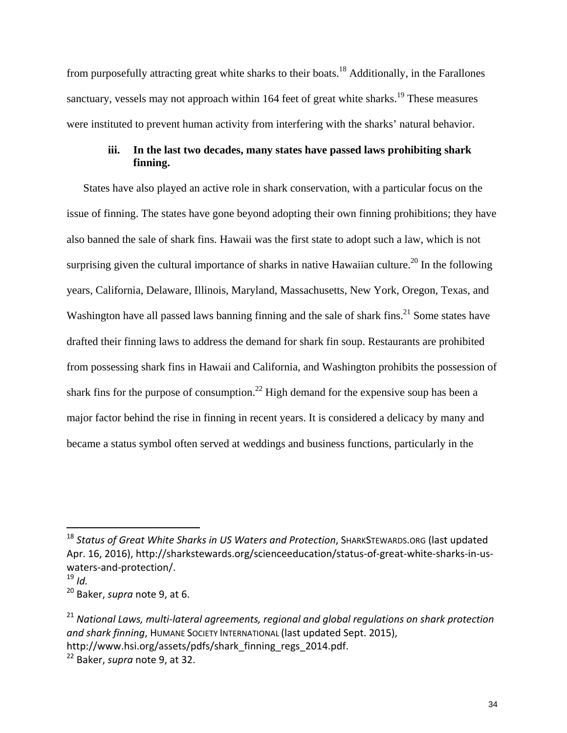from purposefully attracting great white sharks to their boats.[18] Additionally, in the Farallones sanctuary, vessels may not approach within 164 feet of great white sharks.[19] These measures were instituted to prevent human activity from interfering with the sharks' natural behavior.

**iii. In the last two decades, many states have passed laws prohibiting shark finning.**

States have also played an active role in shark conservation, with a particular focus on the issue of finning. The states have gone beyond adopting their own finning prohibitions; they have also banned the sale of shark fins. Hawaii was the first state to adopt such a law, which is not surprising given the cultural importance of sharks in native Hawaiian culture.[20] In the following years, California, Delaware, Illinois, Maryland, Massachusetts, New York, Oregon, Texas, and Washington have all passed laws banning finning and the sale of shark fins.[21] Some states have drafted their finning laws to address the demand for shark fin soup. Restaurants are prohibited from possessing shark fins in Hawaii and California, and Washington prohibits the possession of shark fins for the purpose of consumption.[22] High demand for the expensive soup has been a major factor behind the rise in finning in recent years. It is considered a delicacy by many and became a status symbol often served at weddings and business functions, particularly in the

---

[18] *Status of Great White Sharks in US Waters and Protection*, SHARKSTEWARDS.ORG (last updated Apr. 16, 2016), http://sharkstewards.org/scienceeducation/status-of-great-white-sharks-in-us-waters-and-protection/.

[19] *Id.*

[20] Baker, *supra* note 9, at 6.

[21] *National Laws, multi-lateral agreements, regional and global regulations on shark protection and shark finning*, HUMANE SOCIETY INTERNATIONAL (last updated Sept. 2015), http://www.hsi.org/assets/pdfs/shark_finning_regs_2014.pdf.

[22] Baker, *supra* note 9, at 32.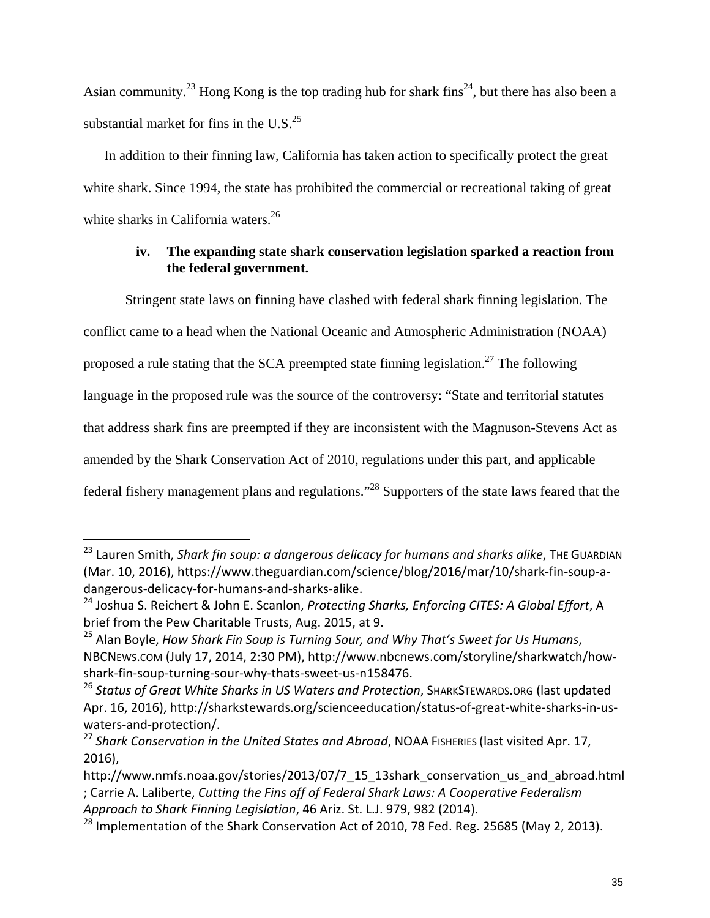Asian community.[23] Hong Kong is the top trading hub for shark fins[24], but there has also been a substantial market for fins in the U.S.[25]

In addition to their finning law, California has taken action to specifically protect the great white shark. Since 1994, the state has prohibited the commercial or recreational taking of great white sharks in California waters.[26]

### iv. The expanding state shark conservation legislation sparked a reaction from the federal government.

Stringent state laws on finning have clashed with federal shark finning legislation. The conflict came to a head when the National Oceanic and Atmospheric Administration (NOAA) proposed a rule stating that the SCA preempted state finning legislation.[27] The following language in the proposed rule was the source of the controversy: "State and territorial statutes that address shark fins are preempted if they are inconsistent with the Magnuson-Stevens Act as amended by the Shark Conservation Act of 2010, regulations under this part, and applicable federal fishery management plans and regulations."[28] Supporters of the state laws feared that the

---

[23] Lauren Smith, *Shark fin soup: a dangerous delicacy for humans and sharks alike*, THE GUARDIAN (Mar. 10, 2016), https://www.theguardian.com/science/blog/2016/mar/10/shark-fin-soup-a-dangerous-delicacy-for-humans-and-sharks-alike.

[24] Joshua S. Reichert & John E. Scanlon, *Protecting Sharks, Enforcing CITES: A Global Effort*, A brief from the Pew Charitable Trusts, Aug. 2015, at 9.

[25] Alan Boyle, *How Shark Fin Soup is Turning Sour, and Why That's Sweet for Us Humans*, NBCNEWS.COM (July 17, 2014, 2:30 PM), http://www.nbcnews.com/storyline/sharkwatch/how-shark-fin-soup-turning-sour-why-thats-sweet-us-n158476.

[26] *Status of Great White Sharks in US Waters and Protection*, SHARKSTEWARDS.ORG (last updated Apr. 16, 2016), http://sharkstewards.org/scienceeducation/status-of-great-white-sharks-in-us-waters-and-protection/.

[27] *Shark Conservation in the United States and Abroad*, NOAA FISHERIES (last visited Apr. 17, 2016), http://www.nmfs.noaa.gov/stories/2013/07/7_15_13shark_conservation_us_and_abroad.html ; Carrie A. Laliberte, *Cutting the Fins off of Federal Shark Laws: A Cooperative Federalism Approach to Shark Finning Legislation*, 46 Ariz. St. L.J. 979, 982 (2014).

[28] Implementation of the Shark Conservation Act of 2010, 78 Fed. Reg. 25685 (May 2, 2013).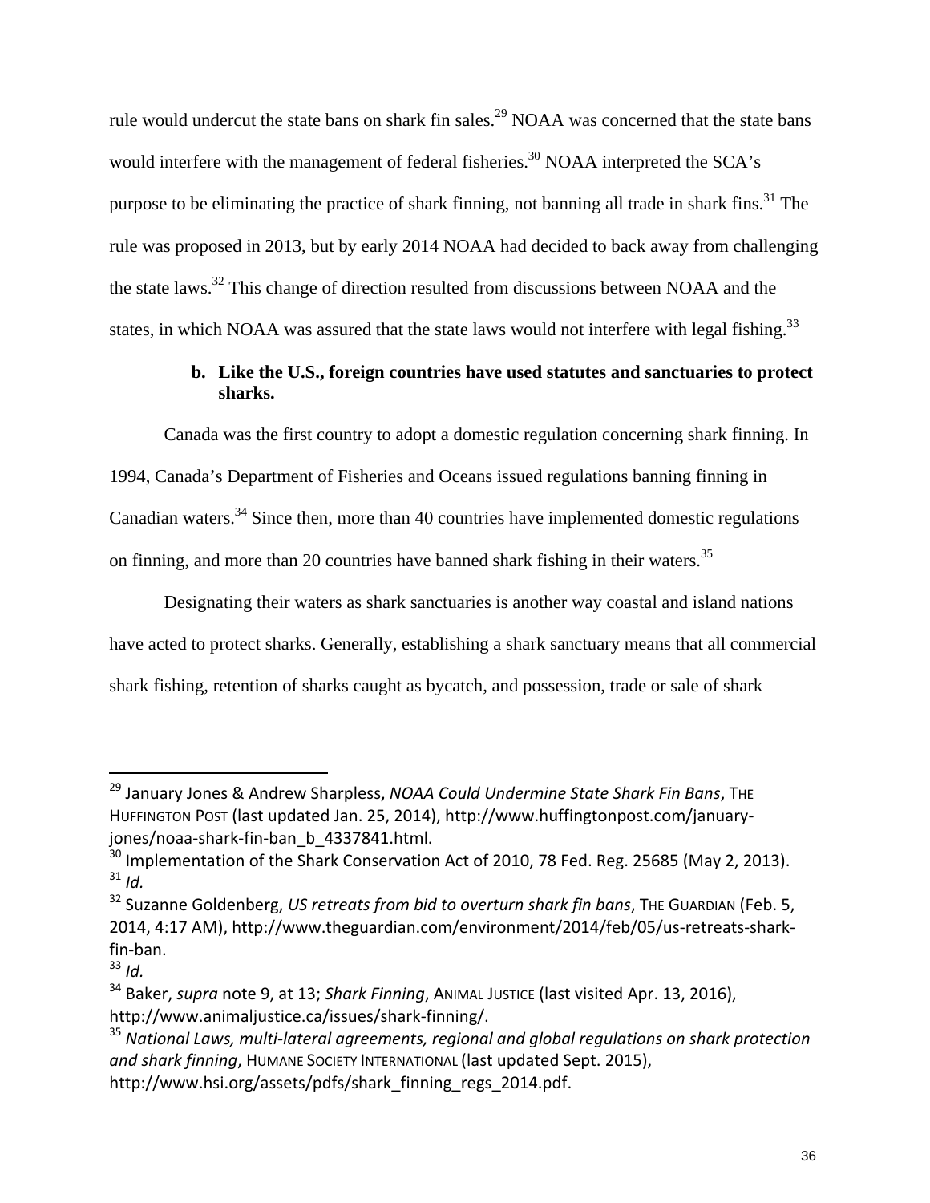rule would undercut the state bans on shark fin sales.[29] NOAA was concerned that the state bans would interfere with the management of federal fisheries.[30] NOAA interpreted the SCA's purpose to be eliminating the practice of shark finning, not banning all trade in shark fins.[31] The rule was proposed in 2013, but by early 2014 NOAA had decided to back away from challenging the state laws.[32] This change of direction resulted from discussions between NOAA and the states, in which NOAA was assured that the state laws would not interfere with legal fishing.[33]

**b. Like the U.S., foreign countries have used statutes and sanctuaries to protect sharks.**

Canada was the first country to adopt a domestic regulation concerning shark finning. In 1994, Canada's Department of Fisheries and Oceans issued regulations banning finning in Canadian waters.[34] Since then, more than 40 countries have implemented domestic regulations on finning, and more than 20 countries have banned shark fishing in their waters.[35]

Designating their waters as shark sanctuaries is another way coastal and island nations have acted to protect sharks. Generally, establishing a shark sanctuary means that all commercial shark fishing, retention of sharks caught as bycatch, and possession, trade or sale of shark

---

[29] January Jones & Andrew Sharpless, *NOAA Could Undermine State Shark Fin Bans*, THE HUFFINGTON POST (last updated Jan. 25, 2014), http://www.huffingtonpost.com/january-jones/noaa-shark-fin-ban_b_4337841.html.

[30] Implementation of the Shark Conservation Act of 2010, 78 Fed. Reg. 25685 (May 2, 2013).

[31] *Id.*

[32] Suzanne Goldenberg, *US retreats from bid to overturn shark fin bans*, THE GUARDIAN (Feb. 5, 2014, 4:17 AM), http://www.theguardian.com/environment/2014/feb/05/us-retreats-shark-fin-ban.

[33] *Id.*

[34] Baker, *supra* note 9, at 13; *Shark Finning*, ANIMAL JUSTICE (last visited Apr. 13, 2016), http://www.animaljustice.ca/issues/shark-finning/.

[35] *National Laws, multi-lateral agreements, regional and global regulations on shark protection and shark finning*, HUMANE SOCIETY INTERNATIONAL (last updated Sept. 2015), http://www.hsi.org/assets/pdfs/shark_finning_regs_2014.pdf.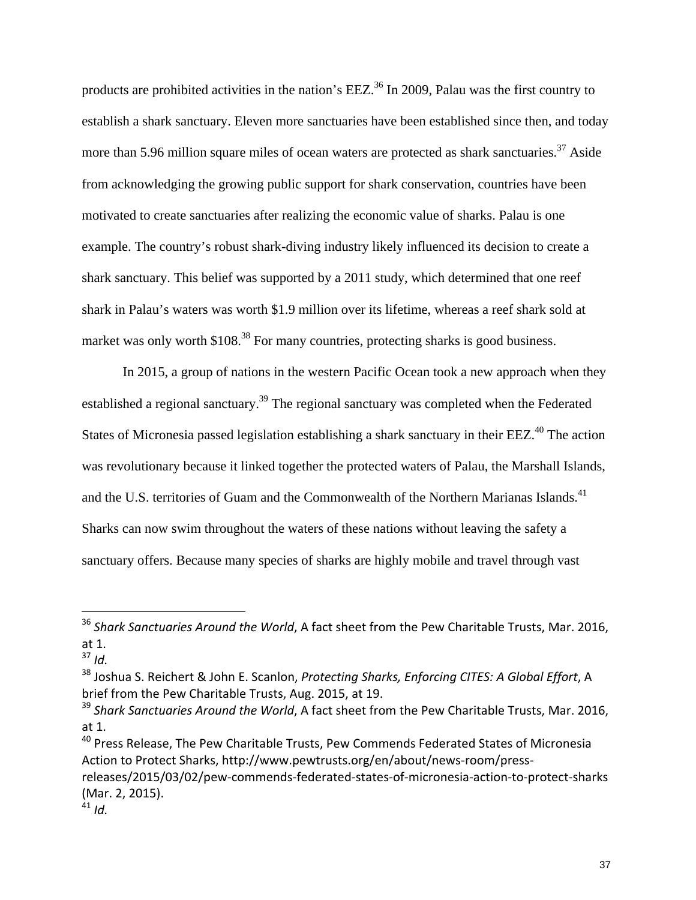products are prohibited activities in the nation's EEZ.[36] In 2009, Palau was the first country to establish a shark sanctuary. Eleven more sanctuaries have been established since then, and today more than 5.96 million square miles of ocean waters are protected as shark sanctuaries.[37] Aside from acknowledging the growing public support for shark conservation, countries have been motivated to create sanctuaries after realizing the economic value of sharks. Palau is one example. The country's robust shark-diving industry likely influenced its decision to create a shark sanctuary. This belief was supported by a 2011 study, which determined that one reef shark in Palau's waters was worth $1.9 million over its lifetime, whereas a reef shark sold at market was only worth $108.[38] For many countries, protecting sharks is good business.

In 2015, a group of nations in the western Pacific Ocean took a new approach when they established a regional sanctuary.[39] The regional sanctuary was completed when the Federated States of Micronesia passed legislation establishing a shark sanctuary in their EEZ.[40] The action was revolutionary because it linked together the protected waters of Palau, the Marshall Islands, and the U.S. territories of Guam and the Commonwealth of the Northern Marianas Islands.[41] Sharks can now swim throughout the waters of these nations without leaving the safety a sanctuary offers. Because many species of sharks are highly mobile and travel through vast

---

[36] *Shark Sanctuaries Around the World*, A fact sheet from the Pew Charitable Trusts, Mar. 2016, at 1.

[37] *Id.*

[38] Joshua S. Reichert & John E. Scanlon, *Protecting Sharks, Enforcing CITES: A Global Effort*, A brief from the Pew Charitable Trusts, Aug. 2015, at 19.

[39] *Shark Sanctuaries Around the World*, A fact sheet from the Pew Charitable Trusts, Mar. 2016, at 1.

[40] Press Release, The Pew Charitable Trusts, Pew Commends Federated States of Micronesia Action to Protect Sharks, http://www.pewtrusts.org/en/about/news-room/press-releases/2015/03/02/pew-commends-federated-states-of-micronesia-action-to-protect-sharks (Mar. 2, 2015).

[41] *Id.*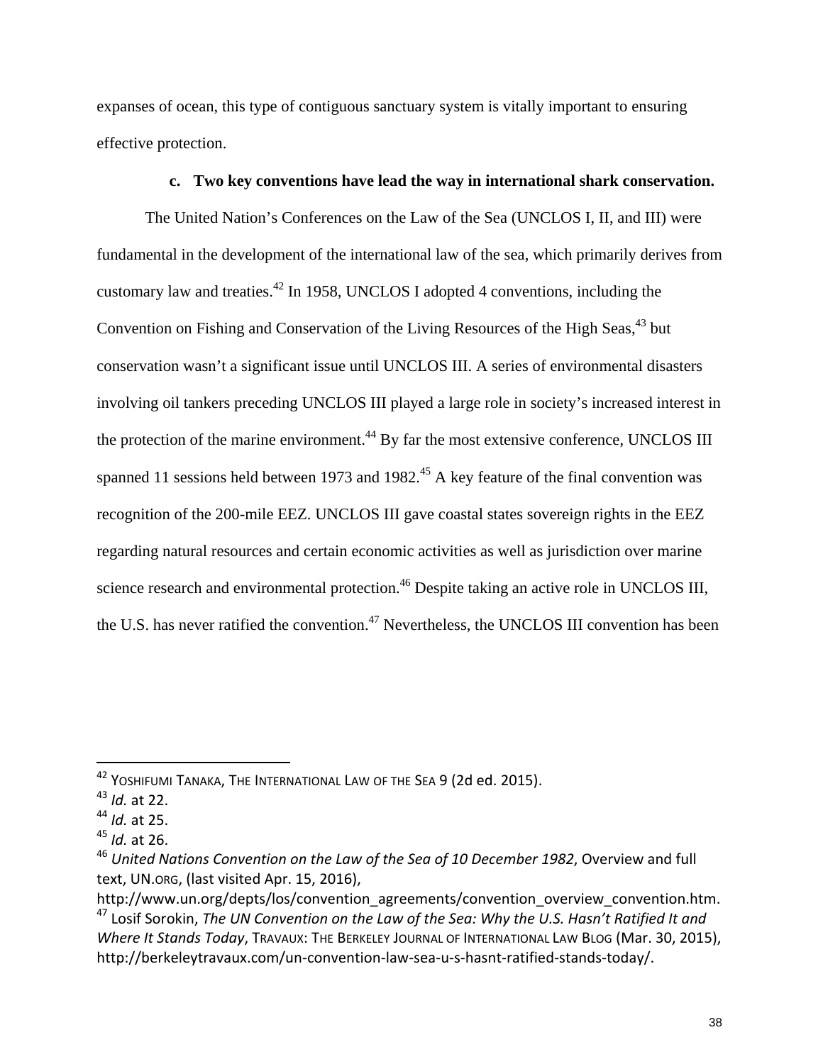expanses of ocean, this type of contiguous sanctuary system is vitally important to ensuring effective protection.

### c. Two key conventions have lead the way in international shark conservation.

The United Nation's Conferences on the Law of the Sea (UNCLOS I, II, and III) were fundamental in the development of the international law of the sea, which primarily derives from customary law and treaties.[42] In 1958, UNCLOS I adopted 4 conventions, including the Convention on Fishing and Conservation of the Living Resources of the High Seas,[43] but conservation wasn't a significant issue until UNCLOS III. A series of environmental disasters involving oil tankers preceding UNCLOS III played a large role in society's increased interest in the protection of the marine environment.[44] By far the most extensive conference, UNCLOS III spanned 11 sessions held between 1973 and 1982.[45] A key feature of the final convention was recognition of the 200-mile EEZ. UNCLOS III gave coastal states sovereign rights in the EEZ regarding natural resources and certain economic activities as well as jurisdiction over marine science research and environmental protection.[46] Despite taking an active role in UNCLOS III, the U.S. has never ratified the convention.[47] Nevertheless, the UNCLOS III convention has been

---

[42] YOSHIFUMI TANAKA, THE INTERNATIONAL LAW OF THE SEA 9 (2d ed. 2015).

[43] *Id.* at 22.

[44] *Id.* at 25.

[45] *Id.* at 26.

[46] *United Nations Convention on the Law of the Sea of 10 December 1982*, Overview and full text, UN.ORG, (last visited Apr. 15, 2016), http://www.un.org/depts/los/convention_agreements/convention_overview_convention.htm.

[47] Losif Sorokin, *The UN Convention on the Law of the Sea: Why the U.S. Hasn't Ratified It and Where It Stands Today*, TRAVAUX: THE BERKELEY JOURNAL OF INTERNATIONAL LAW BLOG (Mar. 30, 2015), http://berkeleytravaux.com/un-convention-law-sea-u-s-hasnt-ratified-stands-today/.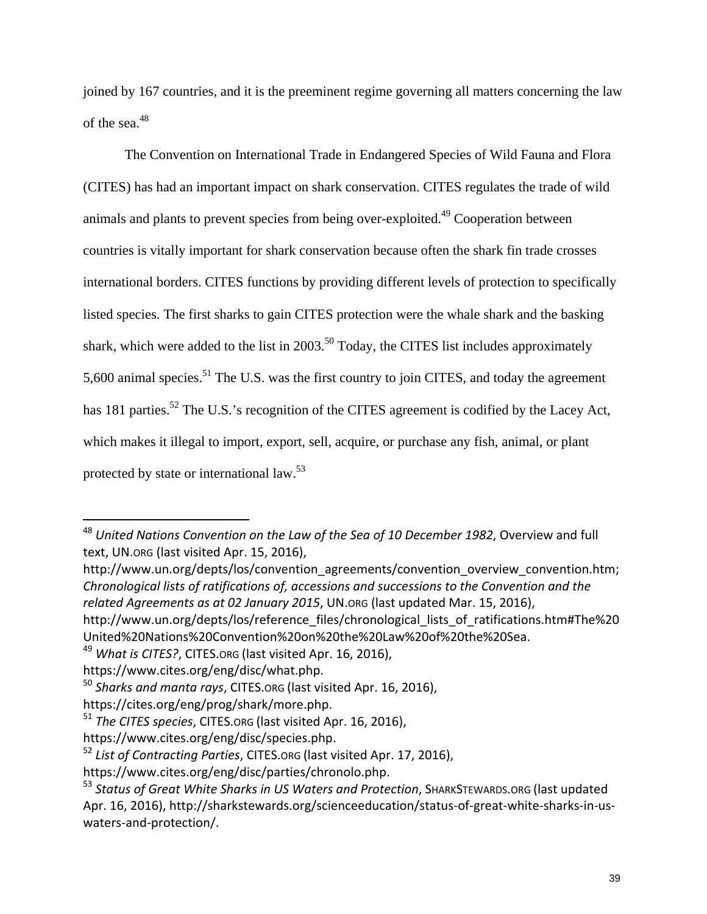joined by 167 countries, and it is the preeminent regime governing all matters concerning the law of the sea.[48]

The Convention on International Trade in Endangered Species of Wild Fauna and Flora (CITES) has had an important impact on shark conservation. CITES regulates the trade of wild animals and plants to prevent species from being over-exploited.[49] Cooperation between countries is vitally important for shark conservation because often the shark fin trade crosses international borders. CITES functions by providing different levels of protection to specifically listed species. The first sharks to gain CITES protection were the whale shark and the basking shark, which were added to the list in 2003.[50] Today, the CITES list includes approximately 5,600 animal species.[51] The U.S. was the first country to join CITES, and today the agreement has 181 parties.[52] The U.S.'s recognition of the CITES agreement is codified by the Lacey Act, which makes it illegal to import, export, sell, acquire, or purchase any fish, animal, or plant protected by state or international law.[53]

---

[48] *United Nations Convention on the Law of the Sea of 10 December 1982*, Overview and full text, UN.ORG (last visited Apr. 15, 2016), http://www.un.org/depts/los/convention_agreements/convention_overview_convention.htm; *Chronological lists of ratifications of, accessions and successions to the Convention and the related Agreements as at 02 January 2015*, UN.ORG (last updated Mar. 15, 2016), http://www.un.org/depts/los/reference_files/chronological_lists_of_ratifications.htm#The%20United%20Nations%20Convention%20on%20the%20Law%20of%20the%20Sea.

[49] *What is CITES?*, CITES.ORG (last visited Apr. 16, 2016), https://www.cites.org/eng/disc/what.php.

[50] *Sharks and manta rays*, CITES.ORG (last visited Apr. 16, 2016), https://cites.org/eng/prog/shark/more.php.

[51] *The CITES species*, CITES.ORG (last visited Apr. 16, 2016), https://www.cites.org/eng/disc/species.php.

[52] *List of Contracting Parties*, CITES.ORG (last visited Apr. 17, 2016), https://www.cites.org/eng/disc/parties/chronolo.php.

[53] *Status of Great White Sharks in US Waters and Protection*, SHARKSTEWARDS.ORG (last updated Apr. 16, 2016), http://sharkstewards.org/scienceeducation/status-of-great-white-sharks-in-us-waters-and-protection/.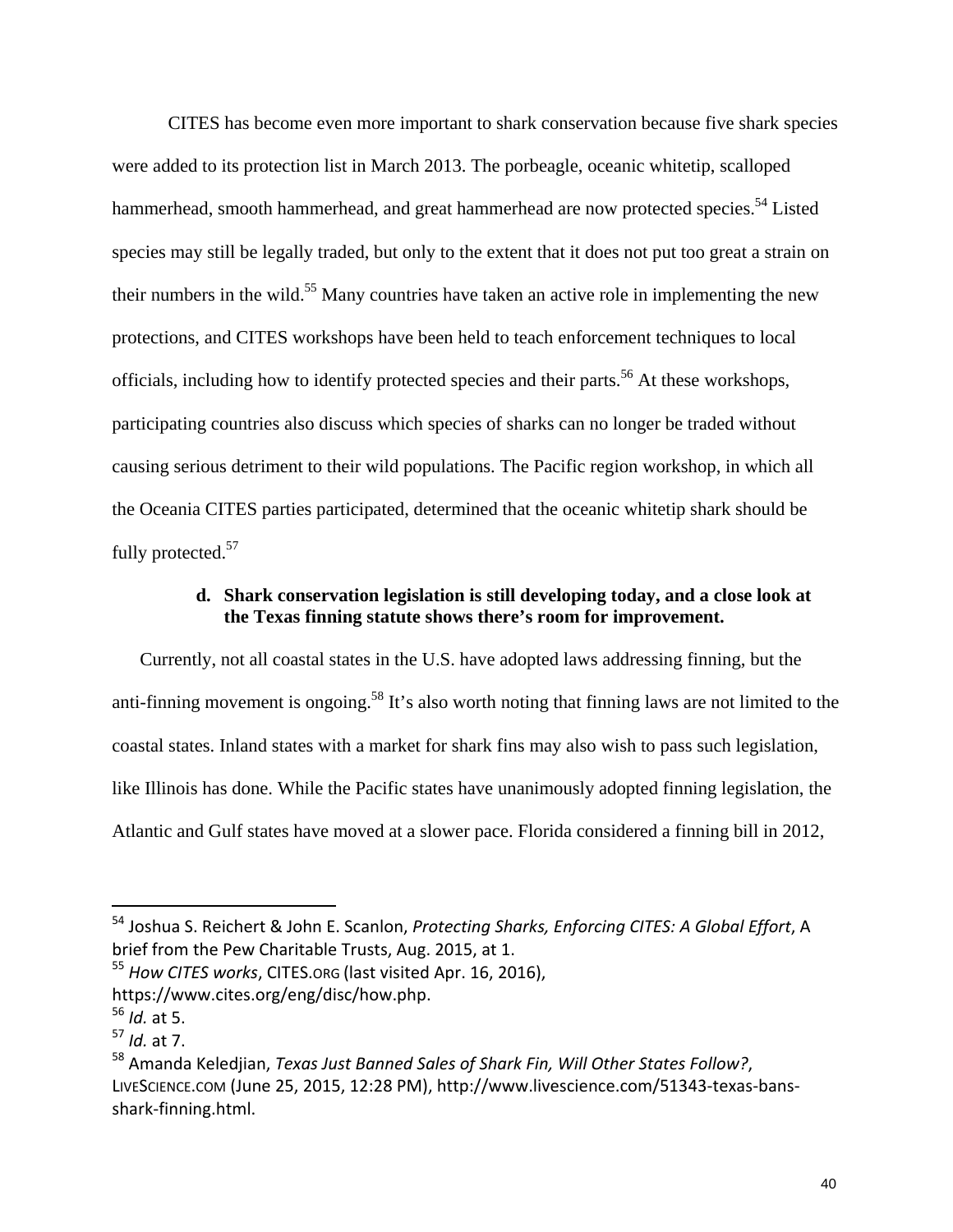CITES has become even more important to shark conservation because five shark species were added to its protection list in March 2013. The porbeagle, oceanic whitetip, scalloped hammerhead, smooth hammerhead, and great hammerhead are now protected species.[54] Listed species may still be legally traded, but only to the extent that it does not put too great a strain on their numbers in the wild.[55] Many countries have taken an active role in implementing the new protections, and CITES workshops have been held to teach enforcement techniques to local officials, including how to identify protected species and their parts.[56] At these workshops, participating countries also discuss which species of sharks can no longer be traded without causing serious detriment to their wild populations. The Pacific region workshop, in which all the Oceania CITES parties participated, determined that the oceanic whitetip shark should be fully protected.[57]

#### d. Shark conservation legislation is still developing today, and a close look at the Texas finning statute shows there's room for improvement.

Currently, not all coastal states in the U.S. have adopted laws addressing finning, but the anti-finning movement is ongoing.[58] It's also worth noting that finning laws are not limited to the coastal states. Inland states with a market for shark fins may also wish to pass such legislation, like Illinois has done. While the Pacific states have unanimously adopted finning legislation, the Atlantic and Gulf states have moved at a slower pace. Florida considered a finning bill in 2012,

---

[54] Joshua S. Reichert & John E. Scanlon, *Protecting Sharks, Enforcing CITES: A Global Effort*, A brief from the Pew Charitable Trusts, Aug. 2015, at 1.

[55] *How CITES works*, CITES.ORG (last visited Apr. 16, 2016), https://www.cites.org/eng/disc/how.php.

[56] *Id.* at 5.

[57] *Id.* at 7.

[58] Amanda Keledjian, *Texas Just Banned Sales of Shark Fin, Will Other States Follow?*, LIVESCIENCE.COM (June 25, 2015, 12:28 PM), http://www.livescience.com/51343-texas-bans-shark-finning.html.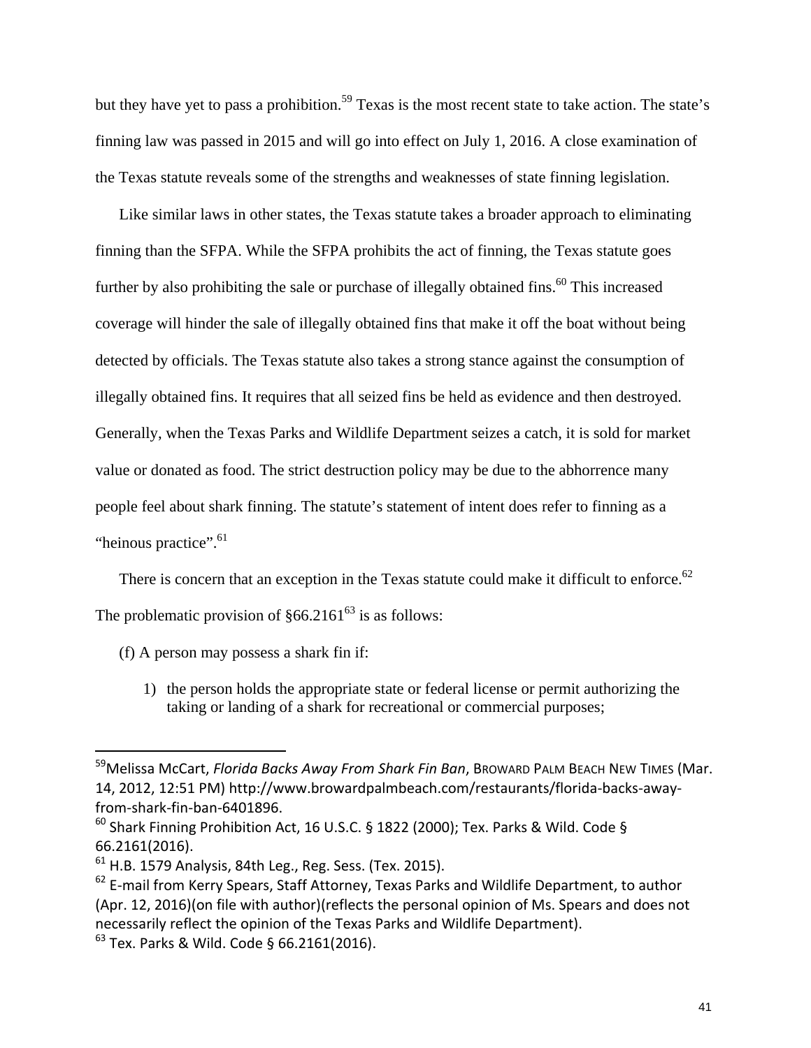but they have yet to pass a prohibition.[59] Texas is the most recent state to take action. The state's finning law was passed in 2015 and will go into effect on July 1, 2016. A close examination of the Texas statute reveals some of the strengths and weaknesses of state finning legislation.

Like similar laws in other states, the Texas statute takes a broader approach to eliminating finning than the SFPA. While the SFPA prohibits the act of finning, the Texas statute goes further by also prohibiting the sale or purchase of illegally obtained fins.[60] This increased coverage will hinder the sale of illegally obtained fins that make it off the boat without being detected by officials. The Texas statute also takes a strong stance against the consumption of illegally obtained fins. It requires that all seized fins be held as evidence and then destroyed. Generally, when the Texas Parks and Wildlife Department seizes a catch, it is sold for market value or donated as food. The strict destruction policy may be due to the abhorrence many people feel about shark finning. The statute's statement of intent does refer to finning as a "heinous practice".[61]

There is concern that an exception in the Texas statute could make it difficult to enforce.[62] The problematic provision of §66.2161[63] is as follows:

(f) A person may possess a shark fin if:

1) the person holds the appropriate state or federal license or permit authorizing the taking or landing of a shark for recreational or commercial purposes;

---

[59] Melissa McCart, *Florida Backs Away From Shark Fin Ban*, BROWARD PALM BEACH NEW TIMES (Mar. 14, 2012, 12:51 PM) http://www.browardpalmbeach.com/restaurants/florida-backs-away-from-shark-fin-ban-6401896.

[60] Shark Finning Prohibition Act, 16 U.S.C. § 1822 (2000); Tex. Parks & Wild. Code § 66.2161(2016).

[61] H.B. 1579 Analysis, 84th Leg., Reg. Sess. (Tex. 2015).

[62] E-mail from Kerry Spears, Staff Attorney, Texas Parks and Wildlife Department, to author (Apr. 12, 2016)(on file with author)(reflects the personal opinion of Ms. Spears and does not necessarily reflect the opinion of the Texas Parks and Wildlife Department).

[63] Tex. Parks & Wild. Code § 66.2161(2016).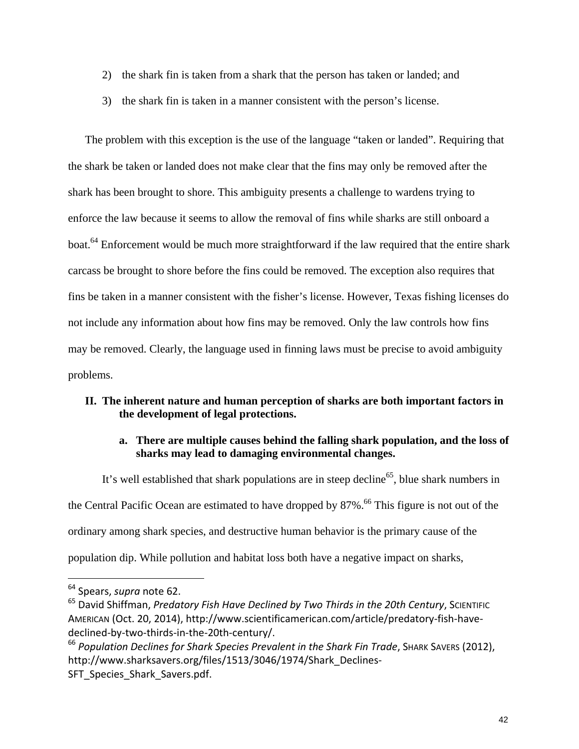2) the shark fin is taken from a shark that the person has taken or landed; and

3) the shark fin is taken in a manner consistent with the person's license.

The problem with this exception is the use of the language "taken or landed". Requiring that the shark be taken or landed does not make clear that the fins may only be removed after the shark has been brought to shore. This ambiguity presents a challenge to wardens trying to enforce the law because it seems to allow the removal of fins while sharks are still onboard a boat.[64] Enforcement would be much more straightforward if the law required that the entire shark carcass be brought to shore before the fins could be removed. The exception also requires that fins be taken in a manner consistent with the fisher's license. However, Texas fishing licenses do not include any information about how fins may be removed. Only the law controls how fins may be removed. Clearly, the language used in finning laws must be precise to avoid ambiguity problems.

## II. The inherent nature and human perception of sharks are both important factors in the development of legal protections.

### a. There are multiple causes behind the falling shark population, and the loss of sharks may lead to damaging environmental changes.

It's well established that shark populations are in steep decline[65], blue shark numbers in the Central Pacific Ocean are estimated to have dropped by 87%.[66] This figure is not out of the ordinary among shark species, and destructive human behavior is the primary cause of the population dip. While pollution and habitat loss both have a negative impact on sharks,

---

[64] Spears, *supra* note 62.

[65] David Shiffman, *Predatory Fish Have Declined by Two Thirds in the 20th Century*, SCIENTIFIC AMERICAN (Oct. 20, 2014), http://www.scientificamerican.com/article/predatory-fish-have-declined-by-two-thirds-in-the-20th-century/.

[66] *Population Declines for Shark Species Prevalent in the Shark Fin Trade*, SHARK SAVERS (2012), http://www.sharksavers.org/files/1513/3046/1974/Shark_Declines-SFT_Species_Shark_Savers.pdf.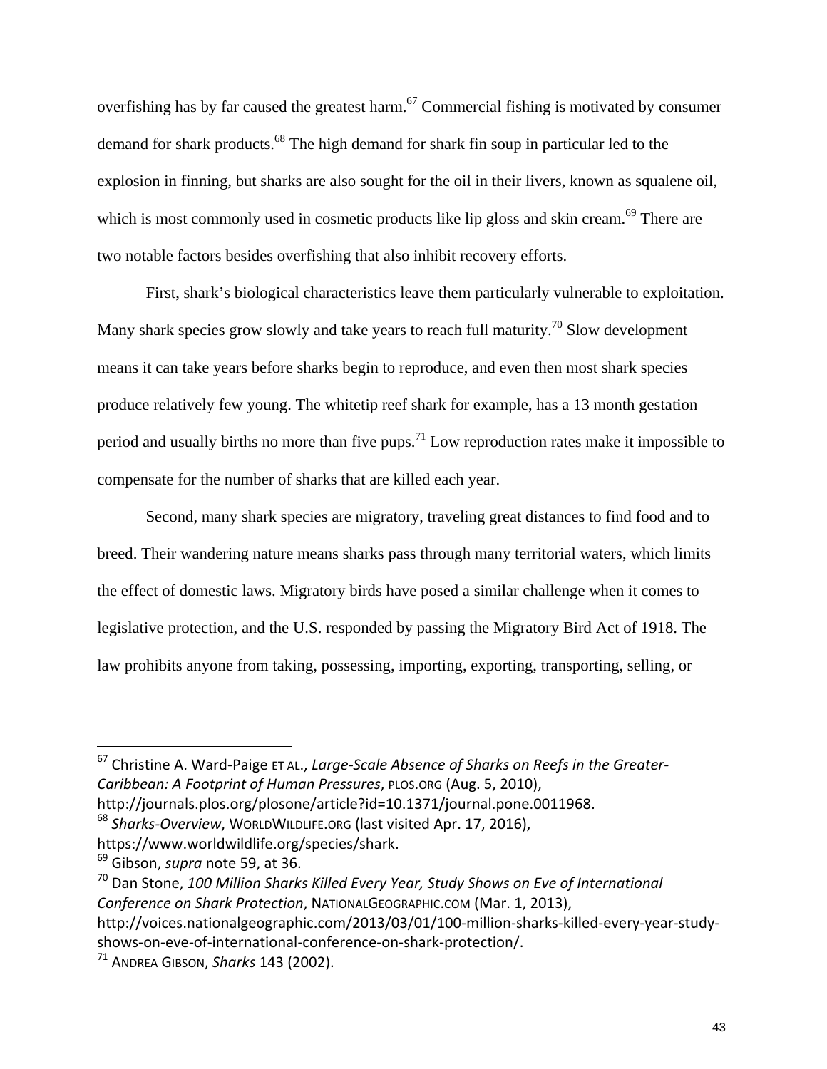overfishing has by far caused the greatest harm.[67] Commercial fishing is motivated by consumer demand for shark products.[68] The high demand for shark fin soup in particular led to the explosion in finning, but sharks are also sought for the oil in their livers, known as squalene oil, which is most commonly used in cosmetic products like lip gloss and skin cream.[69] There are two notable factors besides overfishing that also inhibit recovery efforts.

First, shark's biological characteristics leave them particularly vulnerable to exploitation. Many shark species grow slowly and take years to reach full maturity.[70] Slow development means it can take years before sharks begin to reproduce, and even then most shark species produce relatively few young. The whitetip reef shark for example, has a 13 month gestation period and usually births no more than five pups.[71] Low reproduction rates make it impossible to compensate for the number of sharks that are killed each year.

Second, many shark species are migratory, traveling great distances to find food and to breed. Their wandering nature means sharks pass through many territorial waters, which limits the effect of domestic laws. Migratory birds have posed a similar challenge when it comes to legislative protection, and the U.S. responded by passing the Migratory Bird Act of 1918. The law prohibits anyone from taking, possessing, importing, exporting, transporting, selling, or

---

[67] Christine A. Ward-Paige ET AL., *Large-Scale Absence of Sharks on Reefs in the Greater-Caribbean: A Footprint of Human Pressures*, PLOS.ORG (Aug. 5, 2010), http://journals.plos.org/plosone/article?id=10.1371/journal.pone.0011968.

[68] *Sharks-Overview*, WORLDWILDLIFE.ORG (last visited Apr. 17, 2016), https://www.worldwildlife.org/species/shark.

[69] Gibson, *supra* note 59, at 36.

[70] Dan Stone, *100 Million Sharks Killed Every Year, Study Shows on Eve of International Conference on Shark Protection*, NATIONALGEOGRAPHIC.COM (Mar. 1, 2013), http://voices.nationalgeographic.com/2013/03/01/100-million-sharks-killed-every-year-study-shows-on-eve-of-international-conference-on-shark-protection/.

[71] ANDREA GIBSON, *Sharks* 143 (2002).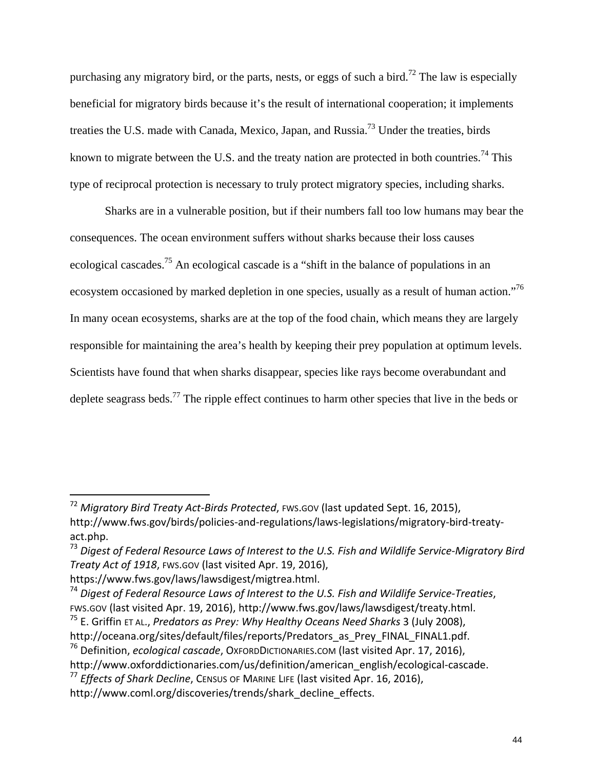purchasing any migratory bird, or the parts, nests, or eggs of such a bird.[72] The law is especially beneficial for migratory birds because it's the result of international cooperation; it implements treaties the U.S. made with Canada, Mexico, Japan, and Russia.[73] Under the treaties, birds known to migrate between the U.S. and the treaty nation are protected in both countries.[74] This type of reciprocal protection is necessary to truly protect migratory species, including sharks.

Sharks are in a vulnerable position, but if their numbers fall too low humans may bear the consequences. The ocean environment suffers without sharks because their loss causes ecological cascades.[75] An ecological cascade is a "shift in the balance of populations in an ecosystem occasioned by marked depletion in one species, usually as a result of human action."[76] In many ocean ecosystems, sharks are at the top of the food chain, which means they are largely responsible for maintaining the area's health by keeping their prey population at optimum levels. Scientists have found that when sharks disappear, species like rays become overabundant and deplete seagrass beds.[77] The ripple effect continues to harm other species that live in the beds or

---

[72] *Migratory Bird Treaty Act-Birds Protected*, FWS.GOV (last updated Sept. 16, 2015), http://www.fws.gov/birds/policies-and-regulations/laws-legislations/migratory-bird-treaty-act.php.

[73] *Digest of Federal Resource Laws of Interest to the U.S. Fish and Wildlife Service-Migratory Bird Treaty Act of 1918*, FWS.GOV (last visited Apr. 19, 2016), https://www.fws.gov/laws/lawsdigest/migtrea.html.

[74] *Digest of Federal Resource Laws of Interest to the U.S. Fish and Wildlife Service-Treaties*, FWS.GOV (last visited Apr. 19, 2016), http://www.fws.gov/laws/lawsdigest/treaty.html.

[75] E. Griffin ET AL., *Predators as Prey: Why Healthy Oceans Need Sharks* 3 (July 2008), http://oceana.org/sites/default/files/reports/Predators_as_Prey_FINAL_FINAL1.pdf.

[76] Definition, *ecological cascade*, OXFORDDICTIONARIES.COM (last visited Apr. 17, 2016), http://www.oxforddictionaries.com/us/definition/american_english/ecological-cascade.

[77] *Effects of Shark Decline*, CENSUS OF MARINE LIFE (last visited Apr. 16, 2016), http://www.coml.org/discoveries/trends/shark_decline_effects.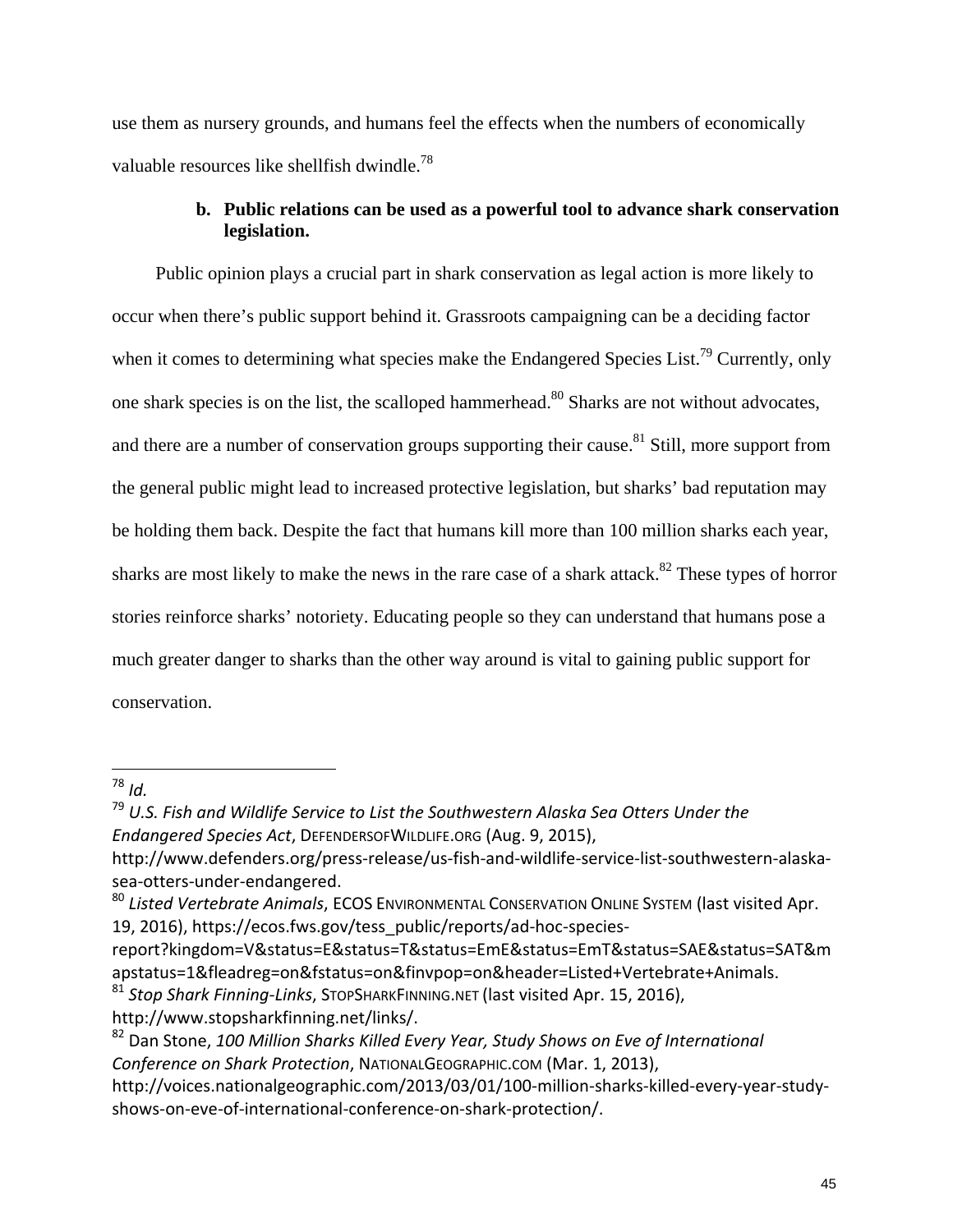use them as nursery grounds, and humans feel the effects when the numbers of economically valuable resources like shellfish dwindle.[78]

### b. Public relations can be used as a powerful tool to advance shark conservation legislation.

Public opinion plays a crucial part in shark conservation as legal action is more likely to occur when there's public support behind it. Grassroots campaigning can be a deciding factor when it comes to determining what species make the Endangered Species List.[79] Currently, only one shark species is on the list, the scalloped hammerhead.[80] Sharks are not without advocates, and there are a number of conservation groups supporting their cause.[81] Still, more support from the general public might lead to increased protective legislation, but sharks' bad reputation may be holding them back. Despite the fact that humans kill more than 100 million sharks each year, sharks are most likely to make the news in the rare case of a shark attack.[82] These types of horror stories reinforce sharks' notoriety. Educating people so they can understand that humans pose a much greater danger to sharks than the other way around is vital to gaining public support for conservation.

---

[78] *Id.*

[79] *U.S. Fish and Wildlife Service to List the Southwestern Alaska Sea Otters Under the Endangered Species Act*, DEFENDERSOFWILDLIFE.ORG (Aug. 9, 2015), http://www.defenders.org/press-release/us-fish-and-wildlife-service-list-southwestern-alaska-sea-otters-under-endangered.

[80] *Listed Vertebrate Animals*, ECOS ENVIRONMENTAL CONSERVATION ONLINE SYSTEM (last visited Apr. 19, 2016), https://ecos.fws.gov/tess_public/reports/ad-hoc-species-report?kingdom=V&status=E&status=T&status=EmE&status=EmT&status=SAE&status=SAT&mapstatus=1&fleadreg=on&fstatus=on&finvpop=on&header=Listed+Vertebrate+Animals.

[81] *Stop Shark Finning-Links*, STOPSHARKFINNING.NET (last visited Apr. 15, 2016), http://www.stopsharkfinning.net/links/.

[82] Dan Stone, *100 Million Sharks Killed Every Year, Study Shows on Eve of International Conference on Shark Protection*, NATIONALGEOGRAPHIC.COM (Mar. 1, 2013), http://voices.nationalgeographic.com/2013/03/01/100-million-sharks-killed-every-year-study-shows-on-eve-of-international-conference-on-shark-protection/.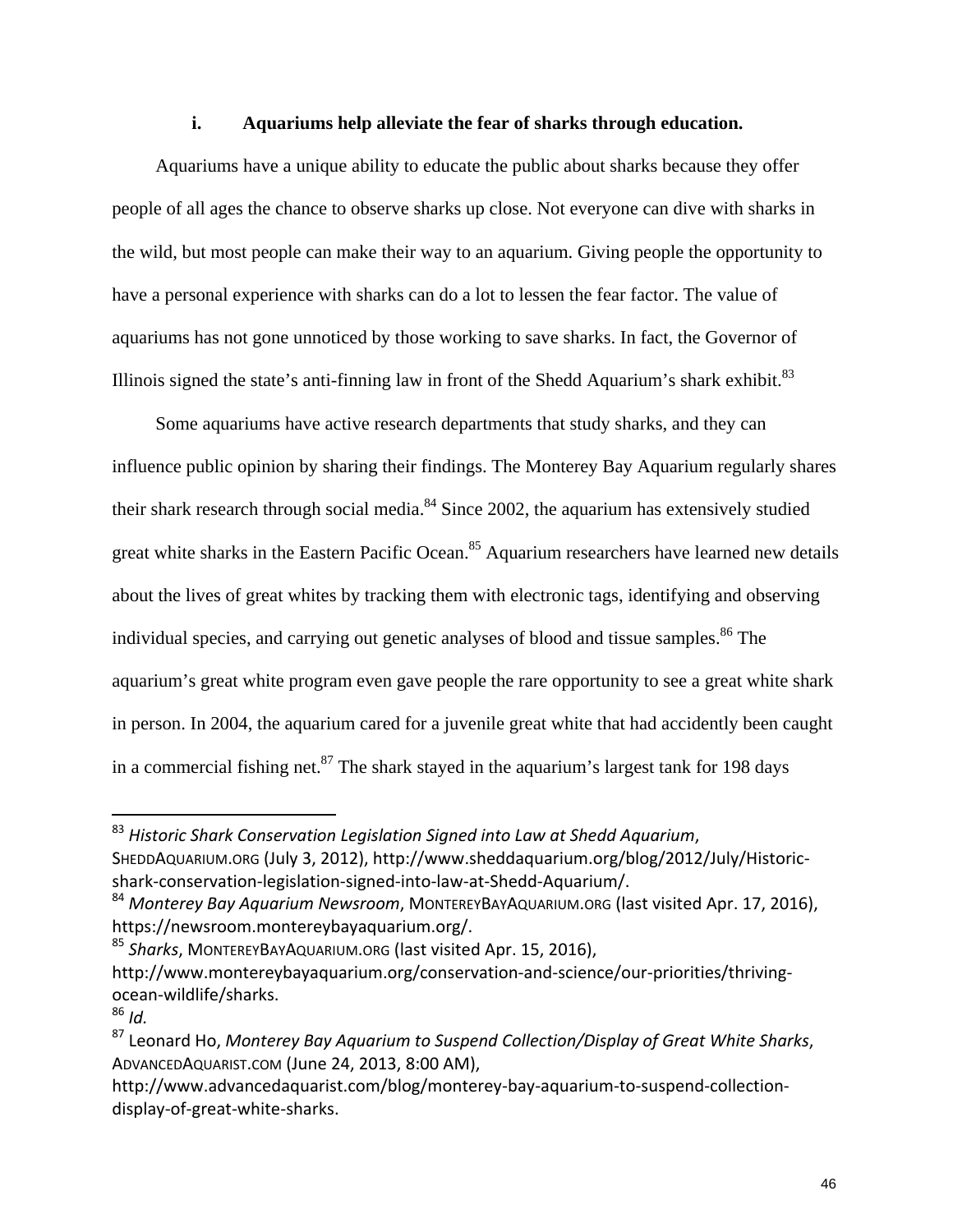#### i. Aquariums help alleviate the fear of sharks through education.

Aquariums have a unique ability to educate the public about sharks because they offer people of all ages the chance to observe sharks up close. Not everyone can dive with sharks in the wild, but most people can make their way to an aquarium. Giving people the opportunity to have a personal experience with sharks can do a lot to lessen the fear factor. The value of aquariums has not gone unnoticed by those working to save sharks. In fact, the Governor of Illinois signed the state's anti-finning law in front of the Shedd Aquarium's shark exhibit.[83]

Some aquariums have active research departments that study sharks, and they can influence public opinion by sharing their findings. The Monterey Bay Aquarium regularly shares their shark research through social media.[84] Since 2002, the aquarium has extensively studied great white sharks in the Eastern Pacific Ocean.[85] Aquarium researchers have learned new details about the lives of great whites by tracking them with electronic tags, identifying and observing individual species, and carrying out genetic analyses of blood and tissue samples.[86] The aquarium's great white program even gave people the rare opportunity to see a great white shark in person. In 2004, the aquarium cared for a juvenile great white that had accidently been caught in a commercial fishing net.[87] The shark stayed in the aquarium's largest tank for 198 days

---

[83] *Historic Shark Conservation Legislation Signed into Law at Shedd Aquarium*, SHEDDAQUARIUM.ORG (July 3, 2012), http://www.sheddaquarium.org/blog/2012/July/Historic-shark-conservation-legislation-signed-into-law-at-Shedd-Aquarium/.

[84] *Monterey Bay Aquarium Newsroom*, MONTEREYBAYAQUARIUM.ORG (last visited Apr. 17, 2016), https://newsroom.montereybayaquarium.org/.

[85] *Sharks*, MONTEREYBAYAQUARIUM.ORG (last visited Apr. 15, 2016), http://www.montereybayaquarium.org/conservation-and-science/our-priorities/thriving-ocean-wildlife/sharks.

[86] *Id.*

[87] Leonard Ho, *Monterey Bay Aquarium to Suspend Collection/Display of Great White Sharks*, ADVANCEDAQUARIST.COM (June 24, 2013, 8:00 AM), http://www.advancedaquarist.com/blog/monterey-bay-aquarium-to-suspend-collection-display-of-great-white-sharks.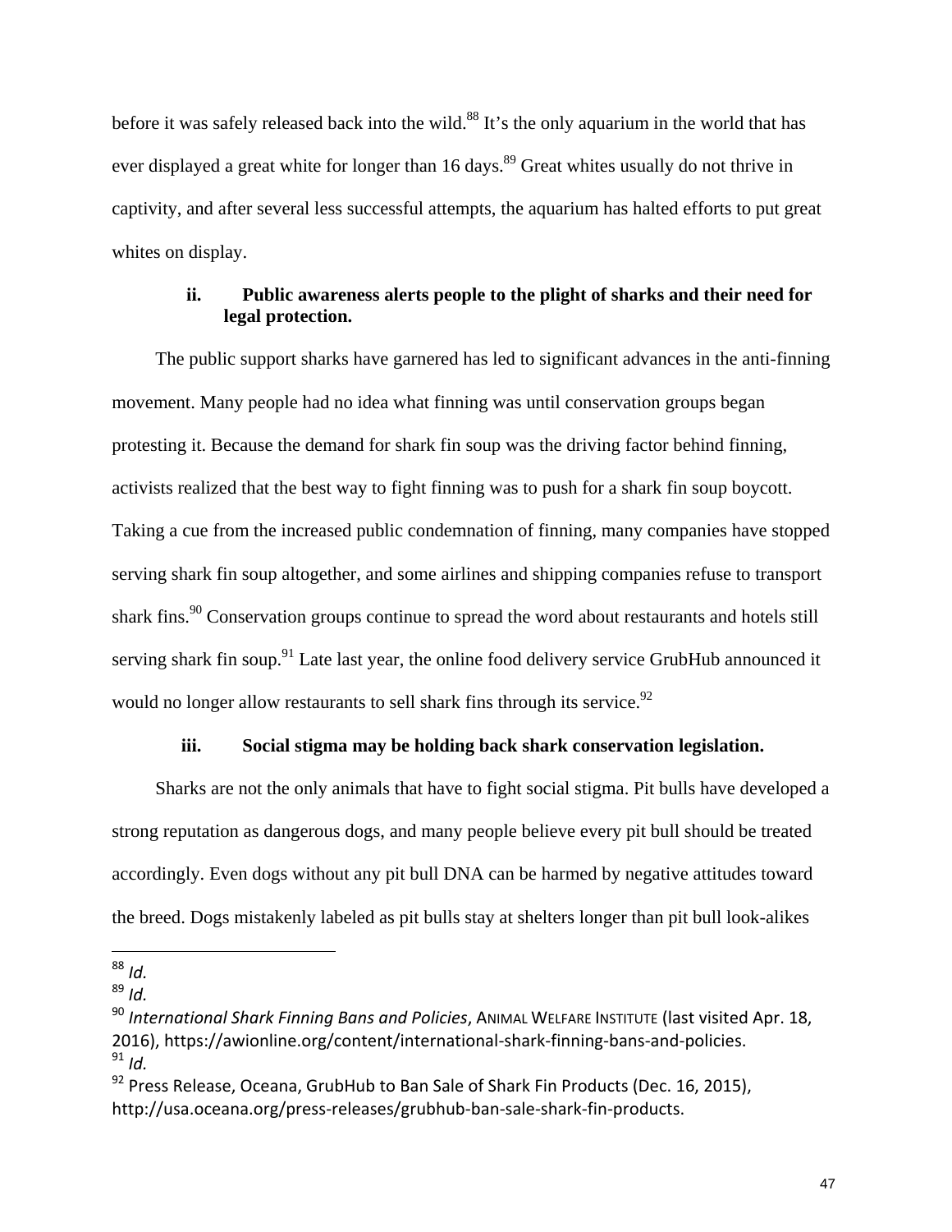before it was safely released back into the wild.[88] It's the only aquarium in the world that has ever displayed a great white for longer than 16 days.[89] Great whites usually do not thrive in captivity, and after several less successful attempts, the aquarium has halted efforts to put great whites on display.

#### ii. Public awareness alerts people to the plight of sharks and their need for legal protection.

The public support sharks have garnered has led to significant advances in the anti-finning movement. Many people had no idea what finning was until conservation groups began protesting it. Because the demand for shark fin soup was the driving factor behind finning, activists realized that the best way to fight finning was to push for a shark fin soup boycott. Taking a cue from the increased public condemnation of finning, many companies have stopped serving shark fin soup altogether, and some airlines and shipping companies refuse to transport shark fins.[90] Conservation groups continue to spread the word about restaurants and hotels still serving shark fin soup.[91] Late last year, the online food delivery service GrubHub announced it would no longer allow restaurants to sell shark fins through its service.[92]

#### iii. Social stigma may be holding back shark conservation legislation.

Sharks are not the only animals that have to fight social stigma. Pit bulls have developed a strong reputation as dangerous dogs, and many people believe every pit bull should be treated accordingly. Even dogs without any pit bull DNA can be harmed by negative attitudes toward the breed. Dogs mistakenly labeled as pit bulls stay at shelters longer than pit bull look-alikes

---

[88] *Id.*

[89] *Id.*

[90] *International Shark Finning Bans and Policies*, ANIMAL WELFARE INSTITUTE (last visited Apr. 18, 2016), https://awionline.org/content/international-shark-finning-bans-and-policies.

[91] *Id.*

[92] Press Release, Oceana, GrubHub to Ban Sale of Shark Fin Products (Dec. 16, 2015), http://usa.oceana.org/press-releases/grubhub-ban-sale-shark-fin-products.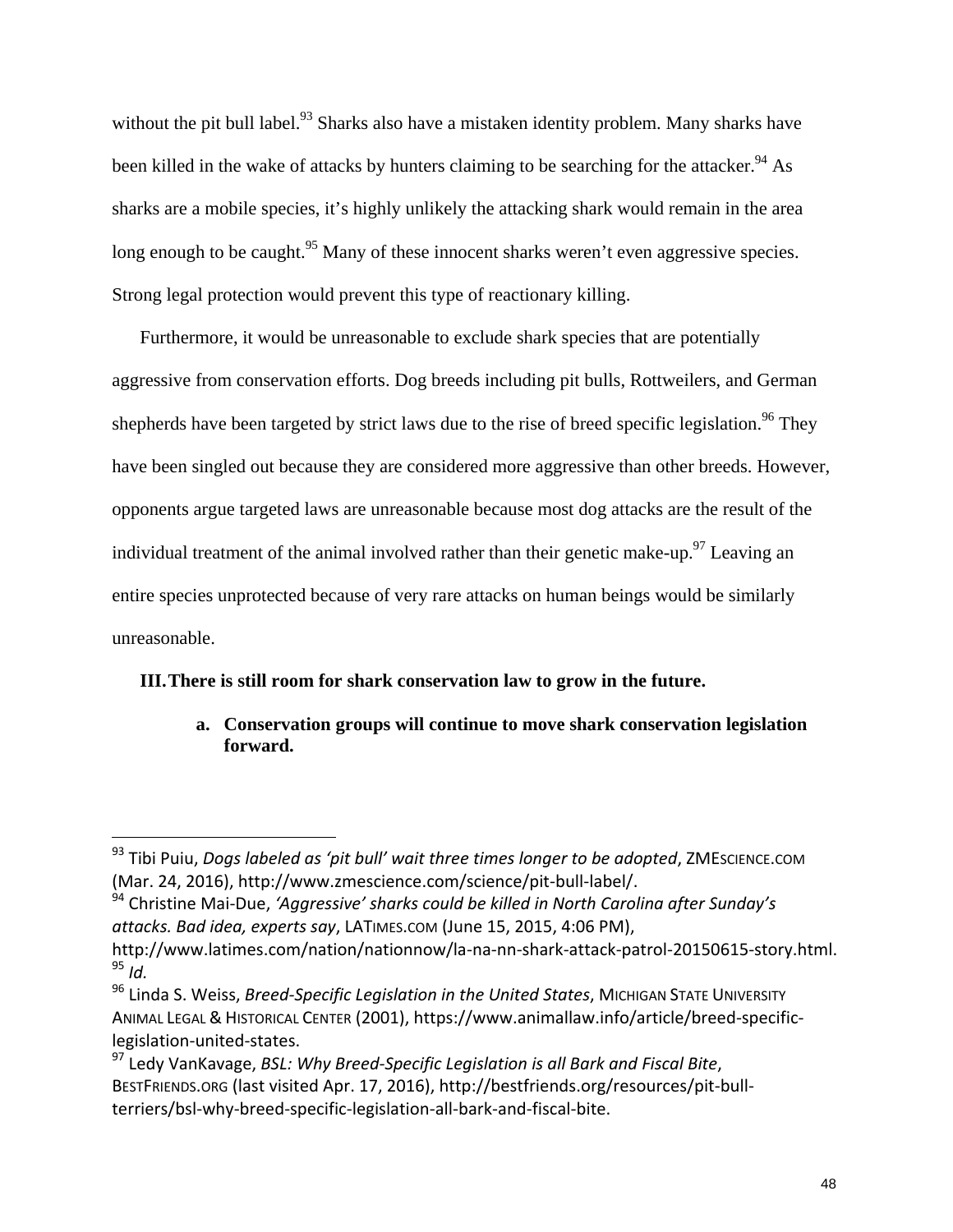without the pit bull label.[93] Sharks also have a mistaken identity problem. Many sharks have been killed in the wake of attacks by hunters claiming to be searching for the attacker.[94] As sharks are a mobile species, it's highly unlikely the attacking shark would remain in the area long enough to be caught.[95] Many of these innocent sharks weren't even aggressive species. Strong legal protection would prevent this type of reactionary killing.

Furthermore, it would be unreasonable to exclude shark species that are potentially aggressive from conservation efforts. Dog breeds including pit bulls, Rottweilers, and German shepherds have been targeted by strict laws due to the rise of breed specific legislation.[96] They have been singled out because they are considered more aggressive than other breeds. However, opponents argue targeted laws are unreasonable because most dog attacks are the result of the individual treatment of the animal involved rather than their genetic make-up.[97] Leaving an entire species unprotected because of very rare attacks on human beings would be similarly unreasonable.

## III. There is still room for shark conservation law to grow in the future.

### a. Conservation groups will continue to move shark conservation legislation forward.

---

[93] Tibi Puiu, *Dogs labeled as 'pit bull' wait three times longer to be adopted*, ZMESCIENCE.COM (Mar. 24, 2016), http://www.zmescience.com/science/pit-bull-label/.

[94] Christine Mai-Due, *'Aggressive' sharks could be killed in North Carolina after Sunday's attacks. Bad idea, experts say*, LATIMES.COM (June 15, 2015, 4:06 PM), http://www.latimes.com/nation/nationnow/la-na-nn-shark-attack-patrol-20150615-story.html.

[95] *Id.*

[96] Linda S. Weiss, *Breed-Specific Legislation in the United States*, MICHIGAN STATE UNIVERSITY ANIMAL LEGAL & HISTORICAL CENTER (2001), https://www.animallaw.info/article/breed-specific-legislation-united-states.

[97] Ledy VanKavage, *BSL: Why Breed-Specific Legislation is all Bark and Fiscal Bite*, BESTFRIENDS.ORG (last visited Apr. 17, 2016), http://bestfriends.org/resources/pit-bull-terriers/bsl-why-breed-specific-legislation-all-bark-and-fiscal-bite.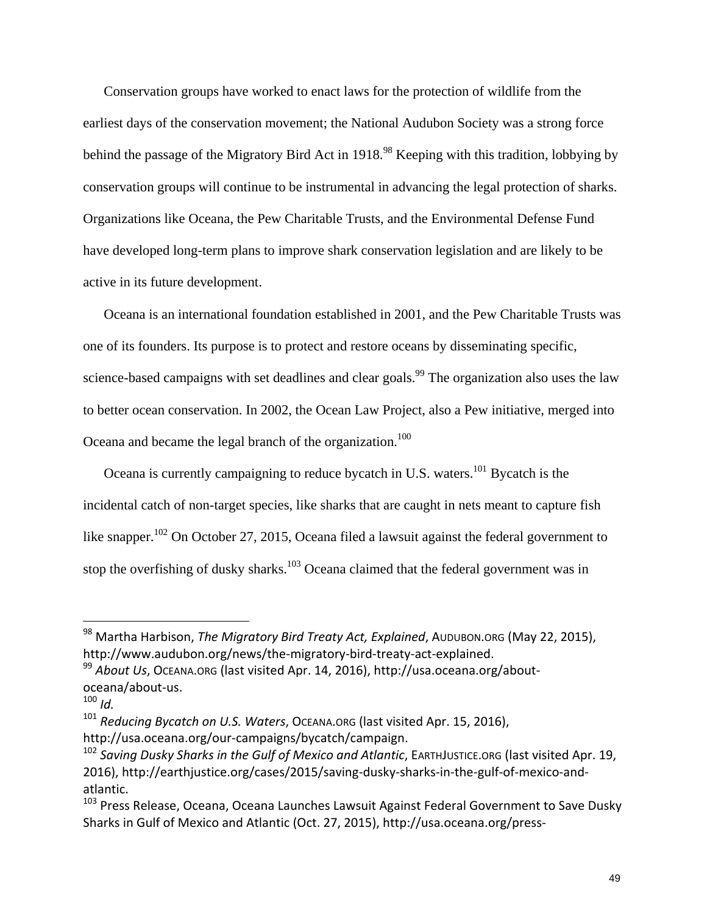Conservation groups have worked to enact laws for the protection of wildlife from the earliest days of the conservation movement; the National Audubon Society was a strong force behind the passage of the Migratory Bird Act in 1918.[98] Keeping with this tradition, lobbying by conservation groups will continue to be instrumental in advancing the legal protection of sharks. Organizations like Oceana, the Pew Charitable Trusts, and the Environmental Defense Fund have developed long-term plans to improve shark conservation legislation and are likely to be active in its future development.

Oceana is an international foundation established in 2001, and the Pew Charitable Trusts was one of its founders. Its purpose is to protect and restore oceans by disseminating specific, science-based campaigns with set deadlines and clear goals.[99] The organization also uses the law to better ocean conservation. In 2002, the Ocean Law Project, also a Pew initiative, merged into Oceana and became the legal branch of the organization.[100]

Oceana is currently campaigning to reduce bycatch in U.S. waters.[101] Bycatch is the incidental catch of non-target species, like sharks that are caught in nets meant to capture fish like snapper.[102] On October 27, 2015, Oceana filed a lawsuit against the federal government to stop the overfishing of dusky sharks.[103] Oceana claimed that the federal government was in

---

[98] Martha Harbison, *The Migratory Bird Treaty Act, Explained*, AUDUBON.ORG (May 22, 2015), http://www.audubon.org/news/the-migratory-bird-treaty-act-explained.

[99] *About Us*, OCEANA.ORG (last visited Apr. 14, 2016), http://usa.oceana.org/about-oceana/about-us.

[100] *Id.*

[101] *Reducing Bycatch on U.S. Waters*, OCEANA.ORG (last visited Apr. 15, 2016), http://usa.oceana.org/our-campaigns/bycatch/campaign.

[102] *Saving Dusky Sharks in the Gulf of Mexico and Atlantic*, EARTHJUSTICE.ORG (last visited Apr. 19, 2016), http://earthjustice.org/cases/2015/saving-dusky-sharks-in-the-gulf-of-mexico-and-atlantic.

[103] Press Release, Oceana, Oceana Launches Lawsuit Against Federal Government to Save Dusky Sharks in Gulf of Mexico and Atlantic (Oct. 27, 2015), http://usa.oceana.org/press-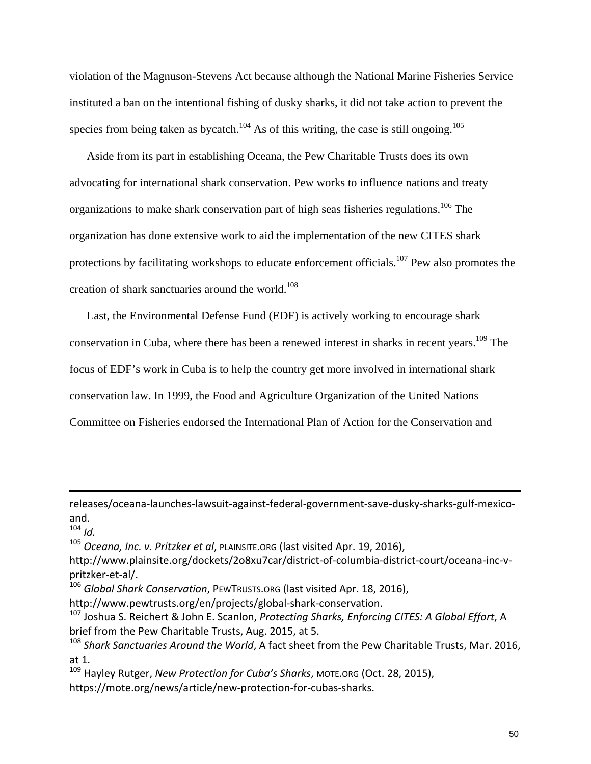violation of the Magnuson-Stevens Act because although the National Marine Fisheries Service instituted a ban on the intentional fishing of dusky sharks, it did not take action to prevent the species from being taken as bycatch.[104] As of this writing, the case is still ongoing.[105]

Aside from its part in establishing Oceana, the Pew Charitable Trusts does its own advocating for international shark conservation. Pew works to influence nations and treaty organizations to make shark conservation part of high seas fisheries regulations.[106] The organization has done extensive work to aid the implementation of the new CITES shark protections by facilitating workshops to educate enforcement officials.[107] Pew also promotes the creation of shark sanctuaries around the world.[108]

Last, the Environmental Defense Fund (EDF) is actively working to encourage shark conservation in Cuba, where there has been a renewed interest in sharks in recent years.[109] The focus of EDF's work in Cuba is to help the country get more involved in international shark conservation law. In 1999, the Food and Agriculture Organization of the United Nations Committee on Fisheries endorsed the International Plan of Action for the Conservation and

---

releases/oceana-launches-lawsuit-against-federal-government-save-dusky-sharks-gulf-mexico-and.

[104] *Id.*

[105] *Oceana, Inc. v. Pritzker et al*, PLAINSITE.ORG (last visited Apr. 19, 2016), http://www.plainsite.org/dockets/2o8xu7car/district-of-columbia-district-court/oceana-inc-v-pritzker-et-al/.

[106] *Global Shark Conservation*, PEWTRUSTS.ORG (last visited Apr. 18, 2016), http://www.pewtrusts.org/en/projects/global-shark-conservation.

[107] Joshua S. Reichert & John E. Scanlon, *Protecting Sharks, Enforcing CITES: A Global Effort*, A brief from the Pew Charitable Trusts, Aug. 2015, at 5.

[108] *Shark Sanctuaries Around the World*, A fact sheet from the Pew Charitable Trusts, Mar. 2016, at 1.

[109] Hayley Rutger, *New Protection for Cuba's Sharks*, MOTE.ORG (Oct. 28, 2015), https://mote.org/news/article/new-protection-for-cubas-sharks.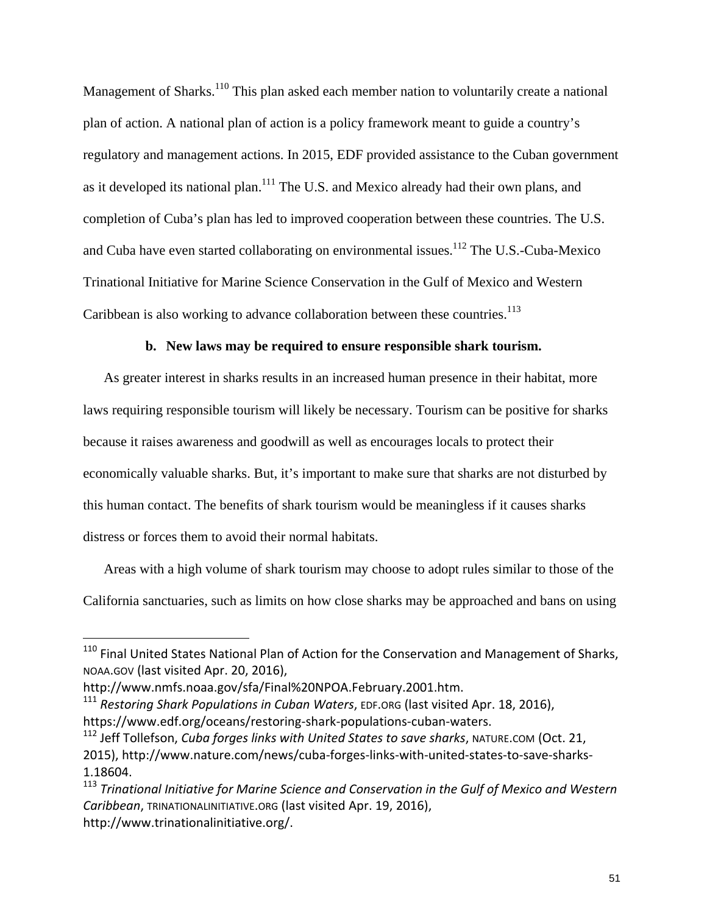Management of Sharks.[110] This plan asked each member nation to voluntarily create a national plan of action. A national plan of action is a policy framework meant to guide a country's regulatory and management actions. In 2015, EDF provided assistance to the Cuban government as it developed its national plan.[111] The U.S. and Mexico already had their own plans, and completion of Cuba's plan has led to improved cooperation between these countries. The U.S. and Cuba have even started collaborating on environmental issues.[112] The U.S.-Cuba-Mexico Trinational Initiative for Marine Science Conservation in the Gulf of Mexico and Western Caribbean is also working to advance collaboration between these countries.[113]

**b. New laws may be required to ensure responsible shark tourism.**

As greater interest in sharks results in an increased human presence in their habitat, more laws requiring responsible tourism will likely be necessary. Tourism can be positive for sharks because it raises awareness and goodwill as well as encourages locals to protect their economically valuable sharks. But, it's important to make sure that sharks are not disturbed by this human contact. The benefits of shark tourism would be meaningless if it causes sharks distress or forces them to avoid their normal habitats.

Areas with a high volume of shark tourism may choose to adopt rules similar to those of the California sanctuaries, such as limits on how close sharks may be approached and bans on using

---

[110] Final United States National Plan of Action for the Conservation and Management of Sharks, NOAA.GOV (last visited Apr. 20, 2016), http://www.nmfs.noaa.gov/sfa/Final%20NPOA.February.2001.htm.

[111] *Restoring Shark Populations in Cuban Waters*, EDF.ORG (last visited Apr. 18, 2016), https://www.edf.org/oceans/restoring-shark-populations-cuban-waters.

[112] Jeff Tollefson, *Cuba forges links with United States to save sharks*, NATURE.COM (Oct. 21, 2015), http://www.nature.com/news/cuba-forges-links-with-united-states-to-save-sharks-1.18604.

[113] *Trinational Initiative for Marine Science and Conservation in the Gulf of Mexico and Western Caribbean*, TRINATIONALINITIATIVE.ORG (last visited Apr. 19, 2016), http://www.trinationalinitiative.org/.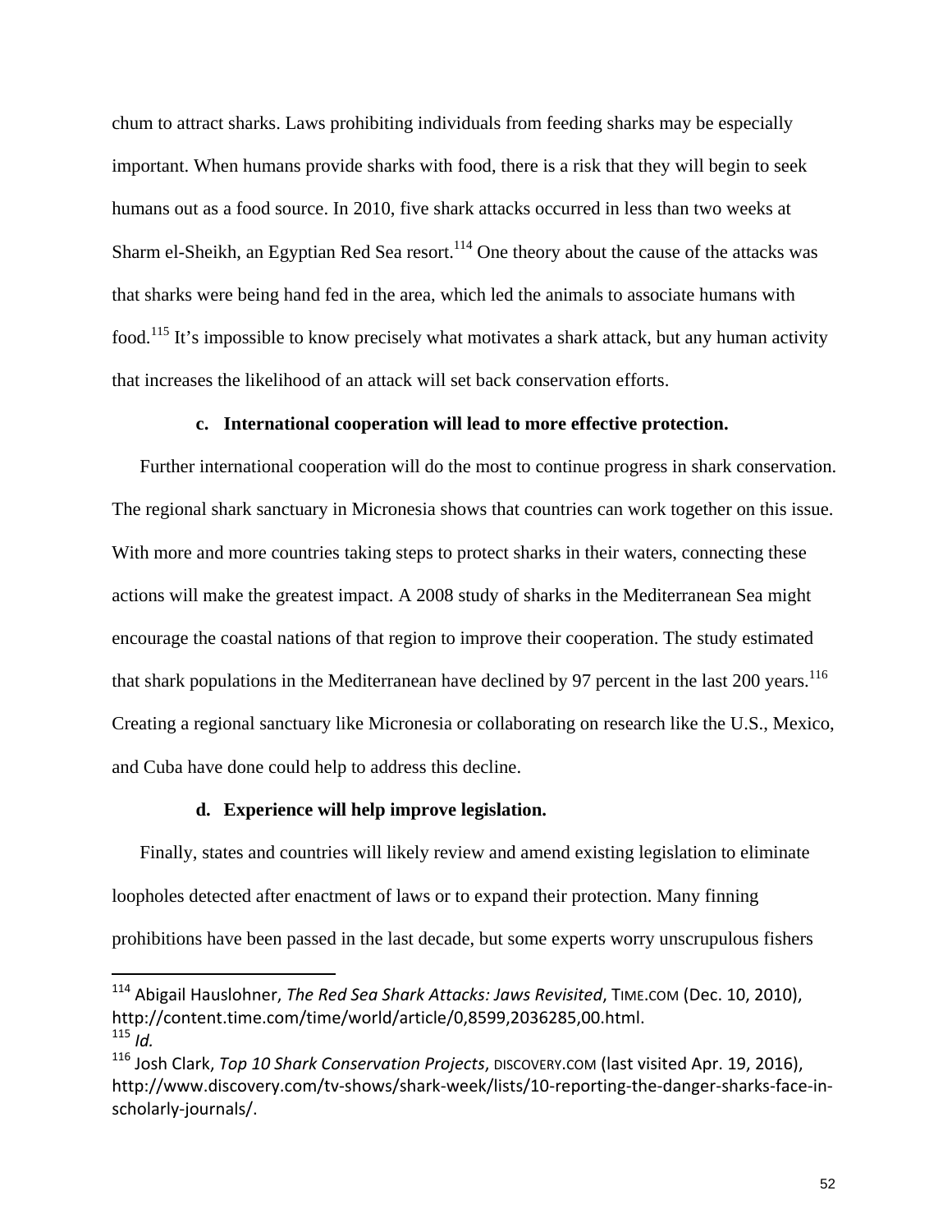chum to attract sharks. Laws prohibiting individuals from feeding sharks may be especially important. When humans provide sharks with food, there is a risk that they will begin to seek humans out as a food source. In 2010, five shark attacks occurred in less than two weeks at Sharm el-Sheikh, an Egyptian Red Sea resort.[114] One theory about the cause of the attacks was that sharks were being hand fed in the area, which led the animals to associate humans with food.[115] It's impossible to know precisely what motivates a shark attack, but any human activity that increases the likelihood of an attack will set back conservation efforts.

#### c. International cooperation will lead to more effective protection.

Further international cooperation will do the most to continue progress in shark conservation. The regional shark sanctuary in Micronesia shows that countries can work together on this issue. With more and more countries taking steps to protect sharks in their waters, connecting these actions will make the greatest impact. A 2008 study of sharks in the Mediterranean Sea might encourage the coastal nations of that region to improve their cooperation. The study estimated that shark populations in the Mediterranean have declined by 97 percent in the last 200 years.[116] Creating a regional sanctuary like Micronesia or collaborating on research like the U.S., Mexico, and Cuba have done could help to address this decline.

#### d. Experience will help improve legislation.

Finally, states and countries will likely review and amend existing legislation to eliminate loopholes detected after enactment of laws or to expand their protection. Many finning prohibitions have been passed in the last decade, but some experts worry unscrupulous fishers

---

[114] Abigail Hauslohner, *The Red Sea Shark Attacks: Jaws Revisited*, TIME.COM (Dec. 10, 2010), http://content.time.com/time/world/article/0,8599,2036285,00.html.

[115] *Id.*

[116] Josh Clark, *Top 10 Shark Conservation Projects*, DISCOVERY.COM (last visited Apr. 19, 2016), http://www.discovery.com/tv-shows/shark-week/lists/10-reporting-the-danger-sharks-face-in-scholarly-journals/.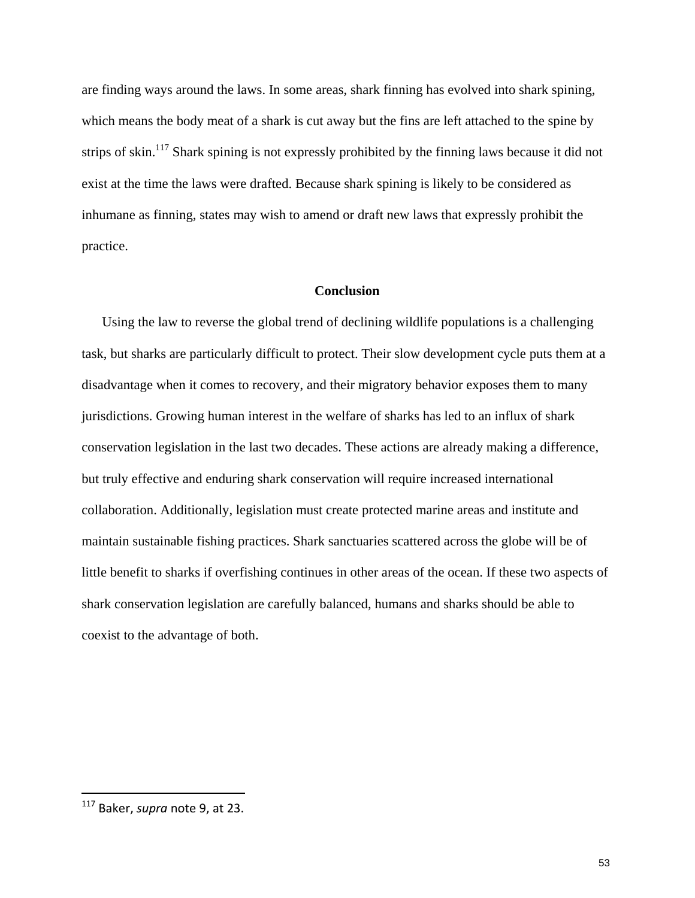are finding ways around the laws. In some areas, shark finning has evolved into shark spining, which means the body meat of a shark is cut away but the fins are left attached to the spine by strips of skin.[117] Shark spining is not expressly prohibited by the finning laws because it did not exist at the time the laws were drafted. Because shark spining is likely to be considered as inhumane as finning, states may wish to amend or draft new laws that expressly prohibit the practice.

## Conclusion

Using the law to reverse the global trend of declining wildlife populations is a challenging task, but sharks are particularly difficult to protect. Their slow development cycle puts them at a disadvantage when it comes to recovery, and their migratory behavior exposes them to many jurisdictions. Growing human interest in the welfare of sharks has led to an influx of shark conservation legislation in the last two decades. These actions are already making a difference, but truly effective and enduring shark conservation will require increased international collaboration. Additionally, legislation must create protected marine areas and institute and maintain sustainable fishing practices. Shark sanctuaries scattered across the globe will be of little benefit to sharks if overfishing continues in other areas of the ocean. If these two aspects of shark conservation legislation are carefully balanced, humans and sharks should be able to coexist to the advantage of both.

---

[117] Baker, *supra* note 9, at 23.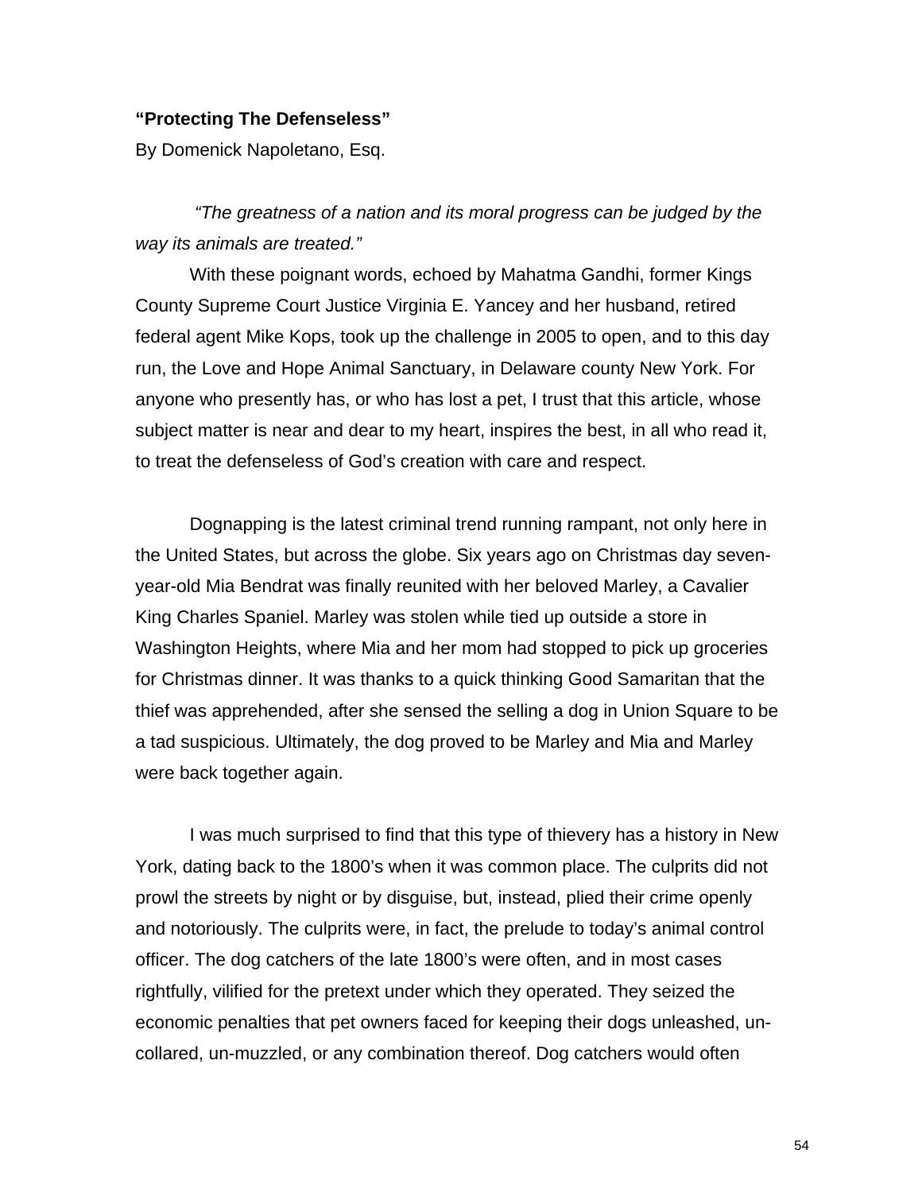**"Protecting The Defenseless"**

By Domenick Napoletano, Esq.

*"The greatness of a nation and its moral progress can be judged by the way its animals are treated."*

With these poignant words, echoed by Mahatma Gandhi, former Kings County Supreme Court Justice Virginia E. Yancey and her husband, retired federal agent Mike Kops, took up the challenge in 2005 to open, and to this day run, the Love and Hope Animal Sanctuary, in Delaware county New York. For anyone who presently has, or who has lost a pet, I trust that this article, whose subject matter is near and dear to my heart, inspires the best, in all who read it, to treat the defenseless of God's creation with care and respect.

Dognapping is the latest criminal trend running rampant, not only here in the United States, but across the globe. Six years ago on Christmas day seven-year-old Mia Bendrat was finally reunited with her beloved Marley, a Cavalier King Charles Spaniel. Marley was stolen while tied up outside a store in Washington Heights, where Mia and her mom had stopped to pick up groceries for Christmas dinner. It was thanks to a quick thinking Good Samaritan that the thief was apprehended, after she sensed the selling a dog in Union Square to be a tad suspicious. Ultimately, the dog proved to be Marley and Mia and Marley were back together again.

I was much surprised to find that this type of thievery has a history in New York, dating back to the 1800's when it was common place. The culprits did not prowl the streets by night or by disguise, but, instead, plied their crime openly and notoriously. The culprits were, in fact, the prelude to today's animal control officer. The dog catchers of the late 1800's were often, and in most cases rightfully, vilified for the pretext under which they operated. They seized the economic penalties that pet owners faced for keeping their dogs unleashed, un-collared, un-muzzled, or any combination thereof. Dog catchers would often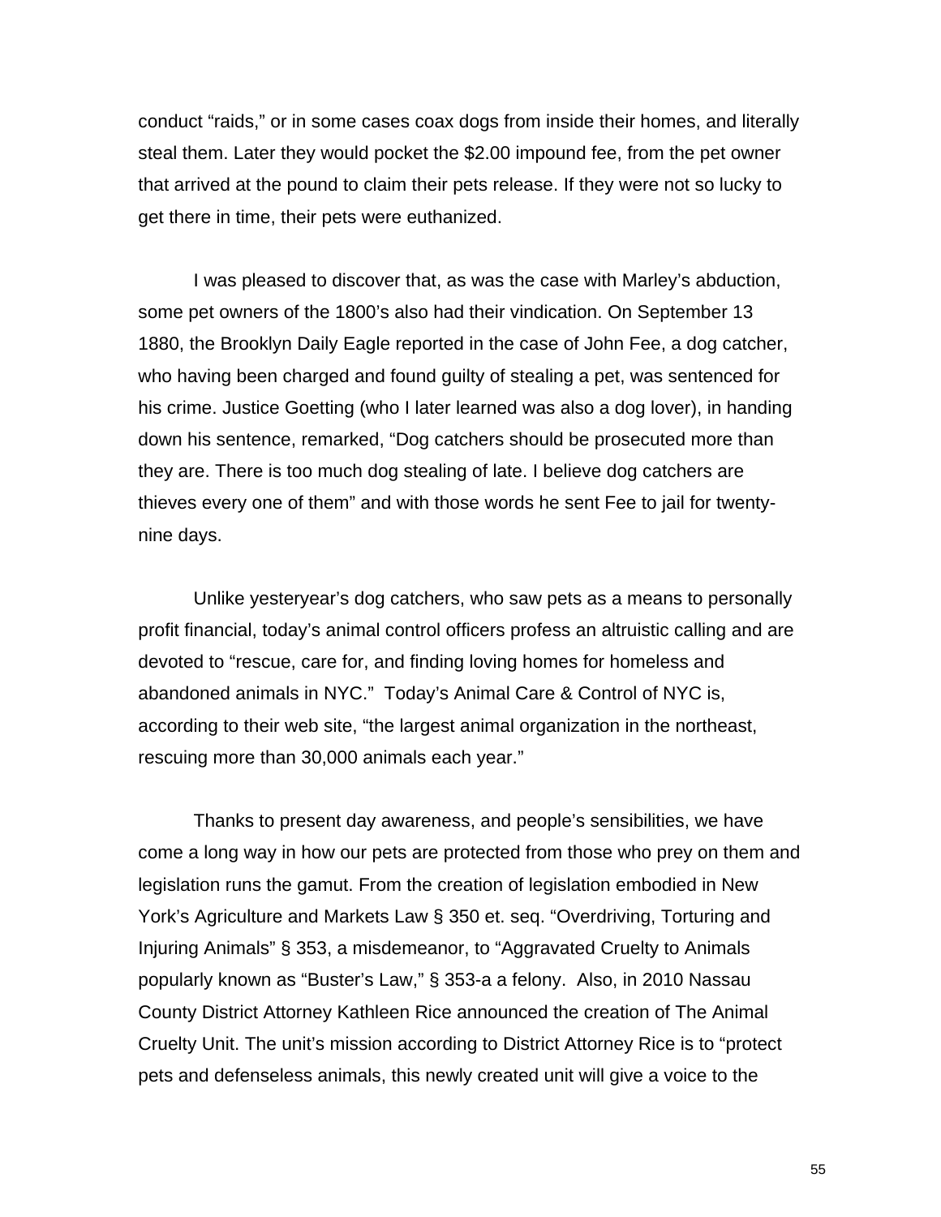conduct “raids,” or in some cases coax dogs from inside their homes, and literally steal them. Later they would pocket the $2.00 impound fee, from the pet owner that arrived at the pound to claim their pets release. If they were not so lucky to get there in time, their pets were euthanized.

I was pleased to discover that, as was the case with Marley’s abduction, some pet owners of the 1800’s also had their vindication. On September 13 1880, the Brooklyn Daily Eagle reported in the case of John Fee, a dog catcher, who having been charged and found guilty of stealing a pet, was sentenced for his crime. Justice Goetting (who I later learned was also a dog lover), in handing down his sentence, remarked, “Dog catchers should be prosecuted more than they are. There is too much dog stealing of late. I believe dog catchers are thieves every one of them” and with those words he sent Fee to jail for twenty-nine days.

Unlike yesteryear’s dog catchers, who saw pets as a means to personally profit financial, today’s animal control officers profess an altruistic calling and are devoted to “rescue, care for, and finding loving homes for homeless and abandoned animals in NYC.” Today’s Animal Care & Control of NYC is, according to their web site, “the largest animal organization in the northeast, rescuing more than 30,000 animals each year.”

Thanks to present day awareness, and people’s sensibilities, we have come a long way in how our pets are protected from those who prey on them and legislation runs the gamut. From the creation of legislation embodied in New York’s Agriculture and Markets Law § 350 et. seq. “Overdriving, Torturing and Injuring Animals” § 353, a misdemeanor, to “Aggravated Cruelty to Animals popularly known as “Buster’s Law,” § 353-a a felony. Also, in 2010 Nassau County District Attorney Kathleen Rice announced the creation of The Animal Cruelty Unit. The unit’s mission according to District Attorney Rice is to “protect pets and defenseless animals, this newly created unit will give a voice to the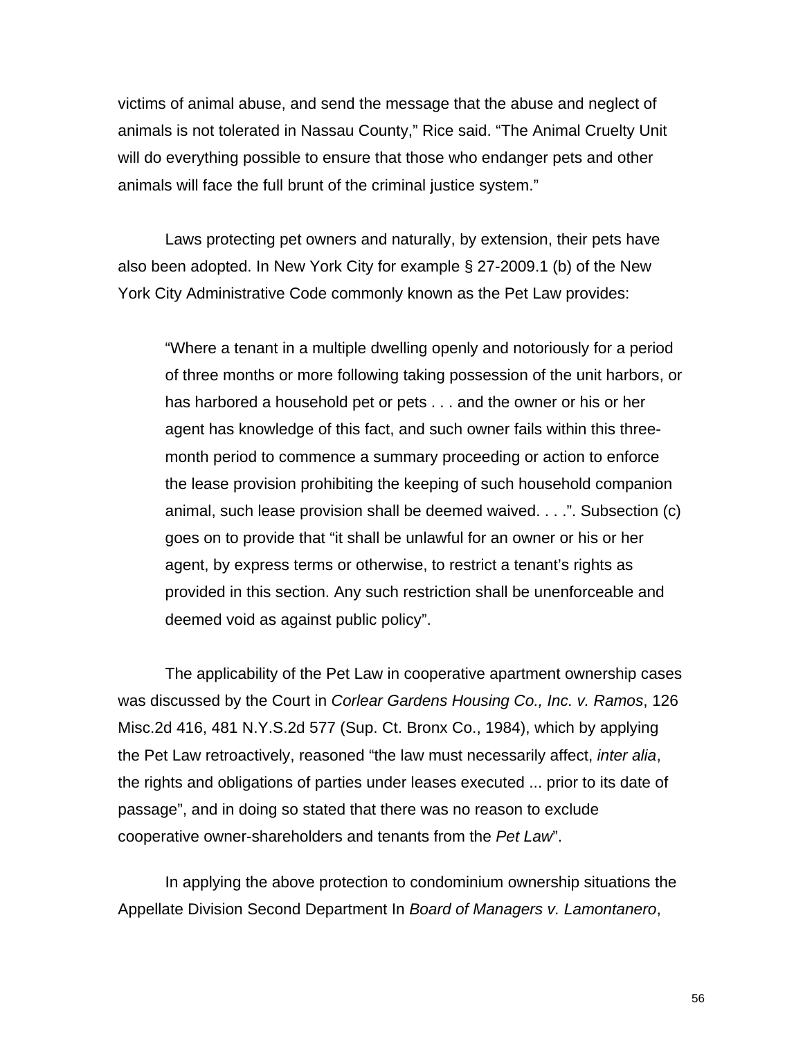victims of animal abuse, and send the message that the abuse and neglect of animals is not tolerated in Nassau County," Rice said. "The Animal Cruelty Unit will do everything possible to ensure that those who endanger pets and other animals will face the full brunt of the criminal justice system."

Laws protecting pet owners and naturally, by extension, their pets have also been adopted. In New York City for example § 27-2009.1 (b) of the New York City Administrative Code commonly known as the Pet Law provides:

> "Where a tenant in a multiple dwelling openly and notoriously for a period of three months or more following taking possession of the unit harbors, or has harbored a household pet or pets . . . and the owner or his or her agent has knowledge of this fact, and such owner fails within this three-month period to commence a summary proceeding or action to enforce the lease provision prohibiting the keeping of such household companion animal, such lease provision shall be deemed waived. . . .". Subsection (c) goes on to provide that "it shall be unlawful for an owner or his or her agent, by express terms or otherwise, to restrict a tenant's rights as provided in this section. Any such restriction shall be unenforceable and deemed void as against public policy".

The applicability of the Pet Law in cooperative apartment ownership cases was discussed by the Court in *Corlear Gardens Housing Co., Inc. v. Ramos*, 126 Misc.2d 416, 481 N.Y.S.2d 577 (Sup. Ct. Bronx Co., 1984), which by applying the Pet Law retroactively, reasoned "the law must necessarily affect, *inter alia*, the rights and obligations of parties under leases executed ... prior to its date of passage", and in doing so stated that there was no reason to exclude cooperative owner-shareholders and tenants from the *Pet Law*".

In applying the above protection to condominium ownership situations the Appellate Division Second Department In *Board of Managers v. Lamontanero*,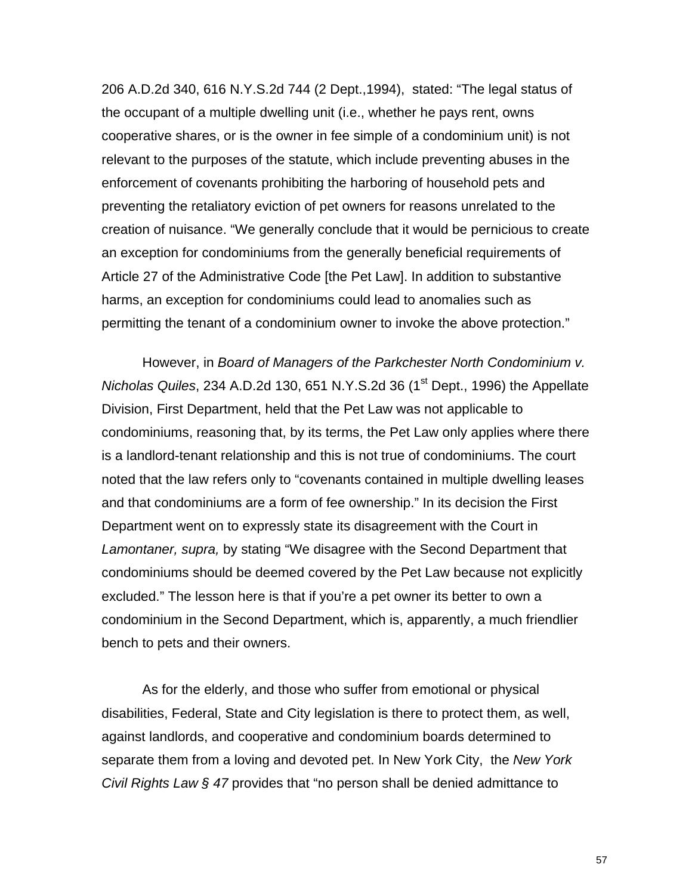206 A.D.2d 340, 616 N.Y.S.2d 744 (2 Dept.,1994), stated: "The legal status of the occupant of a multiple dwelling unit (i.e., whether he pays rent, owns cooperative shares, or is the owner in fee simple of a condominium unit) is not relevant to the purposes of the statute, which include preventing abuses in the enforcement of covenants prohibiting the harboring of household pets and preventing the retaliatory eviction of pet owners for reasons unrelated to the creation of nuisance. "We generally conclude that it would be pernicious to create an exception for condominiums from the generally beneficial requirements of Article 27 of the Administrative Code [the Pet Law]. In addition to substantive harms, an exception for condominiums could lead to anomalies such as permitting the tenant of a condominium owner to invoke the above protection."

However, in *Board of Managers of the Parkchester North Condominium v. Nicholas Quiles*, 234 A.D.2d 130, 651 N.Y.S.2d 36 (1st Dept., 1996) the Appellate Division, First Department, held that the Pet Law was not applicable to condominiums, reasoning that, by its terms, the Pet Law only applies where there is a landlord-tenant relationship and this is not true of condominiums. The court noted that the law refers only to "covenants contained in multiple dwelling leases and that condominiums are a form of fee ownership." In its decision the First Department went on to expressly state its disagreement with the Court in *Lamontaner, supra,* by stating "We disagree with the Second Department that condominiums should be deemed covered by the Pet Law because not explicitly excluded." The lesson here is that if you're a pet owner its better to own a condominium in the Second Department, which is, apparently, a much friendlier bench to pets and their owners.

As for the elderly, and those who suffer from emotional or physical disabilities, Federal, State and City legislation is there to protect them, as well, against landlords, and cooperative and condominium boards determined to separate them from a loving and devoted pet. In New York City, the *New York Civil Rights Law § 47* provides that "no person shall be denied admittance to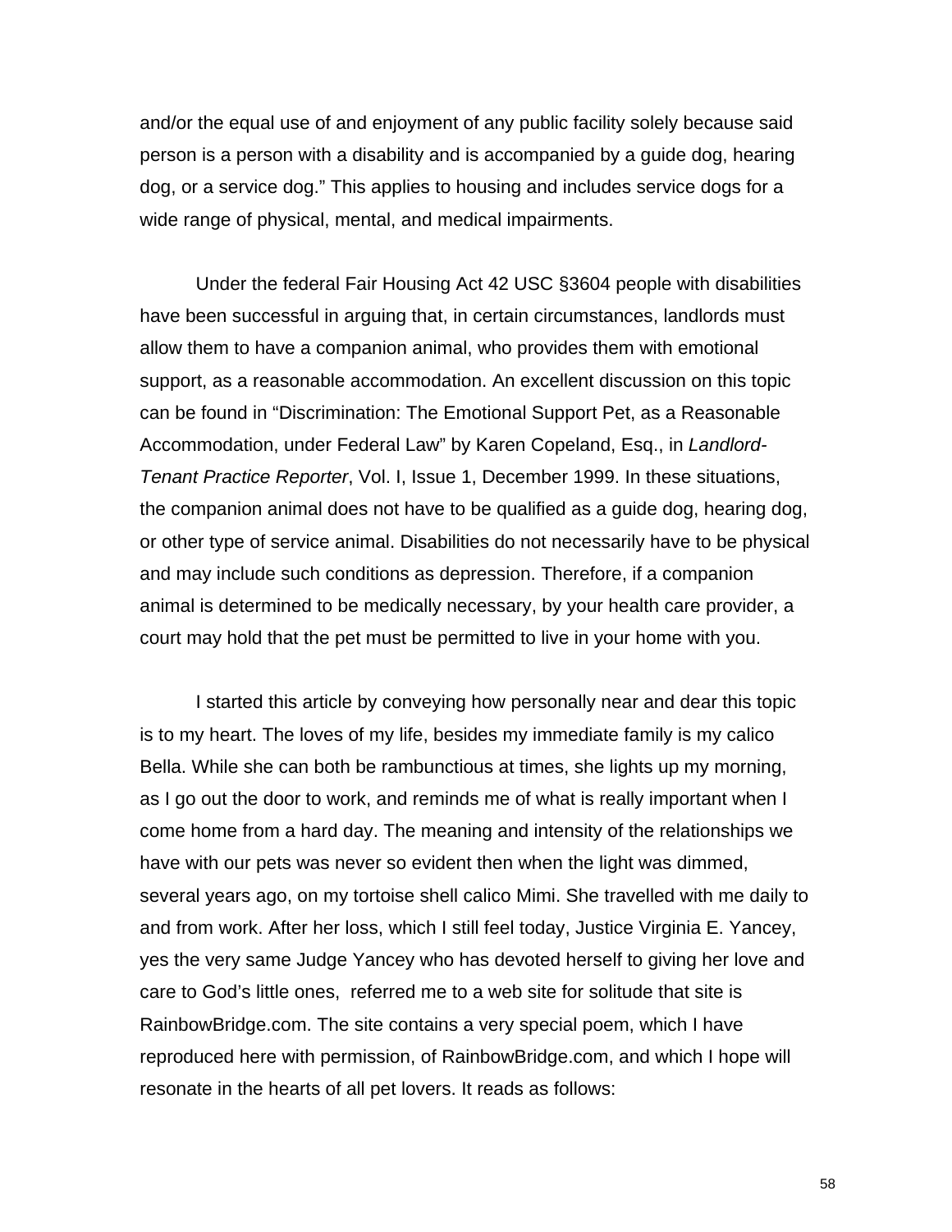and/or the equal use of and enjoyment of any public facility solely because said person is a person with a disability and is accompanied by a guide dog, hearing dog, or a service dog." This applies to housing and includes service dogs for a wide range of physical, mental, and medical impairments.

Under the federal Fair Housing Act 42 USC §3604 people with disabilities have been successful in arguing that, in certain circumstances, landlords must allow them to have a companion animal, who provides them with emotional support, as a reasonable accommodation. An excellent discussion on this topic can be found in "Discrimination: The Emotional Support Pet, as a Reasonable Accommodation, under Federal Law" by Karen Copeland, Esq., in *Landlord-Tenant Practice Reporter*, Vol. I, Issue 1, December 1999. In these situations, the companion animal does not have to be qualified as a guide dog, hearing dog, or other type of service animal. Disabilities do not necessarily have to be physical and may include such conditions as depression. Therefore, if a companion animal is determined to be medically necessary, by your health care provider, a court may hold that the pet must be permitted to live in your home with you.

I started this article by conveying how personally near and dear this topic is to my heart. The loves of my life, besides my immediate family is my calico Bella. While she can both be rambunctious at times, she lights up my morning, as I go out the door to work, and reminds me of what is really important when I come home from a hard day. The meaning and intensity of the relationships we have with our pets was never so evident then when the light was dimmed, several years ago, on my tortoise shell calico Mimi. She travelled with me daily to and from work. After her loss, which I still feel today, Justice Virginia E. Yancey, yes the very same Judge Yancey who has devoted herself to giving her love and care to God's little ones, referred me to a web site for solitude that site is RainbowBridge.com. The site contains a very special poem, which I have reproduced here with permission, of RainbowBridge.com, and which I hope will resonate in the hearts of all pet lovers. It reads as follows: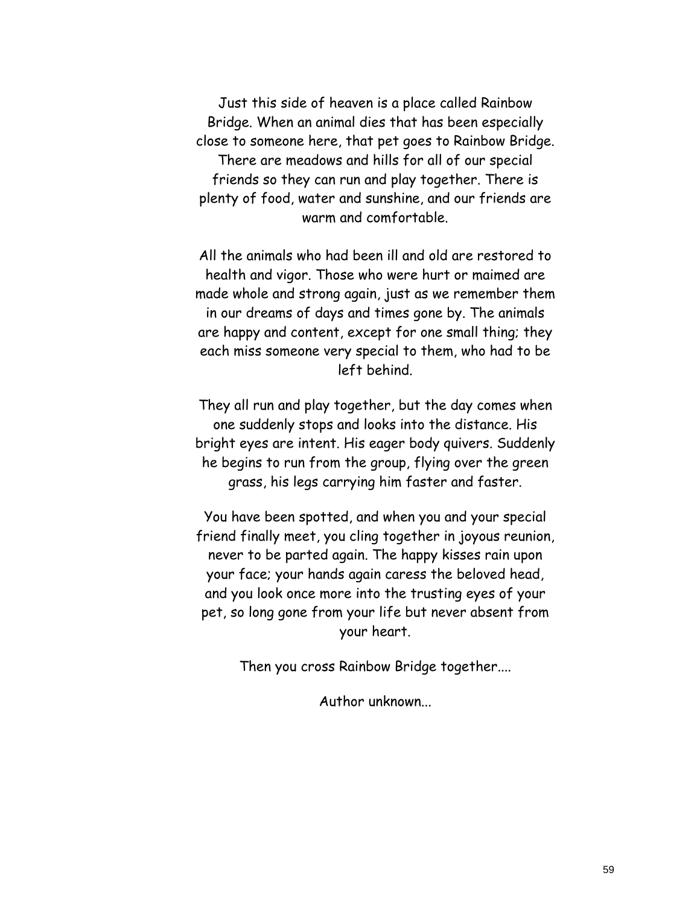Just this side of heaven is a place called Rainbow Bridge. When an animal dies that has been especially close to someone here, that pet goes to Rainbow Bridge. There are meadows and hills for all of our special friends so they can run and play together. There is plenty of food, water and sunshine, and our friends are warm and comfortable.

All the animals who had been ill and old are restored to health and vigor. Those who were hurt or maimed are made whole and strong again, just as we remember them in our dreams of days and times gone by. The animals are happy and content, except for one small thing; they each miss someone very special to them, who had to be left behind.

They all run and play together, but the day comes when one suddenly stops and looks into the distance. His bright eyes are intent. His eager body quivers. Suddenly he begins to run from the group, flying over the green grass, his legs carrying him faster and faster.

You have been spotted, and when you and your special friend finally meet, you cling together in joyous reunion, never to be parted again. The happy kisses rain upon your face; your hands again caress the beloved head, and you look once more into the trusting eyes of your pet, so long gone from your life but never absent from your heart.

Then you cross Rainbow Bridge together....

Author unknown...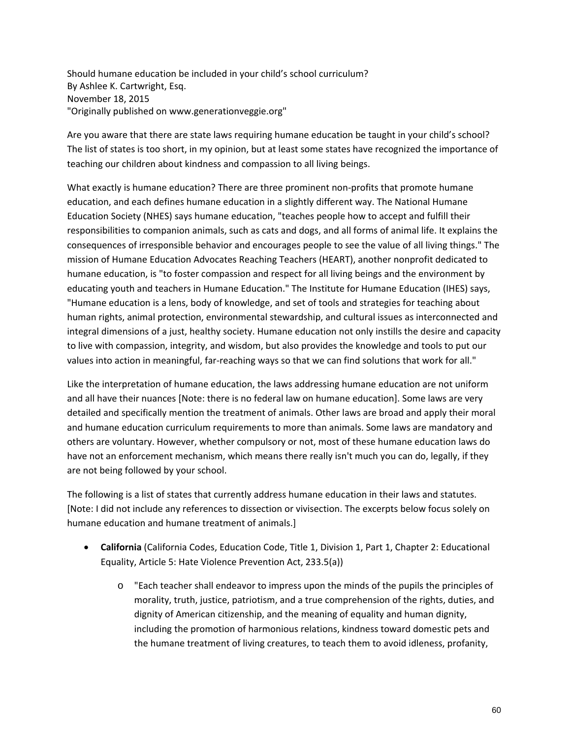Should humane education be included in your child's school curriculum?
By Ashlee K. Cartwright, Esq.
November 18, 2015
"Originally published on www.generationveggie.org"

Are you aware that there are state laws requiring humane education be taught in your child's school? The list of states is too short, in my opinion, but at least some states have recognized the importance of teaching our children about kindness and compassion to all living beings.

What exactly is humane education? There are three prominent non-profits that promote humane education, and each defines humane education in a slightly different way. The National Humane Education Society (NHES) says humane education, "teaches people how to accept and fulfill their responsibilities to companion animals, such as cats and dogs, and all forms of animal life. It explains the consequences of irresponsible behavior and encourages people to see the value of all living things." The mission of Humane Education Advocates Reaching Teachers (HEART), another nonprofit dedicated to humane education, is "to foster compassion and respect for all living beings and the environment by educating youth and teachers in Humane Education." The Institute for Humane Education (IHES) says, "Humane education is a lens, body of knowledge, and set of tools and strategies for teaching about human rights, animal protection, environmental stewardship, and cultural issues as interconnected and integral dimensions of a just, healthy society. Humane education not only instills the desire and capacity to live with compassion, integrity, and wisdom, but also provides the knowledge and tools to put our values into action in meaningful, far-reaching ways so that we can find solutions that work for all."

Like the interpretation of humane education, the laws addressing humane education are not uniform and all have their nuances [Note: there is no federal law on humane education]. Some laws are very detailed and specifically mention the treatment of animals. Other laws are broad and apply their moral and humane education curriculum requirements to more than animals. Some laws are mandatory and others are voluntary. However, whether compulsory or not, most of these humane education laws do have not an enforcement mechanism, which means there really isn't much you can do, legally, if they are not being followed by your school.

The following is a list of states that currently address humane education in their laws and statutes. [Note: I did not include any references to dissection or vivisection. The excerpts below focus solely on humane education and humane treatment of animals.]

- **California** (California Codes, Education Code, Title 1, Division 1, Part 1, Chapter 2: Educational Equality, Article 5: Hate Violence Prevention Act, 233.5(a))
  - "Each teacher shall endeavor to impress upon the minds of the pupils the principles of morality, truth, justice, patriotism, and a true comprehension of the rights, duties, and dignity of American citizenship, and the meaning of equality and human dignity, including the promotion of harmonious relations, kindness toward domestic pets and the humane treatment of living creatures, to teach them to avoid idleness, profanity,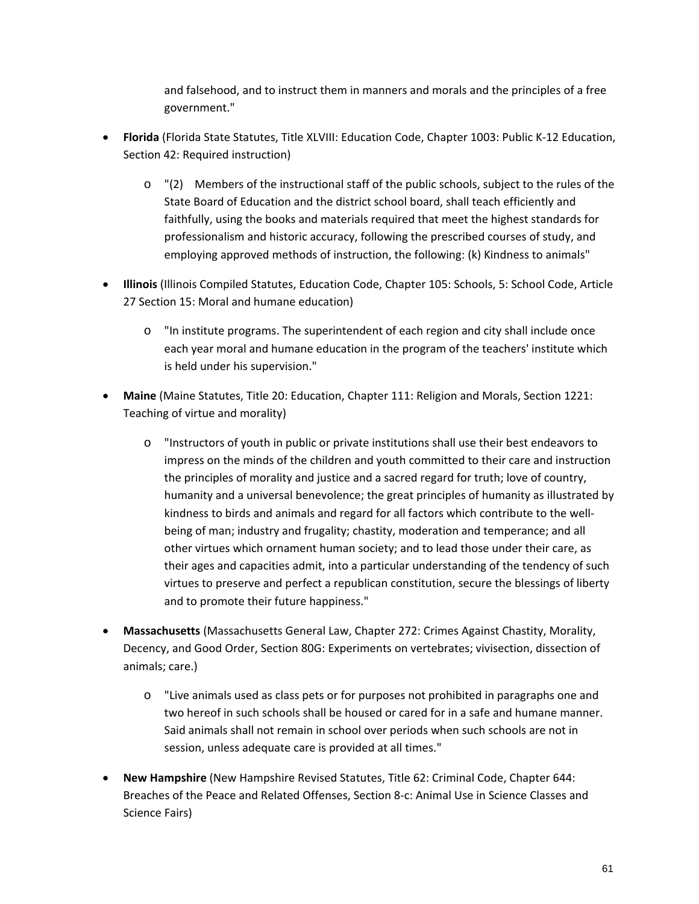and falsehood, and to instruct them in manners and morals and the principles of a free government."

- **Florida** (Florida State Statutes, Title XLVIII: Education Code, Chapter 1003: Public K-12 Education, Section 42: Required instruction)
  - "(2) Members of the instructional staff of the public schools, subject to the rules of the State Board of Education and the district school board, shall teach efficiently and faithfully, using the books and materials required that meet the highest standards for professionalism and historic accuracy, following the prescribed courses of study, and employing approved methods of instruction, the following: (k) Kindness to animals"
- **Illinois** (Illinois Compiled Statutes, Education Code, Chapter 105: Schools, 5: School Code, Article 27 Section 15: Moral and humane education)
  - "In institute programs. The superintendent of each region and city shall include once each year moral and humane education in the program of the teachers' institute which is held under his supervision."
- **Maine** (Maine Statutes, Title 20: Education, Chapter 111: Religion and Morals, Section 1221: Teaching of virtue and morality)
  - "Instructors of youth in public or private institutions shall use their best endeavors to impress on the minds of the children and youth committed to their care and instruction the principles of morality and justice and a sacred regard for truth; love of country, humanity and a universal benevolence; the great principles of humanity as illustrated by kindness to birds and animals and regard for all factors which contribute to the well-being of man; industry and frugality; chastity, moderation and temperance; and all other virtues which ornament human society; and to lead those under their care, as their ages and capacities admit, into a particular understanding of the tendency of such virtues to preserve and perfect a republican constitution, secure the blessings of liberty and to promote their future happiness."
- **Massachusetts** (Massachusetts General Law, Chapter 272: Crimes Against Chastity, Morality, Decency, and Good Order, Section 80G: Experiments on vertebrates; vivisection, dissection of animals; care.)
  - "Live animals used as class pets or for purposes not prohibited in paragraphs one and two hereof in such schools shall be housed or cared for in a safe and humane manner. Said animals shall not remain in school over periods when such schools are not in session, unless adequate care is provided at all times."
- **New Hampshire** (New Hampshire Revised Statutes, Title 62: Criminal Code, Chapter 644: Breaches of the Peace and Related Offenses, Section 8-c: Animal Use in Science Classes and Science Fairs)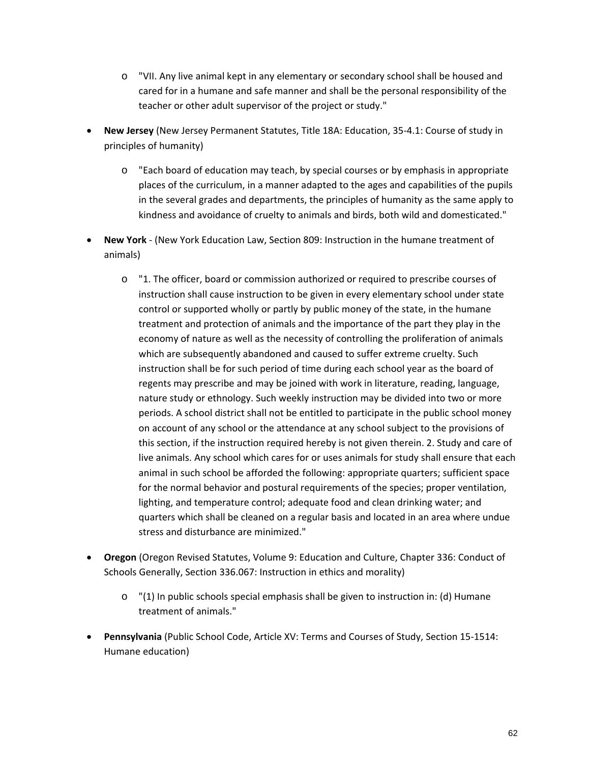- "VII. Any live animal kept in any elementary or secondary school shall be housed and cared for in a humane and safe manner and shall be the personal responsibility of the teacher or other adult supervisor of the project or study."

- **New Jersey** (New Jersey Permanent Statutes, Title 18A: Education, 35-4.1: Course of study in principles of humanity)
  - "Each board of education may teach, by special courses or by emphasis in appropriate places of the curriculum, in a manner adapted to the ages and capabilities of the pupils in the several grades and departments, the principles of humanity as the same apply to kindness and avoidance of cruelty to animals and birds, both wild and domesticated."

- **New York** - (New York Education Law, Section 809: Instruction in the humane treatment of animals)
  - "1. The officer, board or commission authorized or required to prescribe courses of instruction shall cause instruction to be given in every elementary school under state control or supported wholly or partly by public money of the state, in the humane treatment and protection of animals and the importance of the part they play in the economy of nature as well as the necessity of controlling the proliferation of animals which are subsequently abandoned and caused to suffer extreme cruelty. Such instruction shall be for such period of time during each school year as the board of regents may prescribe and may be joined with work in literature, reading, language, nature study or ethnology. Such weekly instruction may be divided into two or more periods. A school district shall not be entitled to participate in the public school money on account of any school or the attendance at any school subject to the provisions of this section, if the instruction required hereby is not given therein. 2. Study and care of live animals. Any school which cares for or uses animals for study shall ensure that each animal in such school be afforded the following: appropriate quarters; sufficient space for the normal behavior and postural requirements of the species; proper ventilation, lighting, and temperature control; adequate food and clean drinking water; and quarters which shall be cleaned on a regular basis and located in an area where undue stress and disturbance are minimized."

- **Oregon** (Oregon Revised Statutes, Volume 9: Education and Culture, Chapter 336: Conduct of Schools Generally, Section 336.067: Instruction in ethics and morality)
  - "(1) In public schools special emphasis shall be given to instruction in: (d) Humane treatment of animals."

- **Pennsylvania** (Public School Code, Article XV: Terms and Courses of Study, Section 15-1514: Humane education)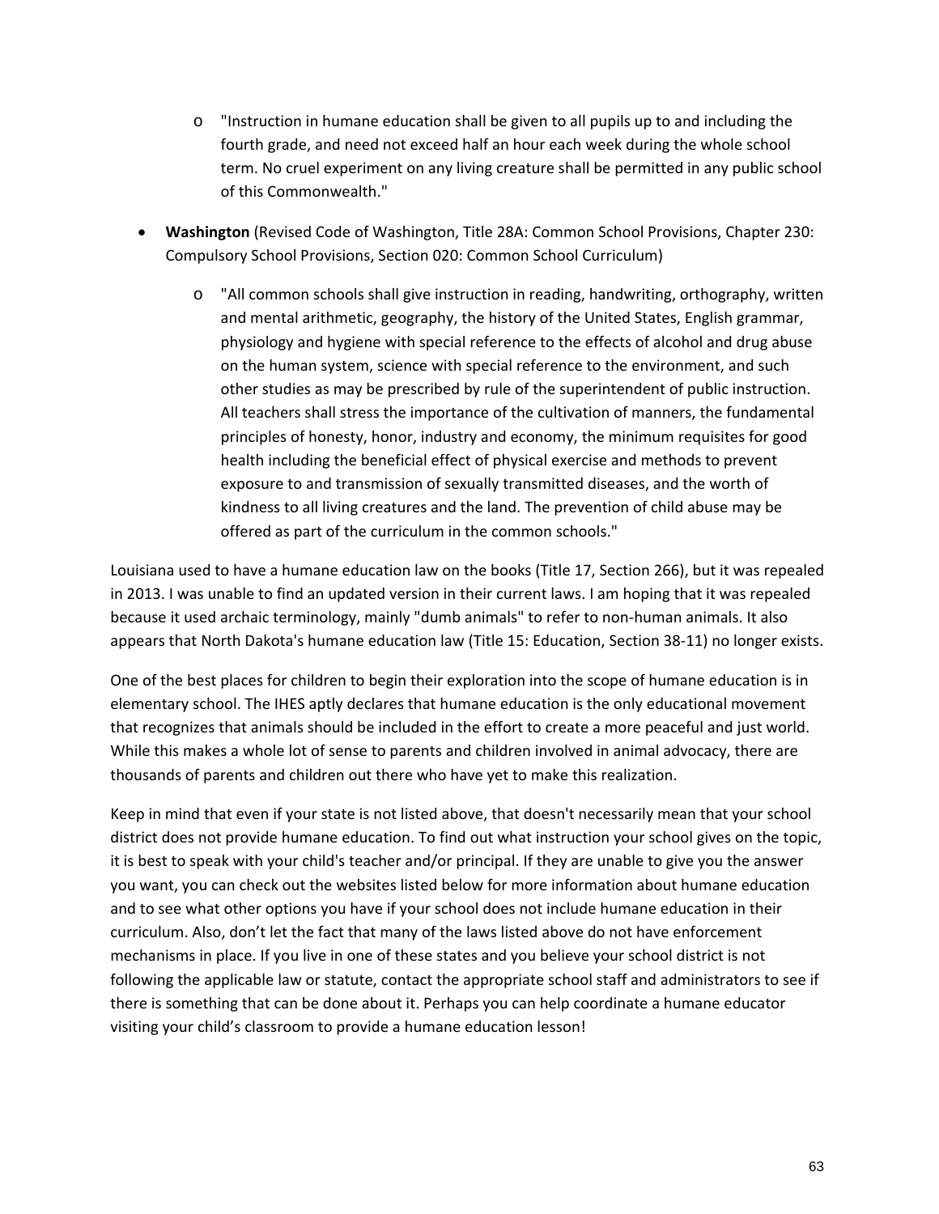- "Instruction in humane education shall be given to all pupils up to and including the fourth grade, and need not exceed half an hour each week during the whole school term. No cruel experiment on any living creature shall be permitted in any public school of this Commonwealth."

- **Washington** (Revised Code of Washington, Title 28A: Common School Provisions, Chapter 230: Compulsory School Provisions, Section 020: Common School Curriculum)
  - "All common schools shall give instruction in reading, handwriting, orthography, written and mental arithmetic, geography, the history of the United States, English grammar, physiology and hygiene with special reference to the effects of alcohol and drug abuse on the human system, science with special reference to the environment, and such other studies as may be prescribed by rule of the superintendent of public instruction. All teachers shall stress the importance of the cultivation of manners, the fundamental principles of honesty, honor, industry and economy, the minimum requisites for good health including the beneficial effect of physical exercise and methods to prevent exposure to and transmission of sexually transmitted diseases, and the worth of kindness to all living creatures and the land. The prevention of child abuse may be offered as part of the curriculum in the common schools."

Louisiana used to have a humane education law on the books (Title 17, Section 266), but it was repealed in 2013. I was unable to find an updated version in their current laws. I am hoping that it was repealed because it used archaic terminology, mainly "dumb animals" to refer to non-human animals. It also appears that North Dakota's humane education law (Title 15: Education, Section 38-11) no longer exists.

One of the best places for children to begin their exploration into the scope of humane education is in elementary school. The IHES aptly declares that humane education is the only educational movement that recognizes that animals should be included in the effort to create a more peaceful and just world. While this makes a whole lot of sense to parents and children involved in animal advocacy, there are thousands of parents and children out there who have yet to make this realization.

Keep in mind that even if your state is not listed above, that doesn't necessarily mean that your school district does not provide humane education. To find out what instruction your school gives on the topic, it is best to speak with your child's teacher and/or principal. If they are unable to give you the answer you want, you can check out the websites listed below for more information about humane education and to see what other options you have if your school does not include humane education in their curriculum. Also, don't let the fact that many of the laws listed above do not have enforcement mechanisms in place. If you live in one of these states and you believe your school district is not following the applicable law or statute, contact the appropriate school staff and administrators to see if there is something that can be done about it. Perhaps you can help coordinate a humane educator visiting your child's classroom to provide a humane education lesson!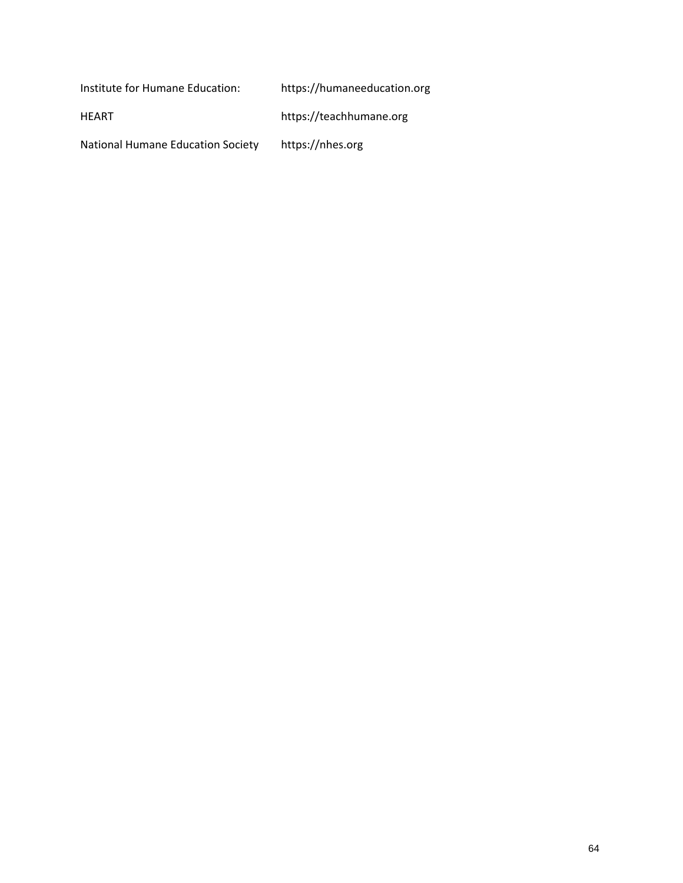| | |
|---|---|
| Institute for Humane Education: | https://humaneeducation.org |
| HEART | https://teachhumane.org |
| National Humane Education Society | https://nhes.org |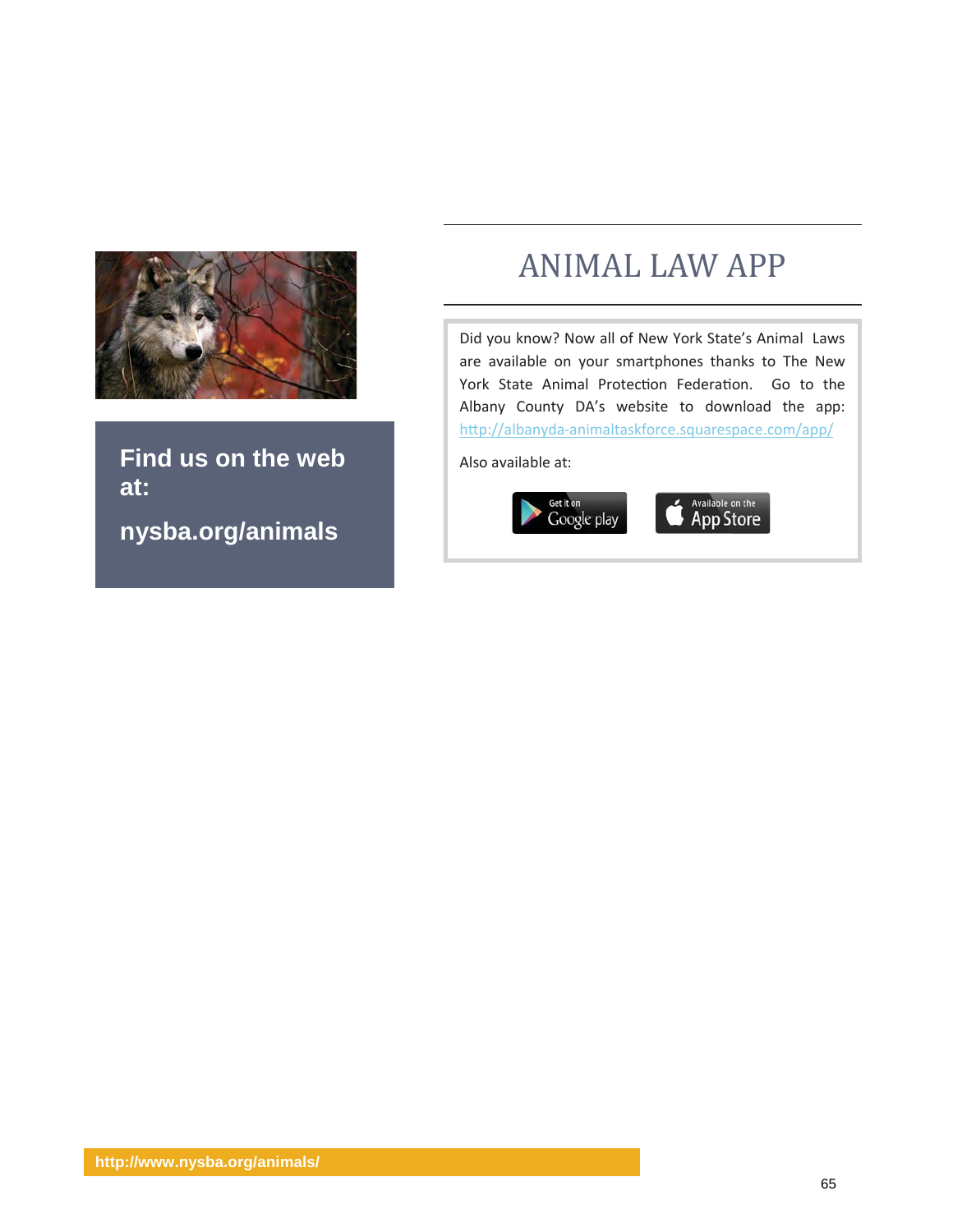**Find us on the web at:**

**nysba.org/animals**

# ANIMAL LAW APP

Did you know? Now all of New York State's Animal Laws are available on your smartphones thanks to The New York State Animal Protection Federation. Go to the Albany County DA's website to download the app: http://albanyda-animaltaskforce.squarespace.com/app/

Also available at:

Get it on Google play

Available on the App Store